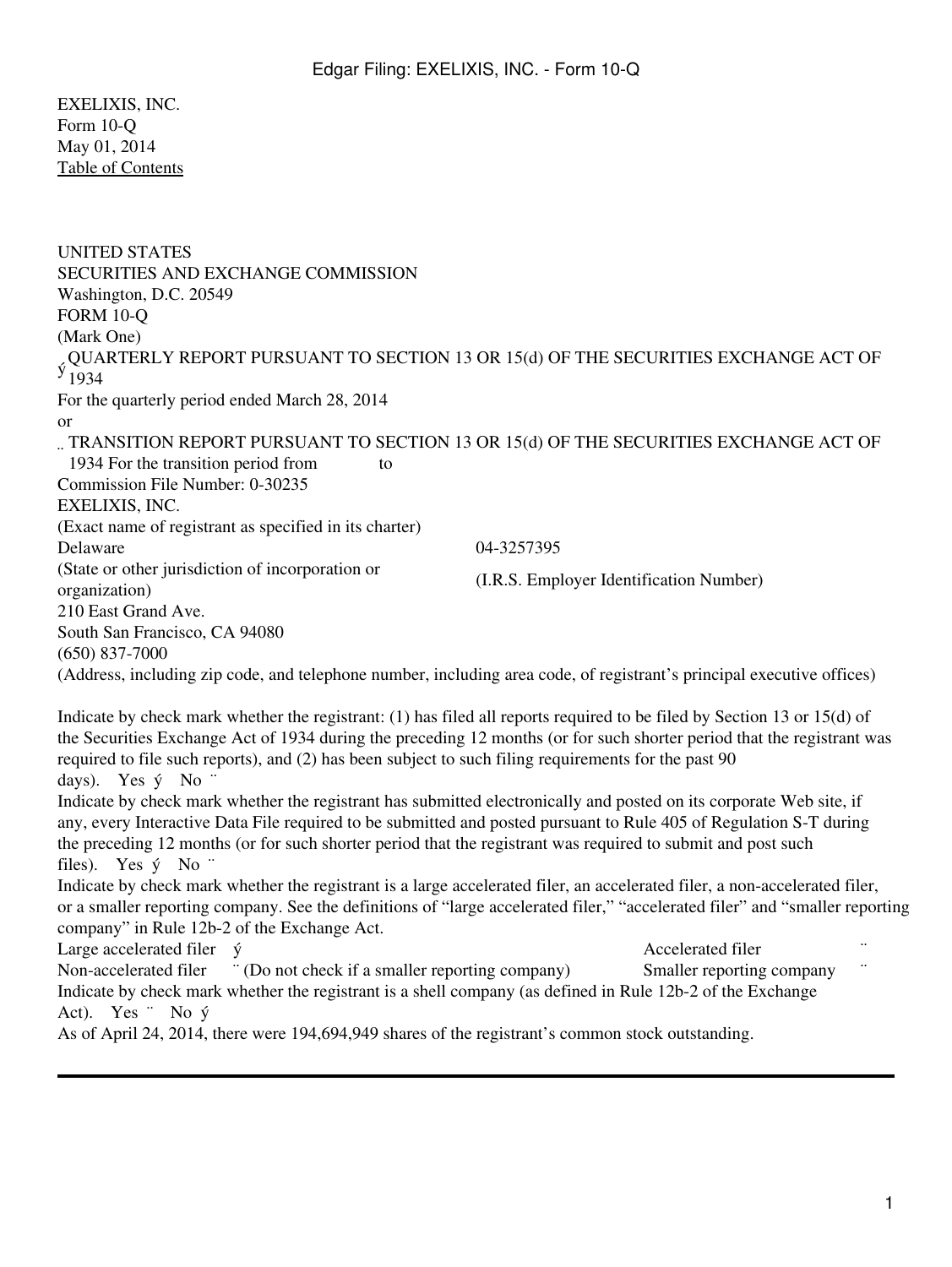EXELIXIS, INC.
Form 10-Q
May 01, 2014
Table of Contents

UNITED STATES
SECURITIES AND EXCHANGE COMMISSION
Washington, D.C. 20549
FORM 10-Q
(Mark One)

ý QUARTERLY REPORT PURSUANT TO SECTION 13 OR 15(d) OF THE SECURITIES EXCHANGE ACT OF 1934

For the quarterly period ended March 28, 2014

or

¨ TRANSITION REPORT PURSUANT TO SECTION 13 OR 15(d) OF THE SECURITIES EXCHANGE ACT OF 1934 For the transition period from to

Commission File Number: 0-30235

EXELIXIS, INC.
(Exact name of registrant as specified in its charter)

| Delaware | 04-3257395 |
|---|---|
| (State or other jurisdiction of incorporation or organization) | (I.R.S. Employer Identification Number) |

210 East Grand Ave.
South San Francisco, CA 94080
(650) 837-7000
(Address, including zip code, and telephone number, including area code, of registrant's principal executive offices)

Indicate by check mark whether the registrant: (1) has filed all reports required to be filed by Section 13 or 15(d) of the Securities Exchange Act of 1934 during the preceding 12 months (or for such shorter period that the registrant was required to file such reports), and (2) has been subject to such filing requirements for the past 90 days). Yes ý No ¨

Indicate by check mark whether the registrant has submitted electronically and posted on its corporate Web site, if any, every Interactive Data File required to be submitted and posted pursuant to Rule 405 of Regulation S-T during the preceding 12 months (or for such shorter period that the registrant was required to submit and post such files). Yes ý No ¨

Indicate by check mark whether the registrant is a large accelerated filer, an accelerated filer, a non-accelerated filer, or a smaller reporting company. See the definitions of "large accelerated filer," "accelerated filer" and "smaller reporting company" in Rule 12b-2 of the Exchange Act.

| Large accelerated filer ý | Accelerated filer ¨ |
|---|---|
| Non-accelerated filer ¨ (Do not check if a smaller reporting company) | Smaller reporting company ¨ |

Indicate by check mark whether the registrant is a shell company (as defined in Rule 12b-2 of the Exchange Act). Yes ¨ No ý

As of April 24, 2014, there were 194,694,949 shares of the registrant's common stock outstanding.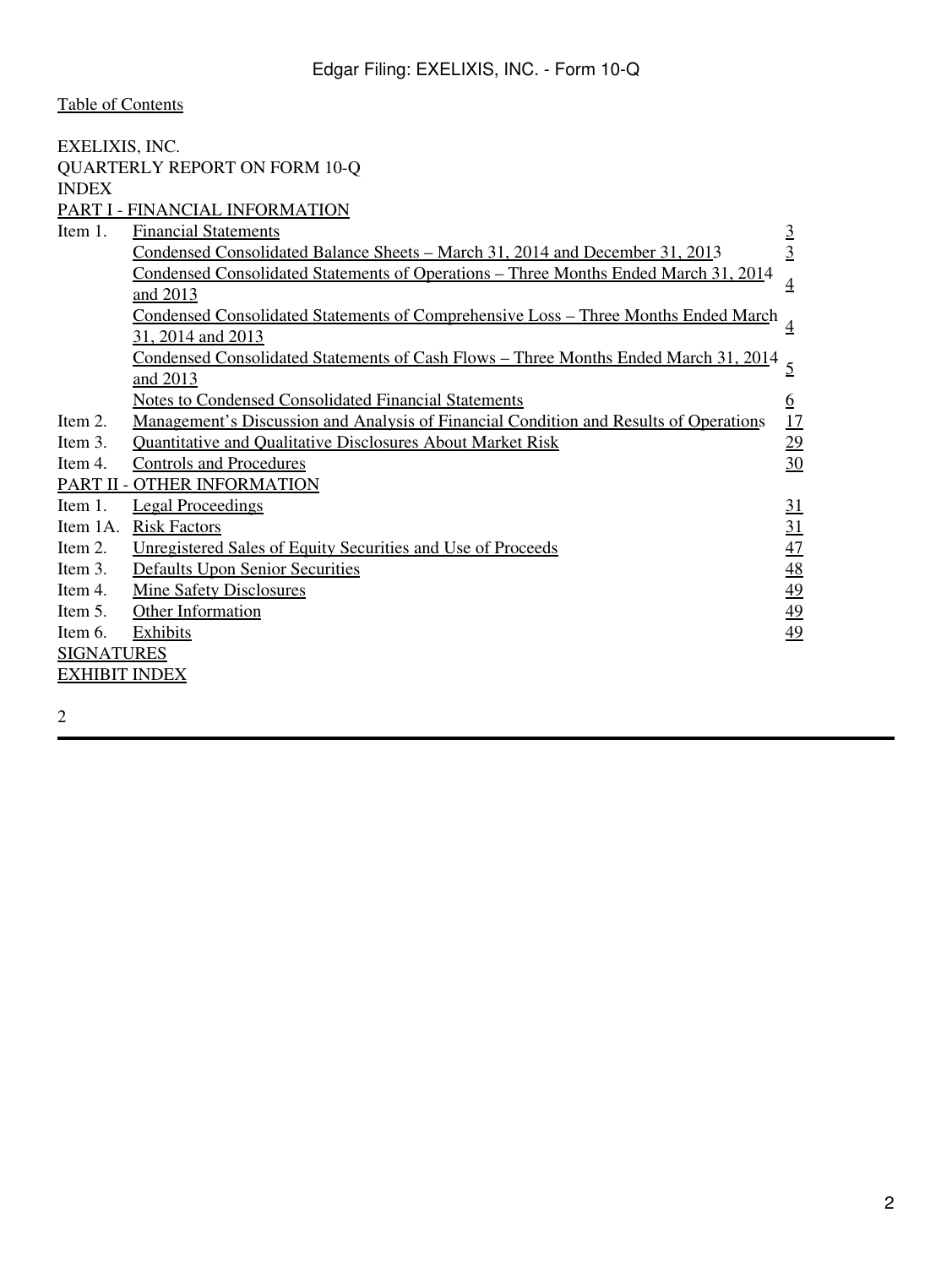Table of Contents

EXELIXIS, INC.
QUARTERLY REPORT ON FORM 10-Q
INDEX

PART I - FINANCIAL INFORMATION

| | | |
|---|---|---|
| Item 1. | Financial Statements | 3 |
| | Condensed Consolidated Balance Sheets – March 31, 2014 and December 31, 2013 | 3 |
| | Condensed Consolidated Statements of Operations – Three Months Ended March 31, 2014 and 2013 | 4 |
| | Condensed Consolidated Statements of Comprehensive Loss – Three Months Ended March 31, 2014 and 2013 | 4 |
| | Condensed Consolidated Statements of Cash Flows – Three Months Ended March 31, 2014 and 2013 | 5 |
| | Notes to Condensed Consolidated Financial Statements | 6 |
| Item 2. | Management's Discussion and Analysis of Financial Condition and Results of Operations | 17 |
| Item 3. | Quantitative and Qualitative Disclosures About Market Risk | 29 |
| Item 4. | Controls and Procedures | 30 |

PART II - OTHER INFORMATION

| | | |
|---|---|---|
| Item 1. | Legal Proceedings | 31 |
| Item 1A. | Risk Factors | 31 |
| Item 2. | Unregistered Sales of Equity Securities and Use of Proceeds | 47 |
| Item 3. | Defaults Upon Senior Securities | 48 |
| Item 4. | Mine Safety Disclosures | 49 |
| Item 5. | Other Information | 49 |
| Item 6. | Exhibits | 49 |

SIGNATURES

EXHIBIT INDEX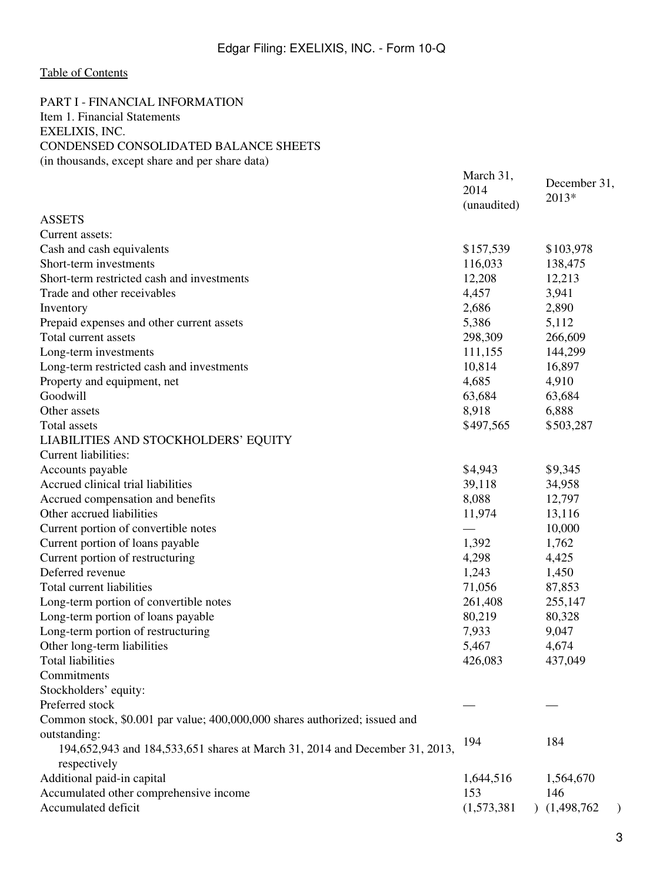Table of Contents

PART I - FINANCIAL INFORMATION
Item 1. Financial Statements
EXELIXIS, INC.
CONDENSED CONSOLIDATED BALANCE SHEETS
(in thousands, except share and per share data)

| | March 31, 2014 (unaudited) | December 31, 2013* |
|---|---|---|
| ASSETS | | |
| Current assets: | | |
| Cash and cash equivalents | $157,539 | $103,978 |
| Short-term investments | 116,033 | 138,475 |
| Short-term restricted cash and investments | 12,208 | 12,213 |
| Trade and other receivables | 4,457 | 3,941 |
| Inventory | 2,686 | 2,890 |
| Prepaid expenses and other current assets | 5,386 | 5,112 |
| Total current assets | 298,309 | 266,609 |
| Long-term investments | 111,155 | 144,299 |
| Long-term restricted cash and investments | 10,814 | 16,897 |
| Property and equipment, net | 4,685 | 4,910 |
| Goodwill | 63,684 | 63,684 |
| Other assets | 8,918 | 6,888 |
| Total assets | $497,565 | $503,287 |
| LIABILITIES AND STOCKHOLDERS' EQUITY | | |
| Current liabilities: | | |
| Accounts payable | $4,943 | $9,345 |
| Accrued clinical trial liabilities | 39,118 | 34,958 |
| Accrued compensation and benefits | 8,088 | 12,797 |
| Other accrued liabilities | 11,974 | 13,116 |
| Current portion of convertible notes | — | 10,000 |
| Current portion of loans payable | 1,392 | 1,762 |
| Current portion of restructuring | 4,298 | 4,425 |
| Deferred revenue | 1,243 | 1,450 |
| Total current liabilities | 71,056 | 87,853 |
| Long-term portion of convertible notes | 261,408 | 255,147 |
| Long-term portion of loans payable | 80,219 | 80,328 |
| Long-term portion of restructuring | 7,933 | 9,047 |
| Other long-term liabilities | 5,467 | 4,674 |
| Total liabilities | 426,083 | 437,049 |
| Commitments | | |
| Stockholders' equity: | | |
| Preferred stock | — | — |
| Common stock, $0.001 par value; 400,000,000 shares authorized; issued and outstanding: 194,652,943 and 184,533,651 shares at March 31, 2014 and December 31, 2013, respectively | 194 | 184 |
| Additional paid-in capital | 1,644,516 | 1,564,670 |
| Accumulated other comprehensive income | 153 | 146 |
| Accumulated deficit | (1,573,381) | (1,498,762) |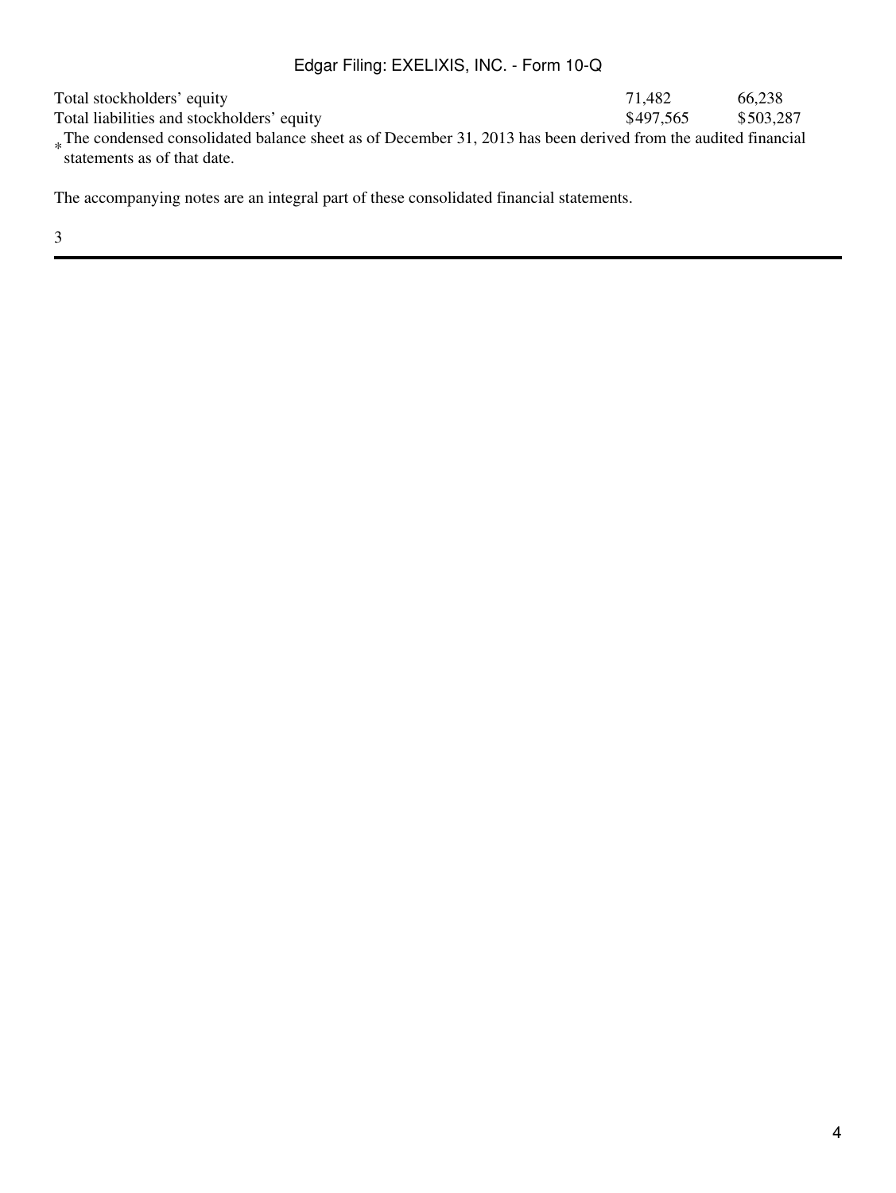| | | |
|---|---|---|
| Total stockholders' equity | 71,482 | 66,238 |
| Total liabilities and stockholders' equity | $497,565 | $503,287 |

* The condensed consolidated balance sheet as of December 31, 2013 has been derived from the audited financial statements as of that date.

The accompanying notes are an integral part of these consolidated financial statements.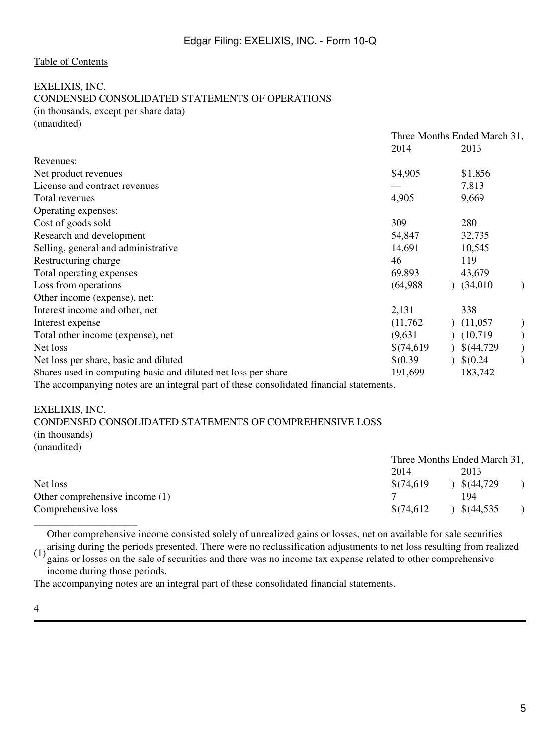Table of Contents

EXELIXIS, INC.
CONDENSED CONSOLIDATED STATEMENTS OF OPERATIONS
(in thousands, except per share data)
(unaudited)

| | Three Months Ended March 31, | |
|---|---|---|
| | 2014 | 2013 |
| Revenues: | | |
| Net product revenues | $4,905 | $1,856 |
| License and contract revenues | — | 7,813 |
| Total revenues | 4,905 | 9,669 |
| Operating expenses: | | |
| Cost of goods sold | 309 | 280 |
| Research and development | 54,847 | 32,735 |
| Selling, general and administrative | 14,691 | 10,545 |
| Restructuring charge | 46 | 119 |
| Total operating expenses | 69,893 | 43,679 |
| Loss from operations | (64,988) | (34,010) |
| Other income (expense), net: | | |
| Interest income and other, net | 2,131 | 338 |
| Interest expense | (11,762) | (11,057) |
| Total other income (expense), net | (9,631) | (10,719) |
| Net loss | $(74,619) | $(44,729) |
| Net loss per share, basic and diluted | $(0.39) | $(0.24) |
| Shares used in computing basic and diluted net loss per share | 191,699 | 183,742 |

The accompanying notes are an integral part of these consolidated financial statements.

EXELIXIS, INC.
CONDENSED CONSOLIDATED STATEMENTS OF COMPREHENSIVE LOSS
(in thousands)
(unaudited)

| | Three Months Ended March 31, | |
|---|---|---|
| | 2014 | 2013 |
| Net loss | $(74,619) | $(44,729) |
| Other comprehensive income (1) | 7 | 194 |
| Comprehensive loss | $(74,612) | $(44,535) |

____________________

(1) Other comprehensive income consisted solely of unrealized gains or losses, net on available for sale securities arising during the periods presented. There were no reclassification adjustments to net loss resulting from realized gains or losses on the sale of securities and there was no income tax expense related to other comprehensive income during those periods.

The accompanying notes are an integral part of these consolidated financial statements.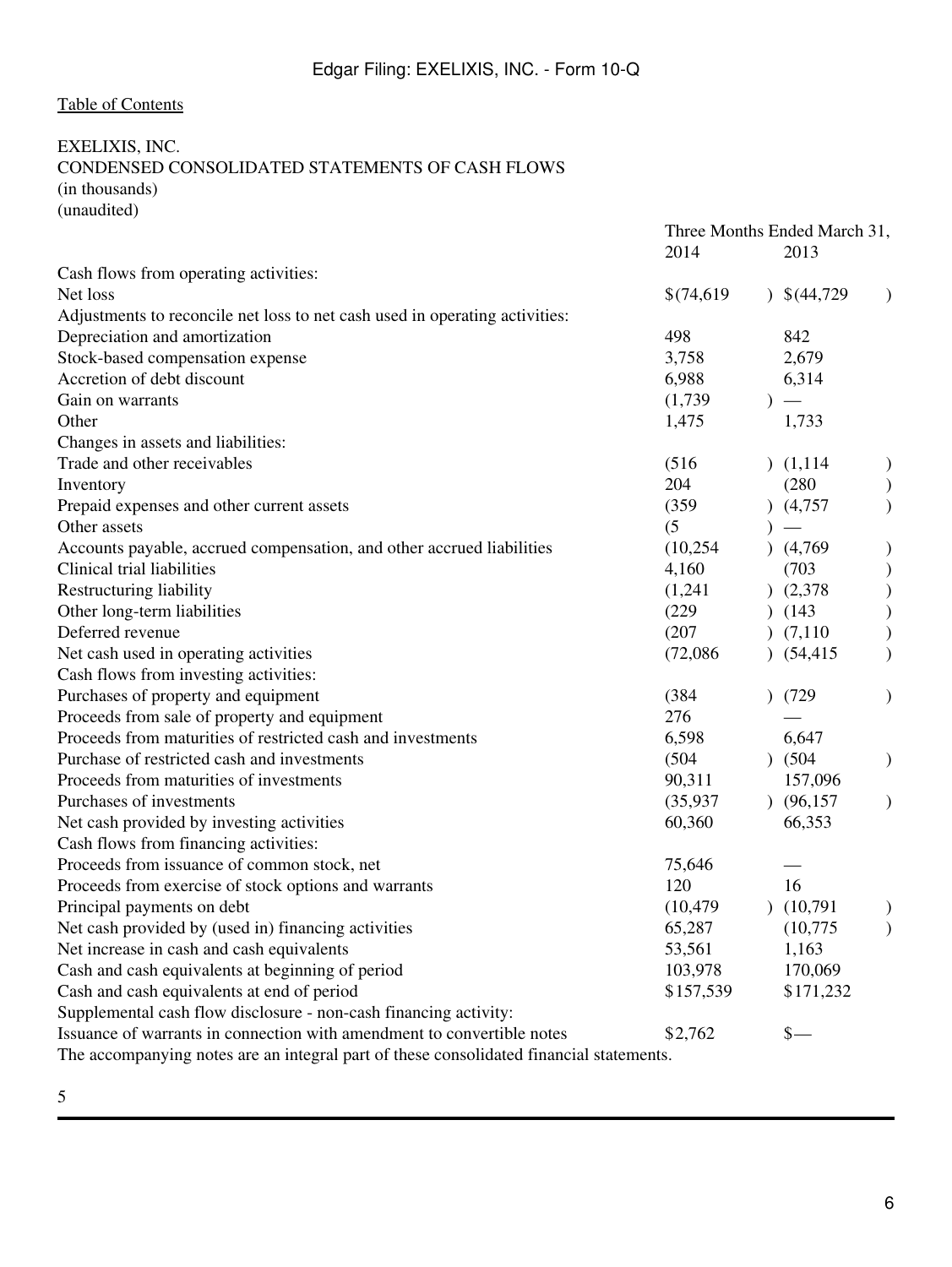[Table of Contents](#)

EXELIXIS, INC.
CONDENSED CONSOLIDATED STATEMENTS OF CASH FLOWS
(in thousands)
(unaudited)

| | Three Months Ended March 31, | |
|---|---|---|
| | 2014 | 2013 |
| Cash flows from operating activities: | | |
| Net loss | $(74,619) | $(44,729) |
| Adjustments to reconcile net loss to net cash used in operating activities: | | |
| Depreciation and amortization | 498 | 842 |
| Stock-based compensation expense | 3,758 | 2,679 |
| Accretion of debt discount | 6,988 | 6,314 |
| Gain on warrants | (1,739) | — |
| Other | 1,475 | 1,733 |
| Changes in assets and liabilities: | | |
| Trade and other receivables | (516) | (1,114) |
| Inventory | 204 | (280) |
| Prepaid expenses and other current assets | (359) | (4,757) |
| Other assets | (5) | — |
| Accounts payable, accrued compensation, and other accrued liabilities | (10,254) | (4,769) |
| Clinical trial liabilities | 4,160 | (703) |
| Restructuring liability | (1,241) | (2,378) |
| Other long-term liabilities | (229) | (143) |
| Deferred revenue | (207) | (7,110) |
| Net cash used in operating activities | (72,086) | (54,415) |
| Cash flows from investing activities: | | |
| Purchases of property and equipment | (384) | (729) |
| Proceeds from sale of property and equipment | 276 | — |
| Proceeds from maturities of restricted cash and investments | 6,598 | 6,647 |
| Purchase of restricted cash and investments | (504) | (504) |
| Proceeds from maturities of investments | 90,311 | 157,096 |
| Purchases of investments | (35,937) | (96,157) |
| Net cash provided by investing activities | 60,360 | 66,353 |
| Cash flows from financing activities: | | |
| Proceeds from issuance of common stock, net | 75,646 | — |
| Proceeds from exercise of stock options and warrants | 120 | 16 |
| Principal payments on debt | (10,479) | (10,791) |
| Net cash provided by (used in) financing activities | 65,287 | (10,775) |
| Net increase in cash and cash equivalents | 53,561 | 1,163 |
| Cash and cash equivalents at beginning of period | 103,978 | 170,069 |
| Cash and cash equivalents at end of period | $157,539 | $171,232 |
| Supplemental cash flow disclosure - non-cash financing activity: | | |
| Issuance of warrants in connection with amendment to convertible notes | $2,762 | $— |

The accompanying notes are an integral part of these consolidated financial statements.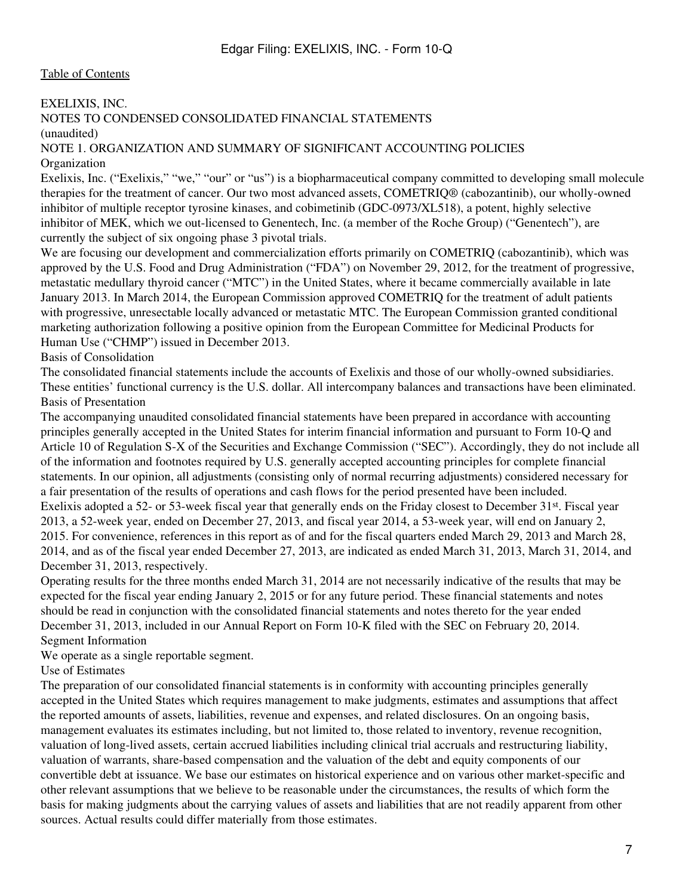EXELIXIS, INC.
NOTES TO CONDENSED CONSOLIDATED FINANCIAL STATEMENTS
(unaudited)

NOTE 1. ORGANIZATION AND SUMMARY OF SIGNIFICANT ACCOUNTING POLICIES

Organization

Exelixis, Inc. ("Exelixis," "we," "our" or "us") is a biopharmaceutical company committed to developing small molecule therapies for the treatment of cancer. Our two most advanced assets, COMETRIQ® (cabozantinib), our wholly-owned inhibitor of multiple receptor tyrosine kinases, and cobimetinib (GDC-0973/XL518), a potent, highly selective inhibitor of MEK, which we out-licensed to Genentech, Inc. (a member of the Roche Group) ("Genentech"), are currently the subject of six ongoing phase 3 pivotal trials.

We are focusing our development and commercialization efforts primarily on COMETRIQ (cabozantinib), which was approved by the U.S. Food and Drug Administration ("FDA") on November 29, 2012, for the treatment of progressive, metastatic medullary thyroid cancer ("MTC") in the United States, where it became commercially available in late January 2013. In March 2014, the European Commission approved COMETRIQ for the treatment of adult patients with progressive, unresectable locally advanced or metastatic MTC. The European Commission granted conditional marketing authorization following a positive opinion from the European Committee for Medicinal Products for Human Use ("CHMP") issued in December 2013.

Basis of Consolidation

The consolidated financial statements include the accounts of Exelixis and those of our wholly-owned subsidiaries. These entities' functional currency is the U.S. dollar. All intercompany balances and transactions have been eliminated.

Basis of Presentation

The accompanying unaudited consolidated financial statements have been prepared in accordance with accounting principles generally accepted in the United States for interim financial information and pursuant to Form 10-Q and Article 10 of Regulation S-X of the Securities and Exchange Commission ("SEC"). Accordingly, they do not include all of the information and footnotes required by U.S. generally accepted accounting principles for complete financial statements. In our opinion, all adjustments (consisting only of normal recurring adjustments) considered necessary for a fair presentation of the results of operations and cash flows for the period presented have been included.

Exelixis adopted a 52- or 53-week fiscal year that generally ends on the Friday closest to December 31st. Fiscal year 2013, a 52-week year, ended on December 27, 2013, and fiscal year 2014, a 53-week year, will end on January 2, 2015. For convenience, references in this report as of and for the fiscal quarters ended March 29, 2013 and March 28, 2014, and as of the fiscal year ended December 27, 2013, are indicated as ended March 31, 2013, March 31, 2014, and December 31, 2013, respectively.

Operating results for the three months ended March 31, 2014 are not necessarily indicative of the results that may be expected for the fiscal year ending January 2, 2015 or for any future period. These financial statements and notes should be read in conjunction with the consolidated financial statements and notes thereto for the year ended December 31, 2013, included in our Annual Report on Form 10-K filed with the SEC on February 20, 2014.

Segment Information

We operate as a single reportable segment.

Use of Estimates

The preparation of our consolidated financial statements is in conformity with accounting principles generally accepted in the United States which requires management to make judgments, estimates and assumptions that affect the reported amounts of assets, liabilities, revenue and expenses, and related disclosures. On an ongoing basis, management evaluates its estimates including, but not limited to, those related to inventory, revenue recognition, valuation of long-lived assets, certain accrued liabilities including clinical trial accruals and restructuring liability, valuation of warrants, share-based compensation and the valuation of the debt and equity components of our convertible debt at issuance. We base our estimates on historical experience and on various other market-specific and other relevant assumptions that we believe to be reasonable under the circumstances, the results of which form the basis for making judgments about the carrying values of assets and liabilities that are not readily apparent from other sources. Actual results could differ materially from those estimates.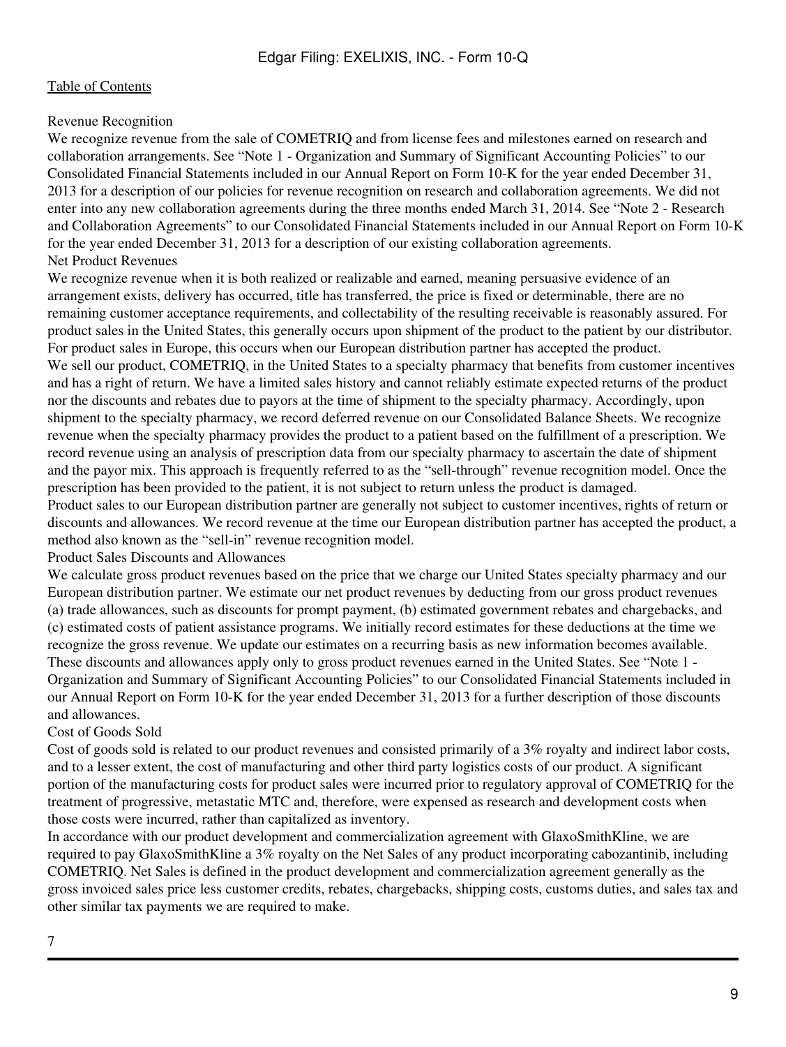Revenue Recognition

We recognize revenue from the sale of COMETRIQ and from license fees and milestones earned on research and collaboration arrangements. See "Note 1 - Organization and Summary of Significant Accounting Policies" to our Consolidated Financial Statements included in our Annual Report on Form 10-K for the year ended December 31, 2013 for a description of our policies for revenue recognition on research and collaboration agreements. We did not enter into any new collaboration agreements during the three months ended March 31, 2014. See "Note 2 - Research and Collaboration Agreements" to our Consolidated Financial Statements included in our Annual Report on Form 10-K for the year ended December 31, 2013 for a description of our existing collaboration agreements.

Net Product Revenues

We recognize revenue when it is both realized or realizable and earned, meaning persuasive evidence of an arrangement exists, delivery has occurred, title has transferred, the price is fixed or determinable, there are no remaining customer acceptance requirements, and collectability of the resulting receivable is reasonably assured. For product sales in the United States, this generally occurs upon shipment of the product to the patient by our distributor. For product sales in Europe, this occurs when our European distribution partner has accepted the product.

We sell our product, COMETRIQ, in the United States to a specialty pharmacy that benefits from customer incentives and has a right of return. We have a limited sales history and cannot reliably estimate expected returns of the product nor the discounts and rebates due to payors at the time of shipment to the specialty pharmacy. Accordingly, upon shipment to the specialty pharmacy, we record deferred revenue on our Consolidated Balance Sheets. We recognize revenue when the specialty pharmacy provides the product to a patient based on the fulfillment of a prescription. We record revenue using an analysis of prescription data from our specialty pharmacy to ascertain the date of shipment and the payor mix. This approach is frequently referred to as the "sell-through" revenue recognition model. Once the prescription has been provided to the patient, it is not subject to return unless the product is damaged.

Product sales to our European distribution partner are generally not subject to customer incentives, rights of return or discounts and allowances. We record revenue at the time our European distribution partner has accepted the product, a method also known as the "sell-in" revenue recognition model.

Product Sales Discounts and Allowances

We calculate gross product revenues based on the price that we charge our United States specialty pharmacy and our European distribution partner. We estimate our net product revenues by deducting from our gross product revenues (a) trade allowances, such as discounts for prompt payment, (b) estimated government rebates and chargebacks, and (c) estimated costs of patient assistance programs. We initially record estimates for these deductions at the time we recognize the gross revenue. We update our estimates on a recurring basis as new information becomes available. These discounts and allowances apply only to gross product revenues earned in the United States. See "Note 1 - Organization and Summary of Significant Accounting Policies" to our Consolidated Financial Statements included in our Annual Report on Form 10-K for the year ended December 31, 2013 for a further description of those discounts and allowances.

Cost of Goods Sold

Cost of goods sold is related to our product revenues and consisted primarily of a 3% royalty and indirect labor costs, and to a lesser extent, the cost of manufacturing and other third party logistics costs of our product. A significant portion of the manufacturing costs for product sales were incurred prior to regulatory approval of COMETRIQ for the treatment of progressive, metastatic MTC and, therefore, were expensed as research and development costs when those costs were incurred, rather than capitalized as inventory.

In accordance with our product development and commercialization agreement with GlaxoSmithKline, we are required to pay GlaxoSmithKline a 3% royalty on the Net Sales of any product incorporating cabozantinib, including COMETRIQ. Net Sales is defined in the product development and commercialization agreement generally as the gross invoiced sales price less customer credits, rebates, chargebacks, shipping costs, customs duties, and sales tax and other similar tax payments we are required to make.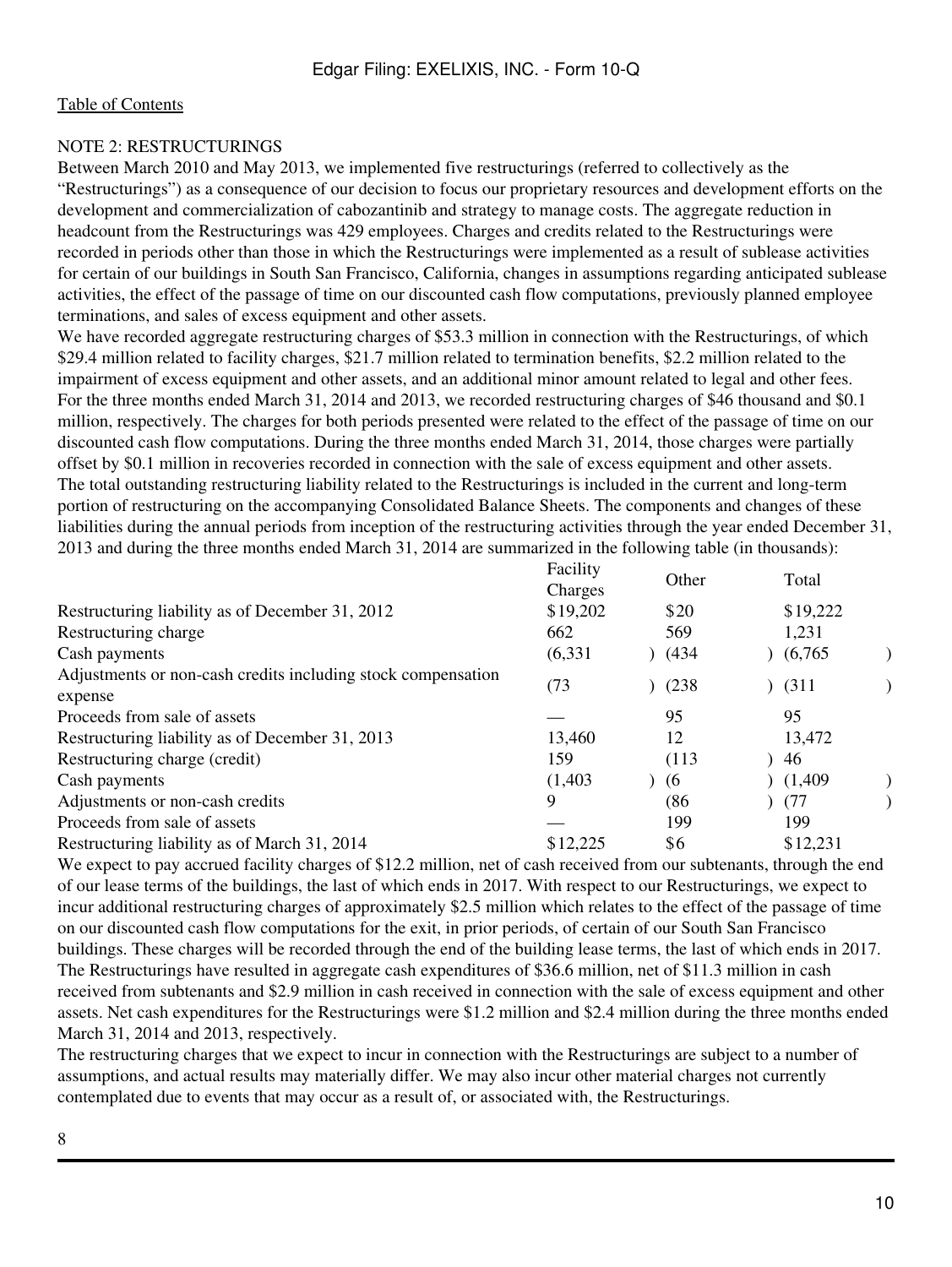[Table of Contents](#)

NOTE 2: RESTRUCTURINGS

Between March 2010 and May 2013, we implemented five restructurings (referred to collectively as the "Restructurings") as a consequence of our decision to focus our proprietary resources and development efforts on the development and commercialization of cabozantinib and strategy to manage costs. The aggregate reduction in headcount from the Restructurings was 429 employees. Charges and credits related to the Restructurings were recorded in periods other than those in which the Restructurings were implemented as a result of sublease activities for certain of our buildings in South San Francisco, California, changes in assumptions regarding anticipated sublease activities, the effect of the passage of time on our discounted cash flow computations, previously planned employee terminations, and sales of excess equipment and other assets.

We have recorded aggregate restructuring charges of $53.3 million in connection with the Restructurings, of which $29.4 million related to facility charges, $21.7 million related to termination benefits, $2.2 million related to the impairment of excess equipment and other assets, and an additional minor amount related to legal and other fees.

For the three months ended March 31, 2014 and 2013, we recorded restructuring charges of $46 thousand and $0.1 million, respectively. The charges for both periods presented were related to the effect of the passage of time on our discounted cash flow computations. During the three months ended March 31, 2014, those charges were partially offset by $0.1 million in recoveries recorded in connection with the sale of excess equipment and other assets.

The total outstanding restructuring liability related to the Restructurings is included in the current and long-term portion of restructuring on the accompanying Consolidated Balance Sheets. The components and changes of these liabilities during the annual periods from inception of the restructuring activities through the year ended December 31, 2013 and during the three months ended March 31, 2014 are summarized in the following table (in thousands):

| | Facility Charges | Other | Total |
|---|---|---|---|
| Restructuring liability as of December 31, 2012 | $19,202 | $20 | $19,222 |
| Restructuring charge | 662 | 569 | 1,231 |
| Cash payments | (6,331) | (434) | (6,765) |
| Adjustments or non-cash credits including stock compensation expense | (73) | (238) | (311) |
| Proceeds from sale of assets | — | 95 | 95 |
| Restructuring liability as of December 31, 2013 | 13,460 | 12 | 13,472 |
| Restructuring charge (credit) | 159 | (113) | 46 |
| Cash payments | (1,403) | (6) | (1,409) |
| Adjustments or non-cash credits | 9 | (86) | (77) |
| Proceeds from sale of assets | — | 199 | 199 |
| Restructuring liability as of March 31, 2014 | $12,225 | $6 | $12,231 |

We expect to pay accrued facility charges of $12.2 million, net of cash received from our subtenants, through the end of our lease terms of the buildings, the last of which ends in 2017. With respect to our Restructurings, we expect to incur additional restructuring charges of approximately $2.5 million which relates to the effect of the passage of time on our discounted cash flow computations for the exit, in prior periods, of certain of our South San Francisco buildings. These charges will be recorded through the end of the building lease terms, the last of which ends in 2017. The Restructurings have resulted in aggregate cash expenditures of $36.6 million, net of $11.3 million in cash received from subtenants and $2.9 million in cash received in connection with the sale of excess equipment and other assets. Net cash expenditures for the Restructurings were $1.2 million and $2.4 million during the three months ended March 31, 2014 and 2013, respectively.

The restructuring charges that we expect to incur in connection with the Restructurings are subject to a number of assumptions, and actual results may materially differ. We may also incur other material charges not currently contemplated due to events that may occur as a result of, or associated with, the Restructurings.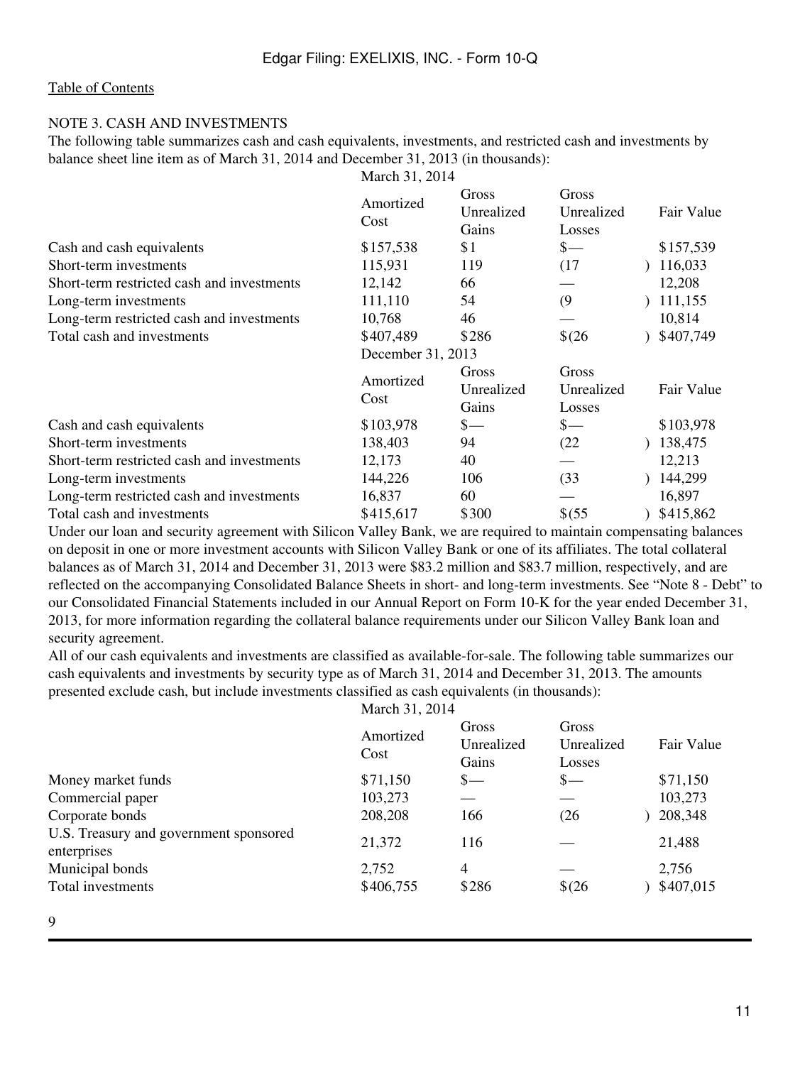NOTE 3. CASH AND INVESTMENTS

The following table summarizes cash and cash equivalents, investments, and restricted cash and investments by balance sheet line item as of March 31, 2014 and December 31, 2013 (in thousands):

| | March 31, 2014 | | | |
|---|---|---|---|---|
| | Amortized Cost | Gross Unrealized Gains | Gross Unrealized Losses | Fair Value |
| Cash and cash equivalents | $157,538 | $1 | $— | $157,539 |
| Short-term investments | 115,931 | 119 | (17) | 116,033 |
| Short-term restricted cash and investments | 12,142 | 66 | — | 12,208 |
| Long-term investments | 111,110 | 54 | (9) | 111,155 |
| Long-term restricted cash and investments | 10,768 | 46 | — | 10,814 |
| Total cash and investments | $407,489 | $286 | $(26) | $407,749 |
| | December 31, 2013 | | | |
| | Amortized Cost | Gross Unrealized Gains | Gross Unrealized Losses | Fair Value |
| Cash and cash equivalents | $103,978 | $— | $— | $103,978 |
| Short-term investments | 138,403 | 94 | (22) | 138,475 |
| Short-term restricted cash and investments | 12,173 | 40 | — | 12,213 |
| Long-term investments | 144,226 | 106 | (33) | 144,299 |
| Long-term restricted cash and investments | 16,837 | 60 | — | 16,897 |
| Total cash and investments | $415,617 | $300 | $(55) | $415,862 |

Under our loan and security agreement with Silicon Valley Bank, we are required to maintain compensating balances on deposit in one or more investment accounts with Silicon Valley Bank or one of its affiliates. The total collateral balances as of March 31, 2014 and December 31, 2013 were $83.2 million and $83.7 million, respectively, and are reflected on the accompanying Consolidated Balance Sheets in short- and long-term investments. See "Note 8 - Debt" to our Consolidated Financial Statements included in our Annual Report on Form 10-K for the year ended December 31, 2013, for more information regarding the collateral balance requirements under our Silicon Valley Bank loan and security agreement.

All of our cash equivalents and investments are classified as available-for-sale. The following table summarizes our cash equivalents and investments by security type as of March 31, 2014 and December 31, 2013. The amounts presented exclude cash, but include investments classified as cash equivalents (in thousands):

| | March 31, 2014 | | | |
|---|---|---|---|---|
| | Amortized Cost | Gross Unrealized Gains | Gross Unrealized Losses | Fair Value |
| Money market funds | $71,150 | $— | $— | $71,150 |
| Commercial paper | 103,273 | — | — | 103,273 |
| Corporate bonds | 208,208 | 166 | (26) | 208,348 |
| U.S. Treasury and government sponsored enterprises | 21,372 | 116 | — | 21,488 |
| Municipal bonds | 2,752 | 4 | — | 2,756 |
| Total investments | $406,755 | $286 | $(26) | $407,015 |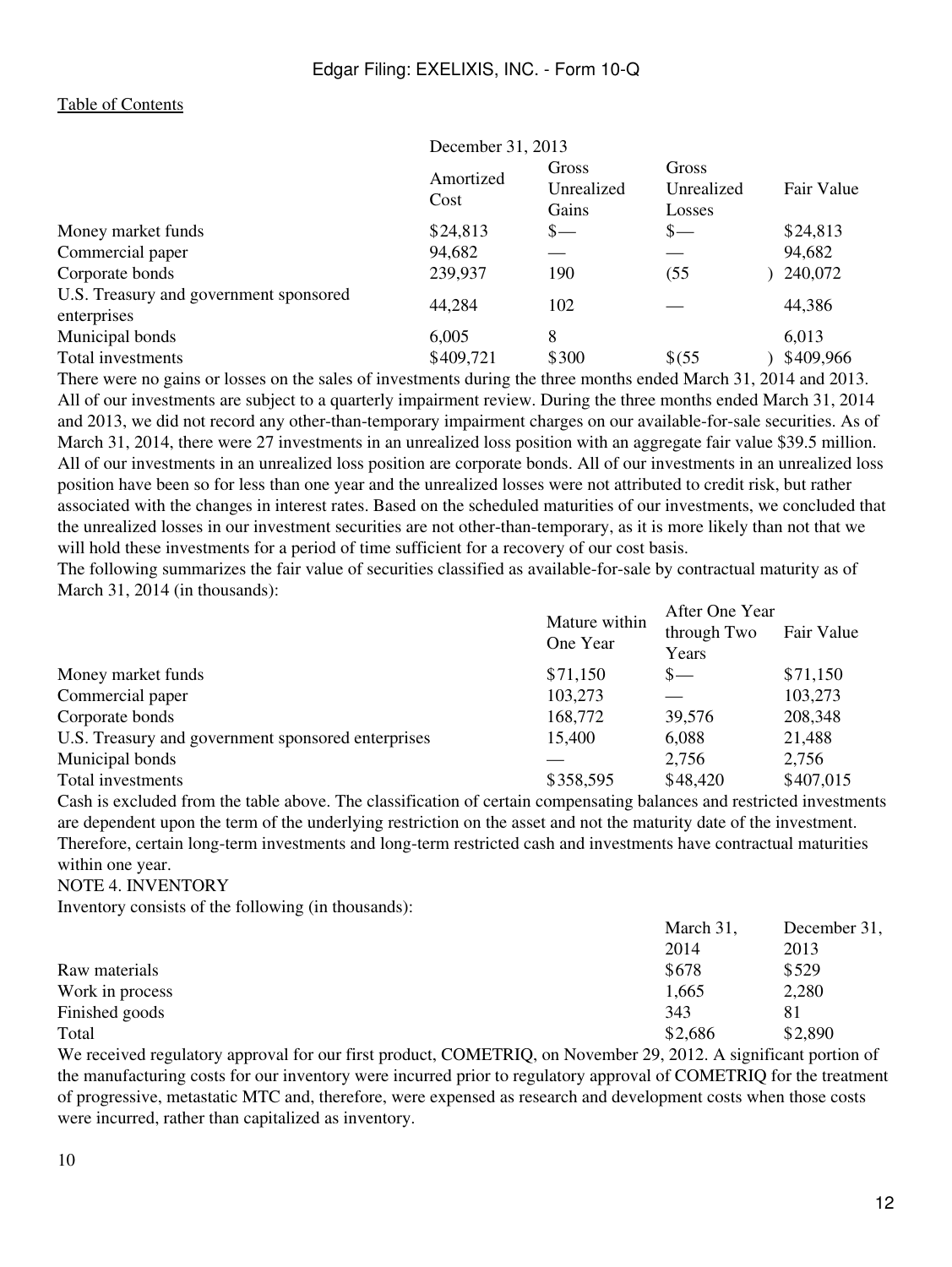| | December 31, 2013 | | | |
|---|---|---|---|---|
| | Amortized Cost | Gross Unrealized Gains | Gross Unrealized Losses | Fair Value |
| Money market funds | $24,813 | $— | $— | $24,813 |
| Commercial paper | 94,682 | — | — | 94,682 |
| Corporate bonds | 239,937 | 190 | (55) | 240,072 |
| U.S. Treasury and government sponsored enterprises | 44,284 | 102 | — | 44,386 |
| Municipal bonds | 6,005 | 8 | | 6,013 |
| Total investments | $409,721 | $300 | $(55) | $409,966 |

There were no gains or losses on the sales of investments during the three months ended March 31, 2014 and 2013. All of our investments are subject to a quarterly impairment review. During the three months ended March 31, 2014 and 2013, we did not record any other-than-temporary impairment charges on our available-for-sale securities. As of March 31, 2014, there were 27 investments in an unrealized loss position with an aggregate fair value $39.5 million. All of our investments in an unrealized loss position are corporate bonds. All of our investments in an unrealized loss position have been so for less than one year and the unrealized losses were not attributed to credit risk, but rather associated with the changes in interest rates. Based on the scheduled maturities of our investments, we concluded that the unrealized losses in our investment securities are not other-than-temporary, as it is more likely than not that we will hold these investments for a period of time sufficient for a recovery of our cost basis.

The following summarizes the fair value of securities classified as available-for-sale by contractual maturity as of March 31, 2014 (in thousands):

| | Mature within One Year | After One Year through Two Years | Fair Value |
|---|---|---|---|
| Money market funds | $71,150 | $— | $71,150 |
| Commercial paper | 103,273 | — | 103,273 |
| Corporate bonds | 168,772 | 39,576 | 208,348 |
| U.S. Treasury and government sponsored enterprises | 15,400 | 6,088 | 21,488 |
| Municipal bonds | — | 2,756 | 2,756 |
| Total investments | $358,595 | $48,420 | $407,015 |

Cash is excluded from the table above. The classification of certain compensating balances and restricted investments are dependent upon the term of the underlying restriction on the asset and not the maturity date of the investment. Therefore, certain long-term investments and long-term restricted cash and investments have contractual maturities within one year.

NOTE 4. INVENTORY

Inventory consists of the following (in thousands):

| | March 31, 2014 | December 31, 2013 |
|---|---|---|
| Raw materials | $678 | $529 |
| Work in process | 1,665 | 2,280 |
| Finished goods | 343 | 81 |
| Total | $2,686 | $2,890 |

We received regulatory approval for our first product, COMETRIQ, on November 29, 2012. A significant portion of the manufacturing costs for our inventory were incurred prior to regulatory approval of COMETRIQ for the treatment of progressive, metastatic MTC and, therefore, were expensed as research and development costs when those costs were incurred, rather than capitalized as inventory.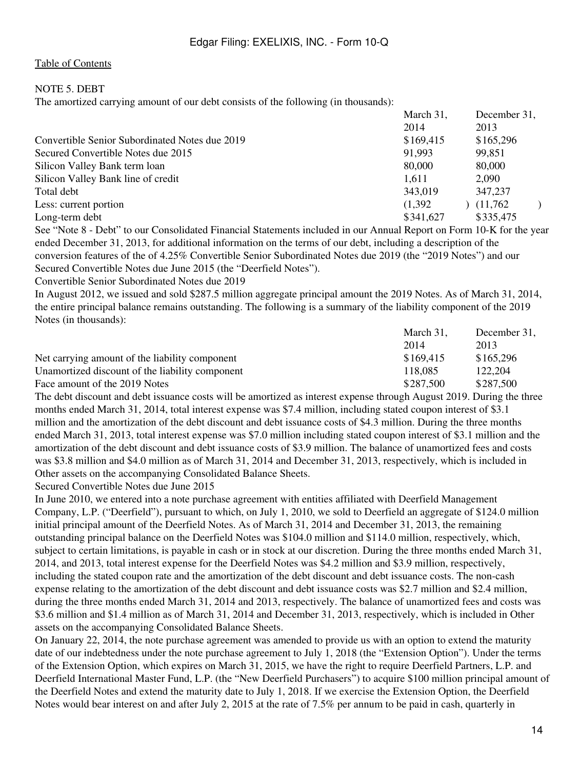[Table of Contents](#)

NOTE 5. DEBT

The amortized carrying amount of our debt consists of the following (in thousands):

| | March 31, 2014 | December 31, 2013 |
|---|---|---|
| Convertible Senior Subordinated Notes due 2019 | $169,415 | $165,296 |
| Secured Convertible Notes due 2015 | 91,993 | 99,851 |
| Silicon Valley Bank term loan | 80,000 | 80,000 |
| Silicon Valley Bank line of credit | 1,611 | 2,090 |
| Total debt | 343,019 | 347,237 |
| Less: current portion | (1,392) | (11,762) |
| Long-term debt | $341,627 | $335,475 |

See "Note 8 - Debt" to our Consolidated Financial Statements included in our Annual Report on Form 10-K for the year ended December 31, 2013, for additional information on the terms of our debt, including a description of the conversion features of the of 4.25% Convertible Senior Subordinated Notes due 2019 (the "2019 Notes") and our Secured Convertible Notes due June 2015 (the "Deerfield Notes").

Convertible Senior Subordinated Notes due 2019

In August 2012, we issued and sold $287.5 million aggregate principal amount the 2019 Notes. As of March 31, 2014, the entire principal balance remains outstanding. The following is a summary of the liability component of the 2019 Notes (in thousands):

| | March 31, 2014 | December 31, 2013 |
|---|---|---|
| Net carrying amount of the liability component | $169,415 | $165,296 |
| Unamortized discount of the liability component | 118,085 | 122,204 |
| Face amount of the 2019 Notes | $287,500 | $287,500 |

The debt discount and debt issuance costs will be amortized as interest expense through August 2019. During the three months ended March 31, 2014, total interest expense was $7.4 million, including stated coupon interest of $3.1 million and the amortization of the debt discount and debt issuance costs of $4.3 million. During the three months ended March 31, 2013, total interest expense was $7.0 million including stated coupon interest of $3.1 million and the amortization of the debt discount and debt issuance costs of $3.9 million. The balance of unamortized fees and costs was $3.8 million and $4.0 million as of March 31, 2014 and December 31, 2013, respectively, which is included in Other assets on the accompanying Consolidated Balance Sheets.

Secured Convertible Notes due June 2015

In June 2010, we entered into a note purchase agreement with entities affiliated with Deerfield Management Company, L.P. ("Deerfield"), pursuant to which, on July 1, 2010, we sold to Deerfield an aggregate of $124.0 million initial principal amount of the Deerfield Notes. As of March 31, 2014 and December 31, 2013, the remaining outstanding principal balance on the Deerfield Notes was $104.0 million and $114.0 million, respectively, which, subject to certain limitations, is payable in cash or in stock at our discretion. During the three months ended March 31, 2014, and 2013, total interest expense for the Deerfield Notes was $4.2 million and $3.9 million, respectively, including the stated coupon rate and the amortization of the debt discount and debt issuance costs. The non-cash expense relating to the amortization of the debt discount and debt issuance costs was $2.7 million and $2.4 million, during the three months ended March 31, 2014 and 2013, respectively. The balance of unamortized fees and costs was $3.6 million and $1.4 million as of March 31, 2014 and December 31, 2013, respectively, which is included in Other assets on the accompanying Consolidated Balance Sheets.

On January 22, 2014, the note purchase agreement was amended to provide us with an option to extend the maturity date of our indebtedness under the note purchase agreement to July 1, 2018 (the "Extension Option"). Under the terms of the Extension Option, which expires on March 31, 2015, we have the right to require Deerfield Partners, L.P. and Deerfield International Master Fund, L.P. (the "New Deerfield Purchasers") to acquire $100 million principal amount of the Deerfield Notes and extend the maturity date to July 1, 2018. If we exercise the Extension Option, the Deerfield Notes would bear interest on and after July 2, 2015 at the rate of 7.5% per annum to be paid in cash, quarterly in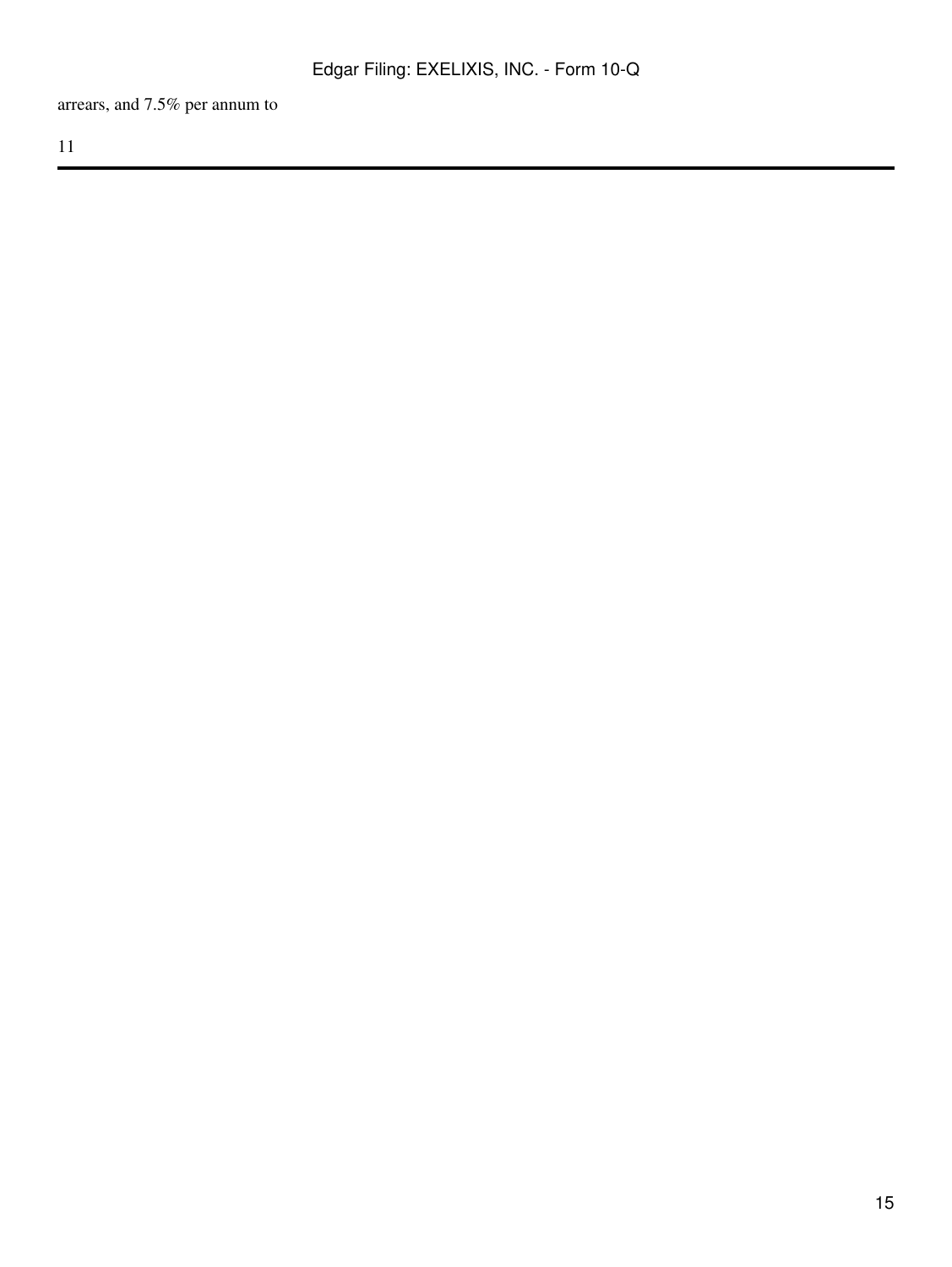arrears, and 7.5% per annum to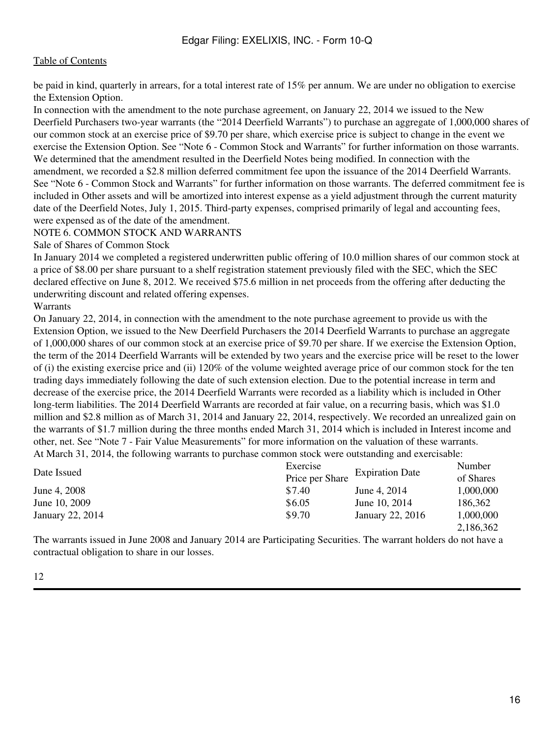be paid in kind, quarterly in arrears, for a total interest rate of 15% per annum. We are under no obligation to exercise the Extension Option.

In connection with the amendment to the note purchase agreement, on January 22, 2014 we issued to the New Deerfield Purchasers two-year warrants (the "2014 Deerfield Warrants") to purchase an aggregate of 1,000,000 shares of our common stock at an exercise price of $9.70 per share, which exercise price is subject to change in the event we exercise the Extension Option. See "Note 6 - Common Stock and Warrants" for further information on those warrants. We determined that the amendment resulted in the Deerfield Notes being modified. In connection with the amendment, we recorded a $2.8 million deferred commitment fee upon the issuance of the 2014 Deerfield Warrants. See "Note 6 - Common Stock and Warrants" for further information on those warrants. The deferred commitment fee is included in Other assets and will be amortized into interest expense as a yield adjustment through the current maturity date of the Deerfield Notes, July 1, 2015. Third-party expenses, comprised primarily of legal and accounting fees, were expensed as of the date of the amendment.

## NOTE 6. COMMON STOCK AND WARRANTS

### Sale of Shares of Common Stock

In January 2014 we completed a registered underwritten public offering of 10.0 million shares of our common stock at a price of $8.00 per share pursuant to a shelf registration statement previously filed with the SEC, which the SEC declared effective on June 8, 2012. We received $75.6 million in net proceeds from the offering after deducting the underwriting discount and related offering expenses.

### Warrants

On January 22, 2014, in connection with the amendment to the note purchase agreement to provide us with the Extension Option, we issued to the New Deerfield Purchasers the 2014 Deerfield Warrants to purchase an aggregate of 1,000,000 shares of our common stock at an exercise price of $9.70 per share. If we exercise the Extension Option, the term of the 2014 Deerfield Warrants will be extended by two years and the exercise price will be reset to the lower of (i) the existing exercise price and (ii) 120% of the volume weighted average price of our common stock for the ten trading days immediately following the date of such extension election. Due to the potential increase in term and decrease of the exercise price, the 2014 Deerfield Warrants were recorded as a liability which is included in Other long-term liabilities. The 2014 Deerfield Warrants are recorded at fair value, on a recurring basis, which was $1.0 million and $2.8 million as of March 31, 2014 and January 22, 2014, respectively. We recorded an unrealized gain on the warrants of $1.7 million during the three months ended March 31, 2014 which is included in Interest income and other, net. See "Note 7 - Fair Value Measurements" for more information on the valuation of these warrants.

At March 31, 2014, the following warrants to purchase common stock were outstanding and exercisable:

| Date Issued | Exercise Price per Share | Expiration Date | Number of Shares |
|---|---|---|---|
| June 4, 2008 | $7.40 | June 4, 2014 | 1,000,000 |
| June 10, 2009 | $6.05 | June 10, 2014 | 186,362 |
| January 22, 2014 | $9.70 | January 22, 2016 | 1,000,000 |
| | | | 2,186,362 |

The warrants issued in June 2008 and January 2014 are Participating Securities. The warrant holders do not have a contractual obligation to share in our losses.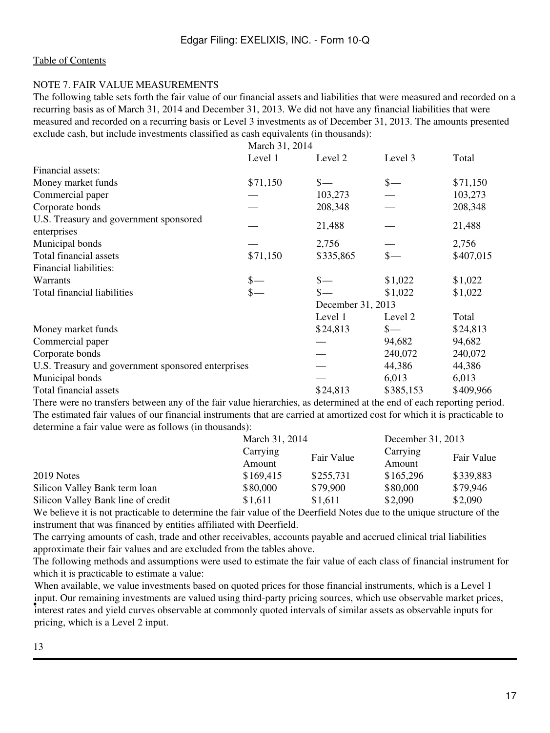[Table of Contents](#)

NOTE 7. FAIR VALUE MEASUREMENTS

The following table sets forth the fair value of our financial assets and liabilities that were measured and recorded on a recurring basis as of March 31, 2014 and December 31, 2013. We did not have any financial liabilities that were measured and recorded on a recurring basis or Level 3 investments as of December 31, 2013. The amounts presented exclude cash, but include investments classified as cash equivalents (in thousands):

| | March 31, 2014 | | | |
|---|---|---|---|---|
| | Level 1 | Level 2 | Level 3 | Total |
| Financial assets: | | | | |
| Money market funds | $71,150 | $— | $— | $71,150 |
| Commercial paper | — | 103,273 | — | 103,273 |
| Corporate bonds | — | 208,348 | — | 208,348 |
| U.S. Treasury and government sponsored enterprises | — | 21,488 | — | 21,488 |
| Municipal bonds | — | 2,756 | — | 2,756 |
| Total financial assets | $71,150 | $335,865 | $— | $407,015 |
| Financial liabilities: | | | | |
| Warrants | $— | $— | $1,022 | $1,022 |
| Total financial liabilities | $— | $— | $1,022 | $1,022 |

| | December 31, 2013 | | |
|---|---|---|---|
| | Level 1 | Level 2 | Total |
| Money market funds | $24,813 | $— | $24,813 |
| Commercial paper | — | 94,682 | 94,682 |
| Corporate bonds | — | 240,072 | 240,072 |
| U.S. Treasury and government sponsored enterprises | — | 44,386 | 44,386 |
| Municipal bonds | — | 6,013 | 6,013 |
| Total financial assets | $24,813 | $385,153 | $409,966 |

There were no transfers between any of the fair value hierarchies, as determined at the end of each reporting period.

The estimated fair values of our financial instruments that are carried at amortized cost for which it is practicable to determine a fair value were as follows (in thousands):

| | March 31, 2014 | | December 31, 2013 | |
|---|---|---|---|---|
| | Carrying Amount | Fair Value | Carrying Amount | Fair Value |
| 2019 Notes | $169,415 | $255,731 | $165,296 | $339,883 |
| Silicon Valley Bank term loan | $80,000 | $79,900 | $80,000 | $79,946 |
| Silicon Valley Bank line of credit | $1,611 | $1,611 | $2,090 | $2,090 |

We believe it is not practicable to determine the fair value of the Deerfield Notes due to the unique structure of the instrument that was financed by entities affiliated with Deerfield.

The carrying amounts of cash, trade and other receivables, accounts payable and accrued clinical trial liabilities approximate their fair values and are excluded from the tables above.

The following methods and assumptions were used to estimate the fair value of each class of financial instrument for which it is practicable to estimate a value:

- When available, we value investments based on quoted prices for those financial instruments, which is a Level 1 input. Our remaining investments are valued using third-party pricing sources, which use observable market prices, interest rates and yield curves observable at commonly quoted intervals of similar assets as observable inputs for pricing, which is a Level 2 input.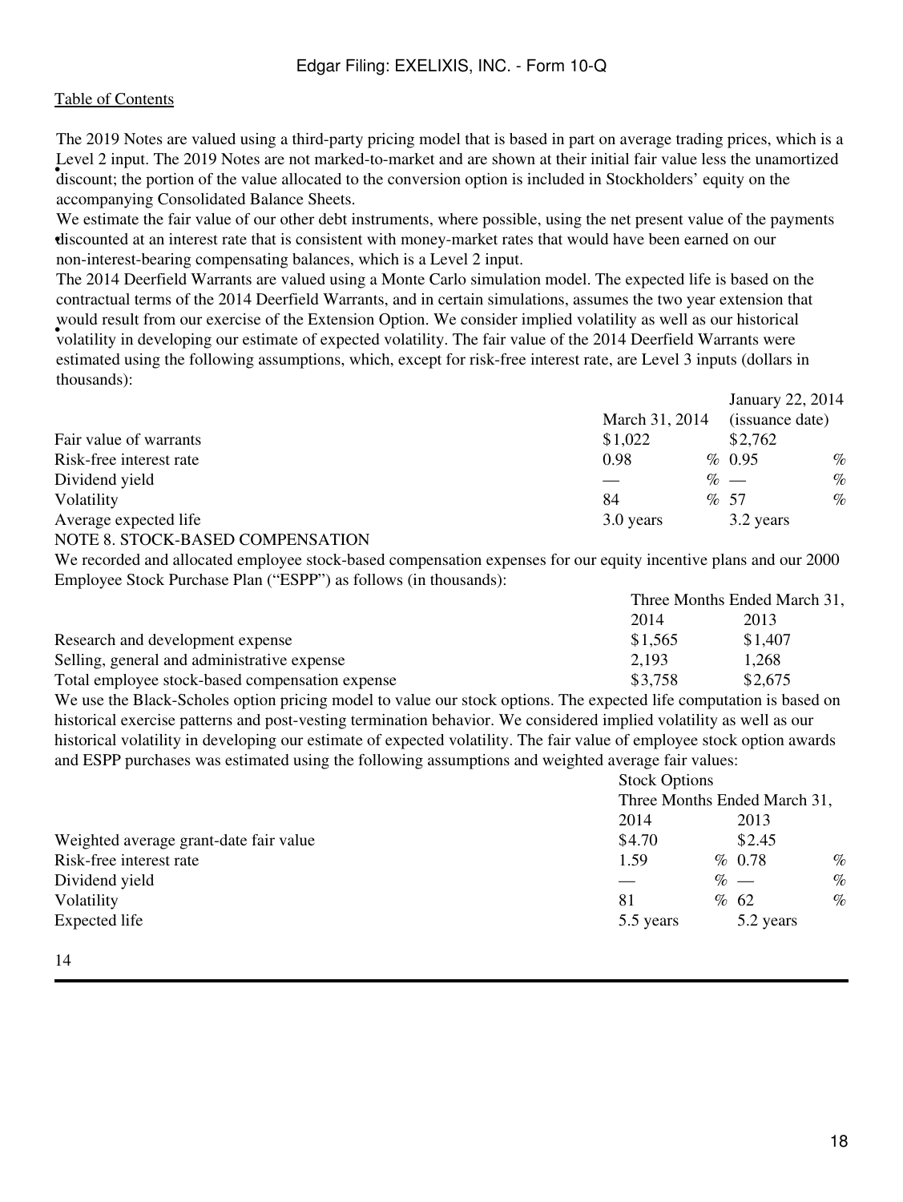- The 2019 Notes are valued using a third-party pricing model that is based in part on average trading prices, which is a Level 2 input. The 2019 Notes are not marked-to-market and are shown at their initial fair value less the unamortized discount; the portion of the value allocated to the conversion option is included in Stockholders' equity on the accompanying Consolidated Balance Sheets.
- We estimate the fair value of our other debt instruments, where possible, using the net present value of the payments discounted at an interest rate that is consistent with money-market rates that would have been earned on our non-interest-bearing compensating balances, which is a Level 2 input.
- The 2014 Deerfield Warrants are valued using a Monte Carlo simulation model. The expected life is based on the contractual terms of the 2014 Deerfield Warrants, and in certain simulations, assumes the two year extension that would result from our exercise of the Extension Option. We consider implied volatility as well as our historical volatility in developing our estimate of expected volatility. The fair value of the 2014 Deerfield Warrants were estimated using the following assumptions, which, except for risk-free interest rate, are Level 3 inputs (dollars in thousands):

| | March 31, 2014 | January 22, 2014 (issuance date) |
|---|---|---|
| Fair value of warrants | $1,022 | $2,762 |
| Risk-free interest rate | 0.98 % | 0.95 % |
| Dividend yield | — % | — % |
| Volatility | 84 % | 57 % |
| Average expected life | 3.0 years | 3.2 years |

NOTE 8. STOCK-BASED COMPENSATION

We recorded and allocated employee stock-based compensation expenses for our equity incentive plans and our 2000 Employee Stock Purchase Plan ("ESPP") as follows (in thousands):

| | Three Months Ended March 31, | |
|---|---|---|
| | 2014 | 2013 |
| Research and development expense | $1,565 | $1,407 |
| Selling, general and administrative expense | 2,193 | 1,268 |
| Total employee stock-based compensation expense | $3,758 | $2,675 |

We use the Black-Scholes option pricing model to value our stock options. The expected life computation is based on historical exercise patterns and post-vesting termination behavior. We considered implied volatility as well as our historical volatility in developing our estimate of expected volatility. The fair value of employee stock option awards and ESPP purchases was estimated using the following assumptions and weighted average fair values:

| | Stock Options | |
|---|---|---|
| | Three Months Ended March 31, | |
| | 2014 | 2013 |
| Weighted average grant-date fair value | $4.70 | $2.45 |
| Risk-free interest rate | 1.59 % | 0.78 % |
| Dividend yield | — % | — % |
| Volatility | 81 % | 62 % |
| Expected life | 5.5 years | 5.2 years |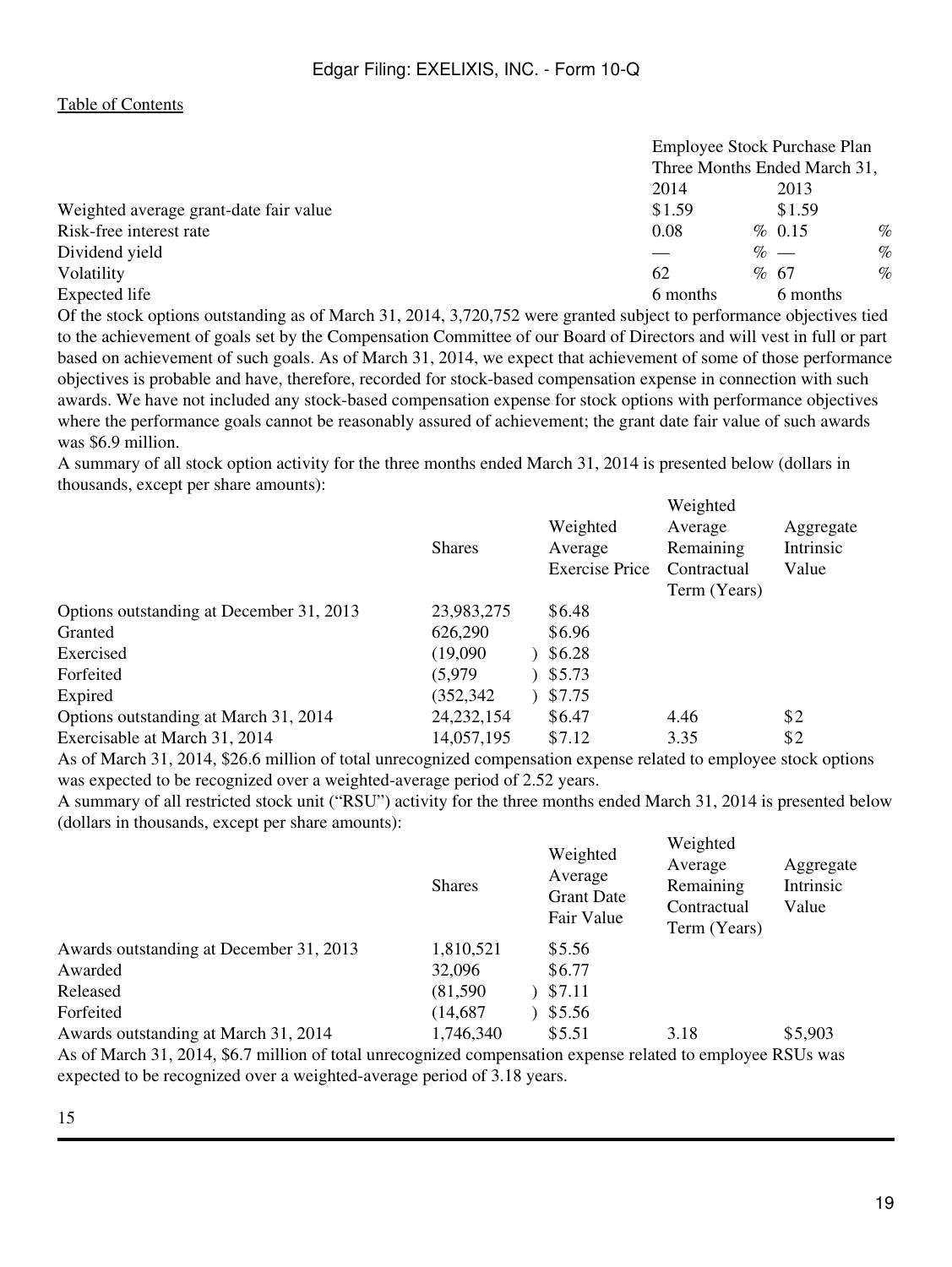| | Employee Stock Purchase Plan | |
|---|---|---|
| | Three Months Ended March 31, | |
| | 2014 | 2013 |
| Weighted average grant-date fair value | $1.59 | $1.59 |
| Risk-free interest rate | 0.08 % | 0.15 % |
| Dividend yield | — % | — % |
| Volatility | 62 % | 67 % |
| Expected life | 6 months | 6 months |

Of the stock options outstanding as of March 31, 2014, 3,720,752 were granted subject to performance objectives tied to the achievement of goals set by the Compensation Committee of our Board of Directors and will vest in full or part based on achievement of such goals. As of March 31, 2014, we expect that achievement of some of those performance objectives is probable and have, therefore, recorded for stock-based compensation expense in connection with such awards. We have not included any stock-based compensation expense for stock options with performance objectives where the performance goals cannot be reasonably assured of achievement; the grant date fair value of such awards was $6.9 million.

A summary of all stock option activity for the three months ended March 31, 2014 is presented below (dollars in thousands, except per share amounts):

| | Shares | Weighted Average Exercise Price | Weighted Average Remaining Contractual Term (Years) | Aggregate Intrinsic Value |
|---|---|---|---|---|
| Options outstanding at December 31, 2013 | 23,983,275 | $6.48 | | |
| Granted | 626,290 | $6.96 | | |
| Exercised | (19,090) | $6.28 | | |
| Forfeited | (5,979) | $5.73 | | |
| Expired | (352,342) | $7.75 | | |
| Options outstanding at March 31, 2014 | 24,232,154 | $6.47 | 4.46 | $2 |
| Exercisable at March 31, 2014 | 14,057,195 | $7.12 | 3.35 | $2 |

As of March 31, 2014, $26.6 million of total unrecognized compensation expense related to employee stock options was expected to be recognized over a weighted-average period of 2.52 years.

A summary of all restricted stock unit ("RSU") activity for the three months ended March 31, 2014 is presented below (dollars in thousands, except per share amounts):

| | Shares | Weighted Average Grant Date Fair Value | Weighted Average Remaining Contractual Term (Years) | Aggregate Intrinsic Value |
|---|---|---|---|---|
| Awards outstanding at December 31, 2013 | 1,810,521 | $5.56 | | |
| Awarded | 32,096 | $6.77 | | |
| Released | (81,590) | $7.11 | | |
| Forfeited | (14,687) | $5.56 | | |
| Awards outstanding at March 31, 2014 | 1,746,340 | $5.51 | 3.18 | $5,903 |

As of March 31, 2014, $6.7 million of total unrecognized compensation expense related to employee RSUs was expected to be recognized over a weighted-average period of 3.18 years.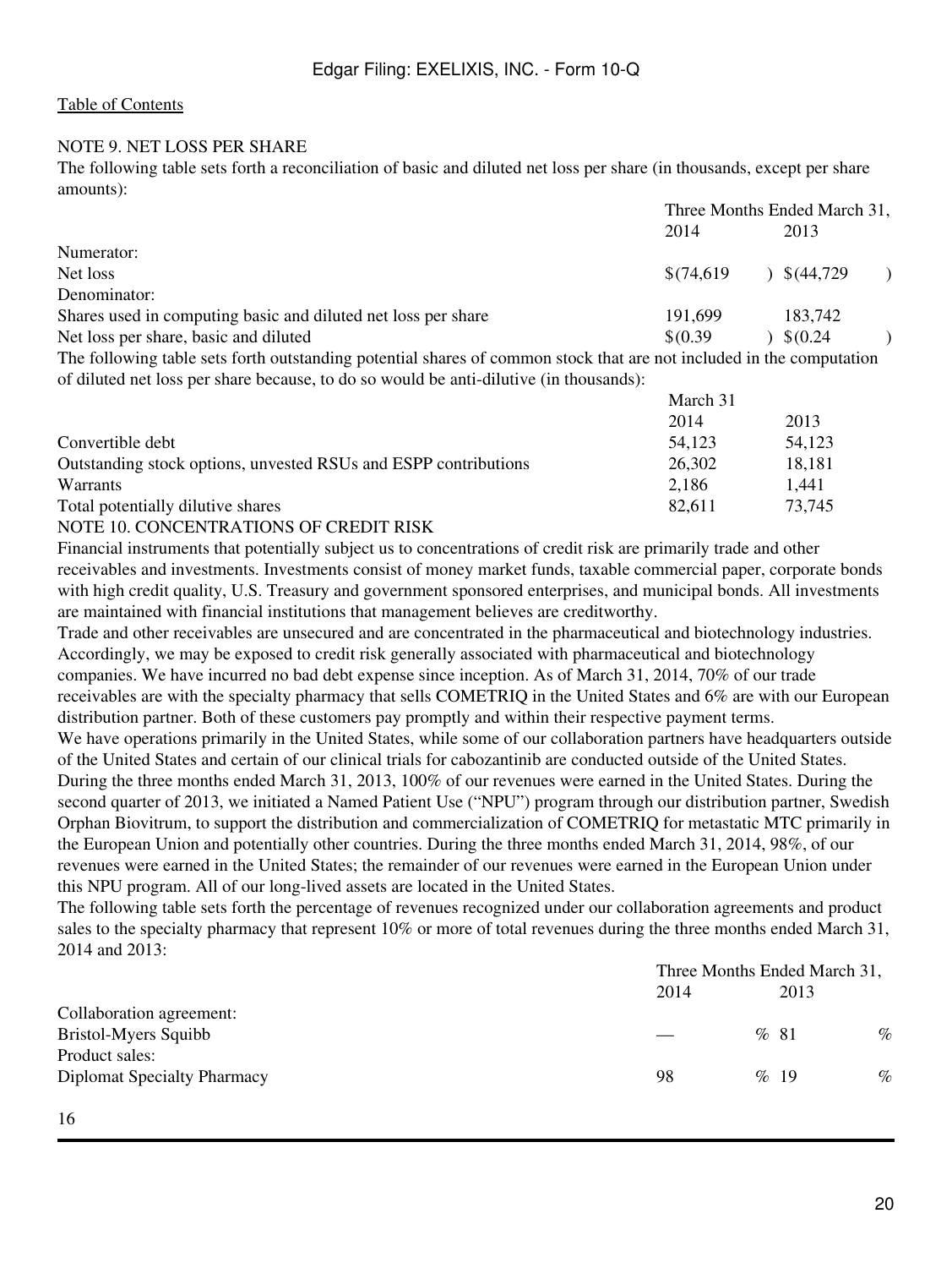[Table of Contents](#)

## NOTE 9. NET LOSS PER SHARE

The following table sets forth a reconciliation of basic and diluted net loss per share (in thousands, except per share amounts):

| | Three Months Ended March 31, | |
|---|---|---|
| | 2014 | 2013 |
| Numerator: | | |
| Net loss | $(74,619) | $(44,729) |
| Denominator: | | |
| Shares used in computing basic and diluted net loss per share | 191,699 | 183,742 |
| Net loss per share, basic and diluted | $(0.39) | $(0.24) |

The following table sets forth outstanding potential shares of common stock that are not included in the computation of diluted net loss per share because, to do so would be anti-dilutive (in thousands):

| | March 31 | |
|---|---|---|
| | 2014 | 2013 |
| Convertible debt | 54,123 | 54,123 |
| Outstanding stock options, unvested RSUs and ESPP contributions | 26,302 | 18,181 |
| Warrants | 2,186 | 1,441 |
| Total potentially dilutive shares | 82,611 | 73,745 |

## NOTE 10. CONCENTRATIONS OF CREDIT RISK

Financial instruments that potentially subject us to concentrations of credit risk are primarily trade and other receivables and investments. Investments consist of money market funds, taxable commercial paper, corporate bonds with high credit quality, U.S. Treasury and government sponsored enterprises, and municipal bonds. All investments are maintained with financial institutions that management believes are creditworthy.

Trade and other receivables are unsecured and are concentrated in the pharmaceutical and biotechnology industries. Accordingly, we may be exposed to credit risk generally associated with pharmaceutical and biotechnology companies. We have incurred no bad debt expense since inception. As of March 31, 2014, 70% of our trade receivables are with the specialty pharmacy that sells COMETRIQ in the United States and 6% are with our European distribution partner. Both of these customers pay promptly and within their respective payment terms.

We have operations primarily in the United States, while some of our collaboration partners have headquarters outside of the United States and certain of our clinical trials for cabozantinib are conducted outside of the United States. During the three months ended March 31, 2013, 100% of our revenues were earned in the United States. During the second quarter of 2013, we initiated a Named Patient Use ("NPU") program through our distribution partner, Swedish Orphan Biovitrum, to support the distribution and commercialization of COMETRIQ for metastatic MTC primarily in the European Union and potentially other countries. During the three months ended March 31, 2014, 98%, of our revenues were earned in the United States; the remainder of our revenues were earned in the European Union under this NPU program. All of our long-lived assets are located in the United States.

The following table sets forth the percentage of revenues recognized under our collaboration agreements and product sales to the specialty pharmacy that represent 10% or more of total revenues during the three months ended March 31, 2014 and 2013:

| | Three Months Ended March 31, | |
|---|---|---|
| | 2014 | 2013 |
| Collaboration agreement: | | |
| Bristol-Myers Squibb | — % | 81 % |
| Product sales: | | |
| Diplomat Specialty Pharmacy | 98 % | 19 % |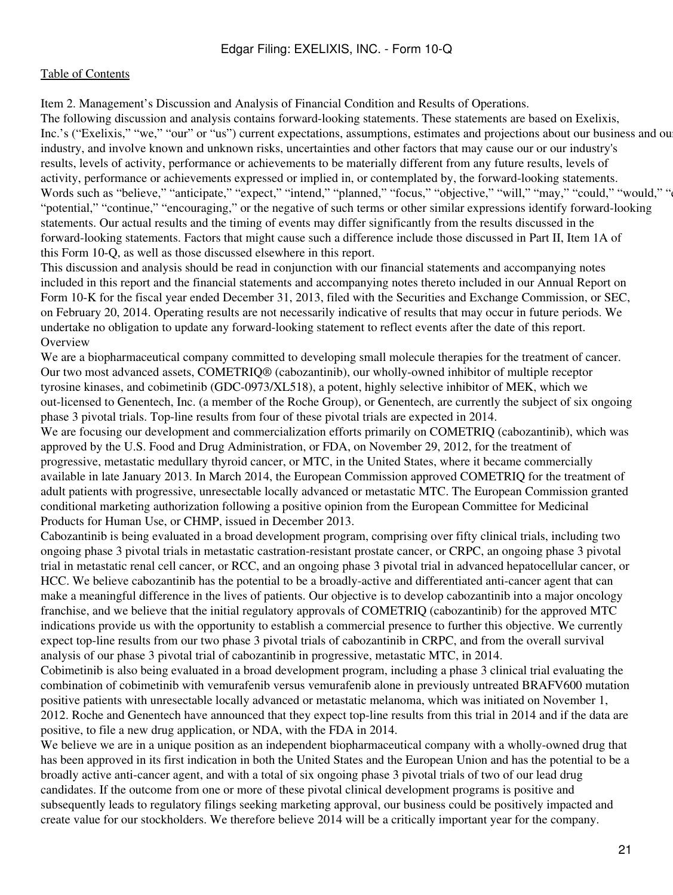[Table of Contents](#)

## Item 2. Management's Discussion and Analysis of Financial Condition and Results of Operations.

The following discussion and analysis contains forward-looking statements. These statements are based on Exelixis, Inc.'s ("Exelixis," "we," "our" or "us") current expectations, assumptions, estimates and projections about our business and our industry, and involve known and unknown risks, uncertainties and other factors that may cause our or our industry's results, levels of activity, performance or achievements to be materially different from any future results, levels of activity, performance or achievements expressed or implied in, or contemplated by, the forward-looking statements. Words such as "believe," "anticipate," "expect," "intend," "planned," "focus," "objective," "will," "may," "could," "would," "potential," "continue," "encouraging," or the negative of such terms or other similar expressions identify forward-looking statements. Our actual results and the timing of events may differ significantly from the results discussed in the forward-looking statements. Factors that might cause such a difference include those discussed in Part II, Item 1A of this Form 10-Q, as well as those discussed elsewhere in this report.

This discussion and analysis should be read in conjunction with our financial statements and accompanying notes included in this report and the financial statements and accompanying notes thereto included in our Annual Report on Form 10-K for the fiscal year ended December 31, 2013, filed with the Securities and Exchange Commission, or SEC, on February 20, 2014. Operating results are not necessarily indicative of results that may occur in future periods. We undertake no obligation to update any forward-looking statement to reflect events after the date of this report.

### Overview

We are a biopharmaceutical company committed to developing small molecule therapies for the treatment of cancer. Our two most advanced assets, COMETRIQ® (cabozantinib), our wholly-owned inhibitor of multiple receptor tyrosine kinases, and cobimetinib (GDC-0973/XL518), a potent, highly selective inhibitor of MEK, which we out-licensed to Genentech, Inc. (a member of the Roche Group), or Genentech, are currently the subject of six ongoing phase 3 pivotal trials. Top-line results from four of these pivotal trials are expected in 2014.

We are focusing our development and commercialization efforts primarily on COMETRIQ (cabozantinib), which was approved by the U.S. Food and Drug Administration, or FDA, on November 29, 2012, for the treatment of progressive, metastatic medullary thyroid cancer, or MTC, in the United States, where it became commercially available in late January 2013. In March 2014, the European Commission approved COMETRIQ for the treatment of adult patients with progressive, unresectable locally advanced or metastatic MTC. The European Commission granted conditional marketing authorization following a positive opinion from the European Committee for Medicinal Products for Human Use, or CHMP, issued in December 2013.

Cabozantinib is being evaluated in a broad development program, comprising over fifty clinical trials, including two ongoing phase 3 pivotal trials in metastatic castration-resistant prostate cancer, or CRPC, an ongoing phase 3 pivotal trial in metastatic renal cell cancer, or RCC, and an ongoing phase 3 pivotal trial in advanced hepatocellular cancer, or HCC. We believe cabozantinib has the potential to be a broadly-active and differentiated anti-cancer agent that can make a meaningful difference in the lives of patients. Our objective is to develop cabozantinib into a major oncology franchise, and we believe that the initial regulatory approvals of COMETRIQ (cabozantinib) for the approved MTC indications provide us with the opportunity to establish a commercial presence to further this objective. We currently expect top-line results from our two phase 3 pivotal trials of cabozantinib in CRPC, and from the overall survival analysis of our phase 3 pivotal trial of cabozantinib in progressive, metastatic MTC, in 2014.

Cobimetinib is also being evaluated in a broad development program, including a phase 3 clinical trial evaluating the combination of cobimetinib with vemurafenib versus vemurafenib alone in previously untreated BRAFV600 mutation positive patients with unresectable locally advanced or metastatic melanoma, which was initiated on November 1, 2012. Roche and Genentech have announced that they expect top-line results from this trial in 2014 and if the data are positive, to file a new drug application, or NDA, with the FDA in 2014.

We believe we are in a unique position as an independent biopharmaceutical company with a wholly-owned drug that has been approved in its first indication in both the United States and the European Union and has the potential to be a broadly active anti-cancer agent, and with a total of six ongoing phase 3 pivotal trials of two of our lead drug candidates. If the outcome from one or more of these pivotal clinical development programs is positive and subsequently leads to regulatory filings seeking marketing approval, our business could be positively impacted and create value for our stockholders. We therefore believe 2014 will be a critically important year for the company.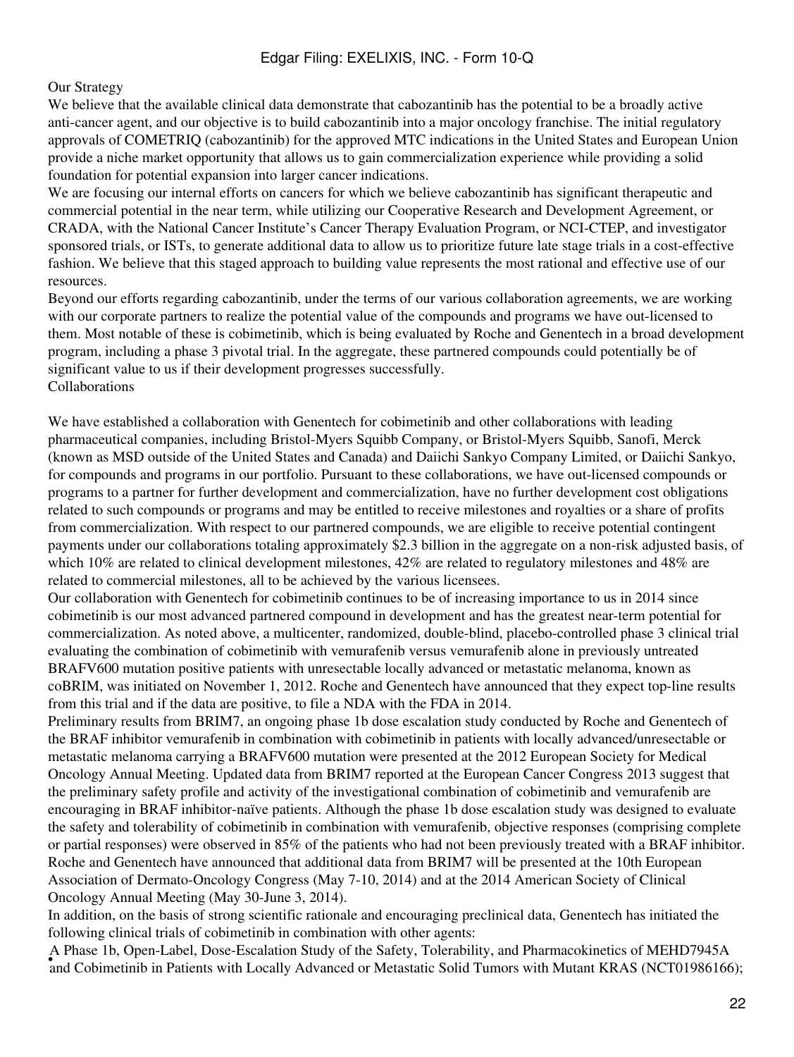## Our Strategy

We believe that the available clinical data demonstrate that cabozantinib has the potential to be a broadly active anti-cancer agent, and our objective is to build cabozantinib into a major oncology franchise. The initial regulatory approvals of COMETRIQ (cabozantinib) for the approved MTC indications in the United States and European Union provide a niche market opportunity that allows us to gain commercialization experience while providing a solid foundation for potential expansion into larger cancer indications.

We are focusing our internal efforts on cancers for which we believe cabozantinib has significant therapeutic and commercial potential in the near term, while utilizing our Cooperative Research and Development Agreement, or CRADA, with the National Cancer Institute's Cancer Therapy Evaluation Program, or NCI-CTEP, and investigator sponsored trials, or ISTs, to generate additional data to allow us to prioritize future late stage trials in a cost-effective fashion. We believe that this staged approach to building value represents the most rational and effective use of our resources.

Beyond our efforts regarding cabozantinib, under the terms of our various collaboration agreements, we are working with our corporate partners to realize the potential value of the compounds and programs we have out-licensed to them. Most notable of these is cobimetinib, which is being evaluated by Roche and Genentech in a broad development program, including a phase 3 pivotal trial. In the aggregate, these partnered compounds could potentially be of significant value to us if their development progresses successfully.

## Collaborations

We have established a collaboration with Genentech for cobimetinib and other collaborations with leading pharmaceutical companies, including Bristol-Myers Squibb Company, or Bristol-Myers Squibb, Sanofi, Merck (known as MSD outside of the United States and Canada) and Daiichi Sankyo Company Limited, or Daiichi Sankyo, for compounds and programs in our portfolio. Pursuant to these collaborations, we have out-licensed compounds or programs to a partner for further development and commercialization, have no further development cost obligations related to such compounds or programs and may be entitled to receive milestones and royalties or a share of profits from commercialization. With respect to our partnered compounds, we are eligible to receive potential contingent payments under our collaborations totaling approximately $2.3 billion in the aggregate on a non-risk adjusted basis, of which 10% are related to clinical development milestones, 42% are related to regulatory milestones and 48% are related to commercial milestones, all to be achieved by the various licensees.

Our collaboration with Genentech for cobimetinib continues to be of increasing importance to us in 2014 since cobimetinib is our most advanced partnered compound in development and has the greatest near-term potential for commercialization. As noted above, a multicenter, randomized, double-blind, placebo-controlled phase 3 clinical trial evaluating the combination of cobimetinib with vemurafenib versus vemurafenib alone in previously untreated BRAFV600 mutation positive patients with unresectable locally advanced or metastatic melanoma, known as coBRIM, was initiated on November 1, 2012. Roche and Genentech have announced that they expect top-line results from this trial and if the data are positive, to file a NDA with the FDA in 2014.

Preliminary results from BRIM7, an ongoing phase 1b dose escalation study conducted by Roche and Genentech of the BRAF inhibitor vemurafenib in combination with cobimetinib in patients with locally advanced/unresectable or metastatic melanoma carrying a BRAFV600 mutation were presented at the 2012 European Society for Medical Oncology Annual Meeting. Updated data from BRIM7 reported at the European Cancer Congress 2013 suggest that the preliminary safety profile and activity of the investigational combination of cobimetinib and vemurafenib are encouraging in BRAF inhibitor-naïve patients. Although the phase 1b dose escalation study was designed to evaluate the safety and tolerability of cobimetinib in combination with vemurafenib, objective responses (comprising complete or partial responses) were observed in 85% of the patients who had not been previously treated with a BRAF inhibitor. Roche and Genentech have announced that additional data from BRIM7 will be presented at the 10th European Association of Dermato-Oncology Congress (May 7-10, 2014) and at the 2014 American Society of Clinical Oncology Annual Meeting (May 30-June 3, 2014).

In addition, on the basis of strong scientific rationale and encouraging preclinical data, Genentech has initiated the following clinical trials of cobimetinib in combination with other agents:

- A Phase 1b, Open-Label, Dose-Escalation Study of the Safety, Tolerability, and Pharmacokinetics of MEHD7945A and Cobimetinib in Patients with Locally Advanced or Metastatic Solid Tumors with Mutant KRAS (NCT01986166);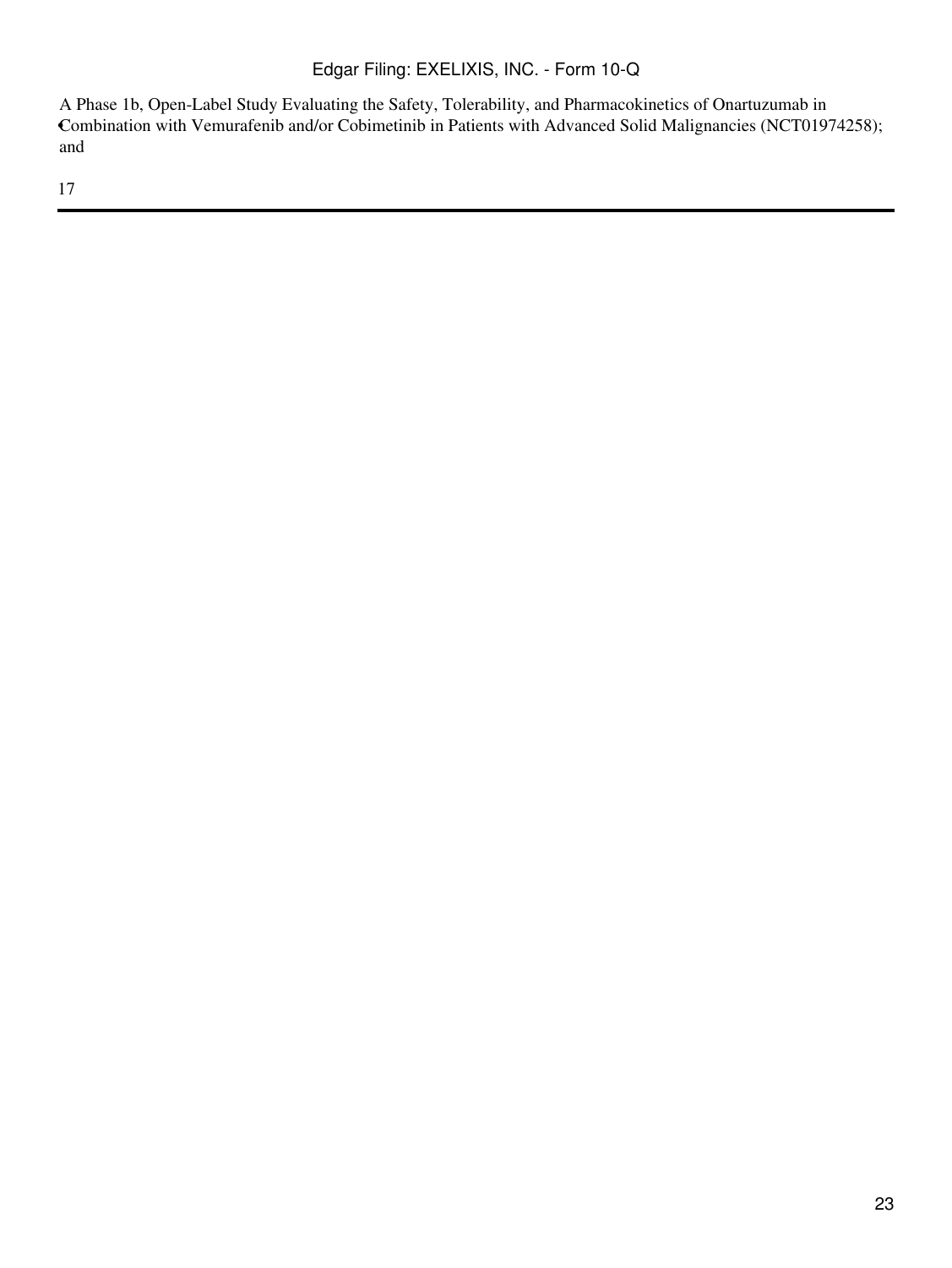- A Phase 1b, Open-Label Study Evaluating the Safety, Tolerability, and Pharmacokinetics of Onartuzumab in Combination with Vemurafenib and/or Cobimetinib in Patients with Advanced Solid Malignancies (NCT01974258); and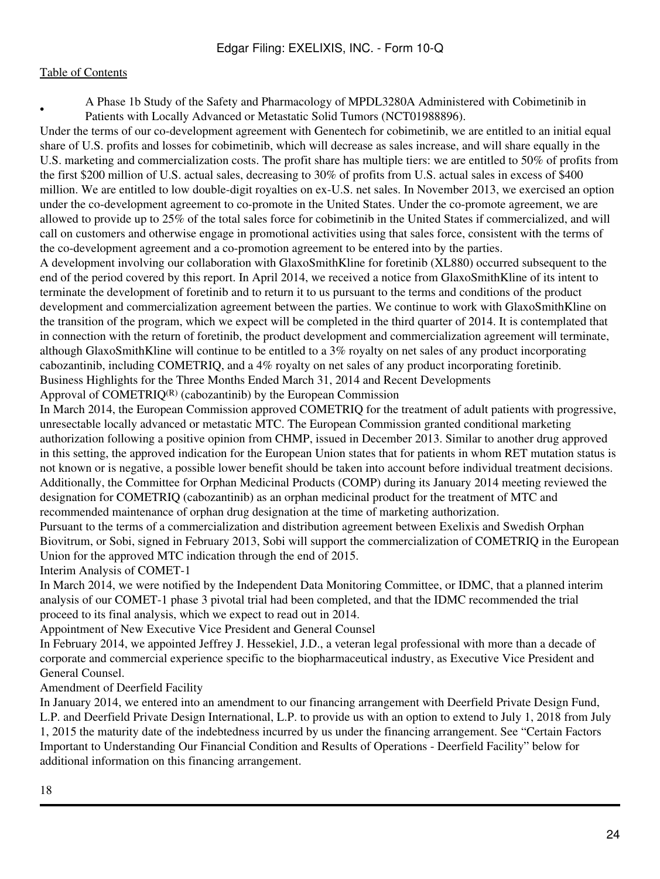- A Phase 1b Study of the Safety and Pharmacology of MPDL3280A Administered with Cobimetinib in Patients with Locally Advanced or Metastatic Solid Tumors (NCT01988896).

Under the terms of our co-development agreement with Genentech for cobimetinib, we are entitled to an initial equal share of U.S. profits and losses for cobimetinib, which will decrease as sales increase, and will share equally in the U.S. marketing and commercialization costs. The profit share has multiple tiers: we are entitled to 50% of profits from the first $200 million of U.S. actual sales, decreasing to 30% of profits from U.S. actual sales in excess of $400 million. We are entitled to low double-digit royalties on ex-U.S. net sales. In November 2013, we exercised an option under the co-development agreement to co-promote in the United States. Under the co-promote agreement, we are allowed to provide up to 25% of the total sales force for cobimetinib in the United States if commercialized, and will call on customers and otherwise engage in promotional activities using that sales force, consistent with the terms of the co-development agreement and a co-promotion agreement to be entered into by the parties.

A development involving our collaboration with GlaxoSmithKline for foretinib (XL880) occurred subsequent to the end of the period covered by this report. In April 2014, we received a notice from GlaxoSmithKline of its intent to terminate the development of foretinib and to return it to us pursuant to the terms and conditions of the product development and commercialization agreement between the parties. We continue to work with GlaxoSmithKline on the transition of the program, which we expect will be completed in the third quarter of 2014. It is contemplated that in connection with the return of foretinib, the product development and commercialization agreement will terminate, although GlaxoSmithKline will continue to be entitled to a 3% royalty on net sales of any product incorporating cabozantinib, including COMETRIQ, and a 4% royalty on net sales of any product incorporating foretinib.

Business Highlights for the Three Months Ended March 31, 2014 and Recent Developments

Approval of COMETRIQ(R) (cabozantinib) by the European Commission

In March 2014, the European Commission approved COMETRIQ for the treatment of adult patients with progressive, unresectable locally advanced or metastatic MTC. The European Commission granted conditional marketing authorization following a positive opinion from CHMP, issued in December 2013. Similar to another drug approved in this setting, the approved indication for the European Union states that for patients in whom RET mutation status is not known or is negative, a possible lower benefit should be taken into account before individual treatment decisions. Additionally, the Committee for Orphan Medicinal Products (COMP) during its January 2014 meeting reviewed the designation for COMETRIQ (cabozantinib) as an orphan medicinal product for the treatment of MTC and recommended maintenance of orphan drug designation at the time of marketing authorization.

Pursuant to the terms of a commercialization and distribution agreement between Exelixis and Swedish Orphan Biovitrum, or Sobi, signed in February 2013, Sobi will support the commercialization of COMETRIQ in the European Union for the approved MTC indication through the end of 2015.

Interim Analysis of COMET-1

In March 2014, we were notified by the Independent Data Monitoring Committee, or IDMC, that a planned interim analysis of our COMET-1 phase 3 pivotal trial had been completed, and that the IDMC recommended the trial proceed to its final analysis, which we expect to read out in 2014.

Appointment of New Executive Vice President and General Counsel

In February 2014, we appointed Jeffrey J. Hessekiel, J.D., a veteran legal professional with more than a decade of corporate and commercial experience specific to the biopharmaceutical industry, as Executive Vice President and General Counsel.

Amendment of Deerfield Facility

In January 2014, we entered into an amendment to our financing arrangement with Deerfield Private Design Fund, L.P. and Deerfield Private Design International, L.P. to provide us with an option to extend to July 1, 2018 from July 1, 2015 the maturity date of the indebtedness incurred by us under the financing arrangement. See "Certain Factors Important to Understanding Our Financial Condition and Results of Operations - Deerfield Facility" below for additional information on this financing arrangement.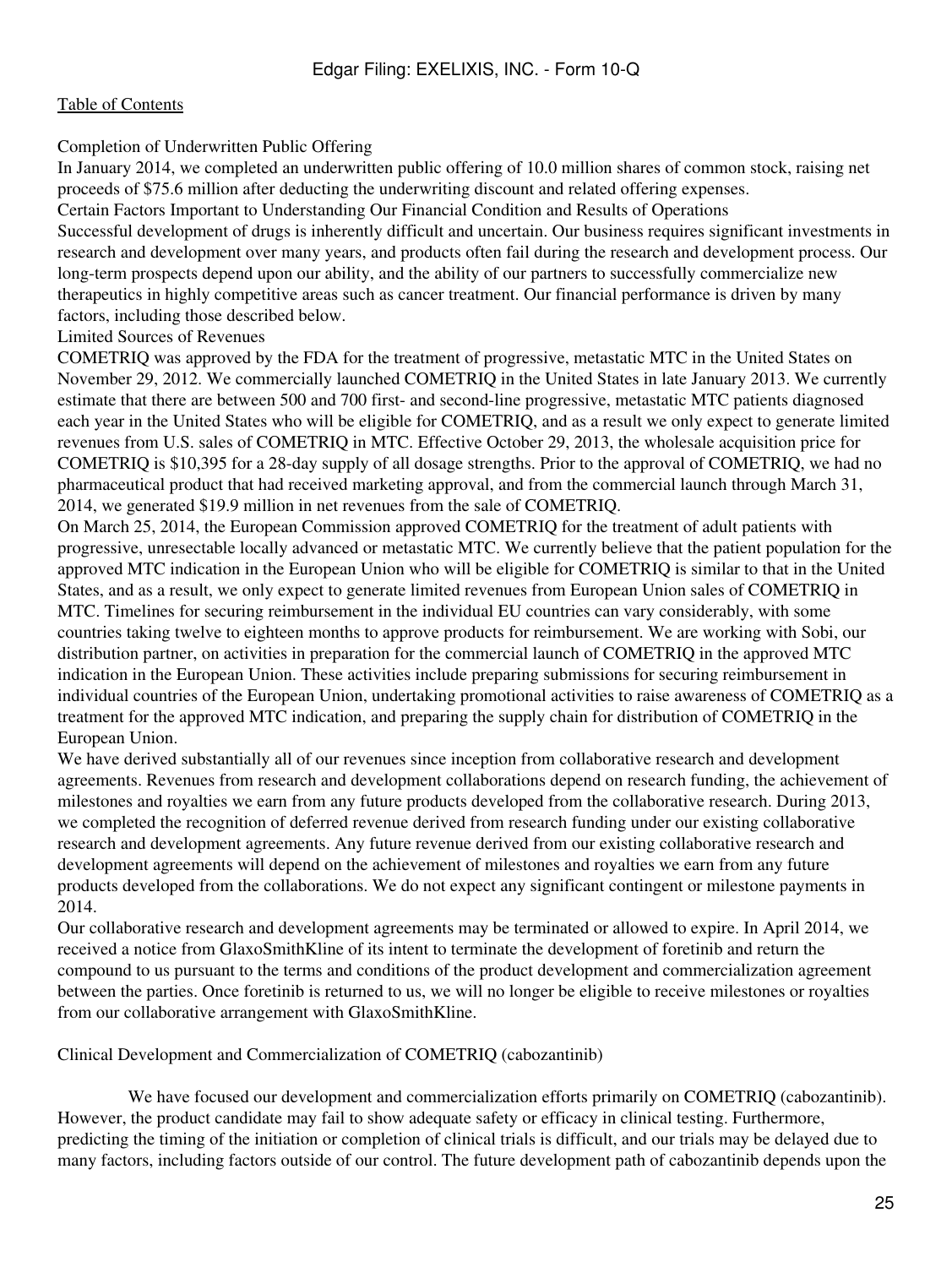Completion of Underwritten Public Offering

In January 2014, we completed an underwritten public offering of 10.0 million shares of common stock, raising net proceeds of $75.6 million after deducting the underwriting discount and related offering expenses.

Certain Factors Important to Understanding Our Financial Condition and Results of Operations

Successful development of drugs is inherently difficult and uncertain. Our business requires significant investments in research and development over many years, and products often fail during the research and development process. Our long-term prospects depend upon our ability, and the ability of our partners to successfully commercialize new therapeutics in highly competitive areas such as cancer treatment. Our financial performance is driven by many factors, including those described below.

Limited Sources of Revenues

COMETRIQ was approved by the FDA for the treatment of progressive, metastatic MTC in the United States on November 29, 2012. We commercially launched COMETRIQ in the United States in late January 2013. We currently estimate that there are between 500 and 700 first- and second-line progressive, metastatic MTC patients diagnosed each year in the United States who will be eligible for COMETRIQ, and as a result we only expect to generate limited revenues from U.S. sales of COMETRIQ in MTC. Effective October 29, 2013, the wholesale acquisition price for COMETRIQ is $10,395 for a 28-day supply of all dosage strengths. Prior to the approval of COMETRIQ, we had no pharmaceutical product that had received marketing approval, and from the commercial launch through March 31, 2014, we generated $19.9 million in net revenues from the sale of COMETRIQ.

On March 25, 2014, the European Commission approved COMETRIQ for the treatment of adult patients with progressive, unresectable locally advanced or metastatic MTC. We currently believe that the patient population for the approved MTC indication in the European Union who will be eligible for COMETRIQ is similar to that in the United States, and as a result, we only expect to generate limited revenues from European Union sales of COMETRIQ in MTC. Timelines for securing reimbursement in the individual EU countries can vary considerably, with some countries taking twelve to eighteen months to approve products for reimbursement. We are working with Sobi, our distribution partner, on activities in preparation for the commercial launch of COMETRIQ in the approved MTC indication in the European Union. These activities include preparing submissions for securing reimbursement in individual countries of the European Union, undertaking promotional activities to raise awareness of COMETRIQ as a treatment for the approved MTC indication, and preparing the supply chain for distribution of COMETRIQ in the European Union.

We have derived substantially all of our revenues since inception from collaborative research and development agreements. Revenues from research and development collaborations depend on research funding, the achievement of milestones and royalties we earn from any future products developed from the collaborative research. During 2013, we completed the recognition of deferred revenue derived from research funding under our existing collaborative research and development agreements. Any future revenue derived from our existing collaborative research and development agreements will depend on the achievement of milestones and royalties we earn from any future products developed from the collaborations. We do not expect any significant contingent or milestone payments in 2014.

Our collaborative research and development agreements may be terminated or allowed to expire. In April 2014, we received a notice from GlaxoSmithKline of its intent to terminate the development of foretinib and return the compound to us pursuant to the terms and conditions of the product development and commercialization agreement between the parties. Once foretinib is returned to us, we will no longer be eligible to receive milestones or royalties from our collaborative arrangement with GlaxoSmithKline.

Clinical Development and Commercialization of COMETRIQ (cabozantinib)

We have focused our development and commercialization efforts primarily on COMETRIQ (cabozantinib). However, the product candidate may fail to show adequate safety or efficacy in clinical testing. Furthermore, predicting the timing of the initiation or completion of clinical trials is difficult, and our trials may be delayed due to many factors, including factors outside of our control. The future development path of cabozantinib depends upon the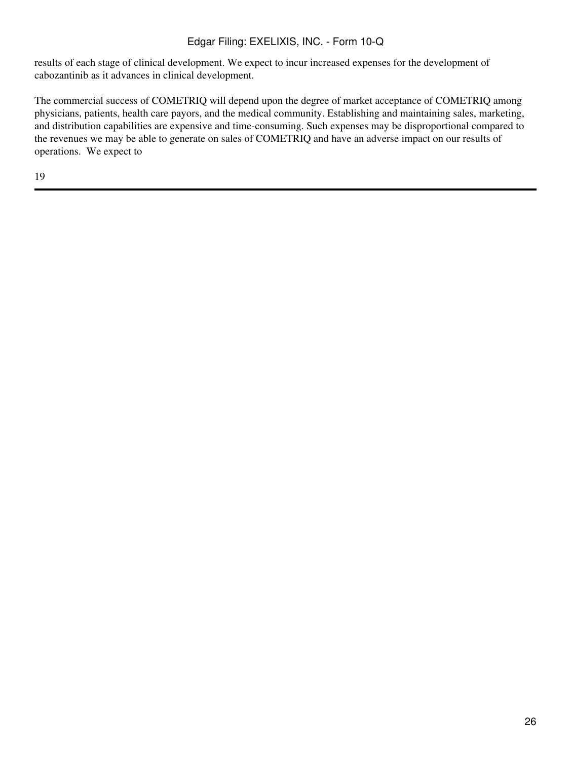results of each stage of clinical development. We expect to incur increased expenses for the development of cabozantinib as it advances in clinical development.

The commercial success of COMETRIQ will depend upon the degree of market acceptance of COMETRIQ among physicians, patients, health care payors, and the medical community. Establishing and maintaining sales, marketing, and distribution capabilities are expensive and time-consuming. Such expenses may be disproportional compared to the revenues we may be able to generate on sales of COMETRIQ and have an adverse impact on our results of operations. We expect to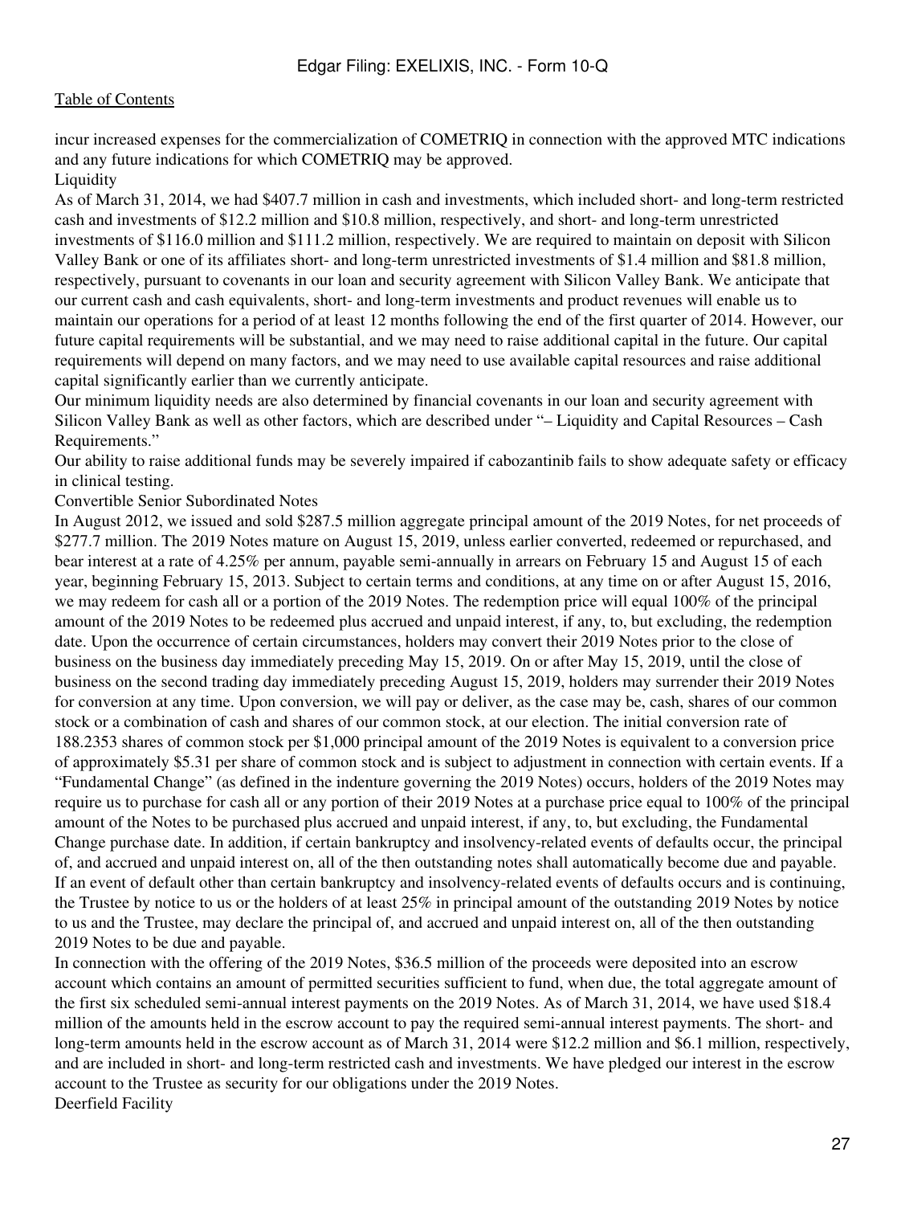incur increased expenses for the commercialization of COMETRIQ in connection with the approved MTC indications and any future indications for which COMETRIQ may be approved.

### Liquidity

As of March 31, 2014, we had $407.7 million in cash and investments, which included short- and long-term restricted cash and investments of $12.2 million and $10.8 million, respectively, and short- and long-term unrestricted investments of $116.0 million and $111.2 million, respectively. We are required to maintain on deposit with Silicon Valley Bank or one of its affiliates short- and long-term unrestricted investments of $1.4 million and $81.8 million, respectively, pursuant to covenants in our loan and security agreement with Silicon Valley Bank. We anticipate that our current cash and cash equivalents, short- and long-term investments and product revenues will enable us to maintain our operations for a period of at least 12 months following the end of the first quarter of 2014. However, our future capital requirements will be substantial, and we may need to raise additional capital in the future. Our capital requirements will depend on many factors, and we may need to use available capital resources and raise additional capital significantly earlier than we currently anticipate.

Our minimum liquidity needs are also determined by financial covenants in our loan and security agreement with Silicon Valley Bank as well as other factors, which are described under "– Liquidity and Capital Resources – Cash Requirements."

Our ability to raise additional funds may be severely impaired if cabozantinib fails to show adequate safety or efficacy in clinical testing.

### Convertible Senior Subordinated Notes

In August 2012, we issued and sold $287.5 million aggregate principal amount of the 2019 Notes, for net proceeds of $277.7 million. The 2019 Notes mature on August 15, 2019, unless earlier converted, redeemed or repurchased, and bear interest at a rate of 4.25% per annum, payable semi-annually in arrears on February 15 and August 15 of each year, beginning February 15, 2013. Subject to certain terms and conditions, at any time on or after August 15, 2016, we may redeem for cash all or a portion of the 2019 Notes. The redemption price will equal 100% of the principal amount of the 2019 Notes to be redeemed plus accrued and unpaid interest, if any, to, but excluding, the redemption date. Upon the occurrence of certain circumstances, holders may convert their 2019 Notes prior to the close of business on the business day immediately preceding May 15, 2019. On or after May 15, 2019, until the close of business on the second trading day immediately preceding August 15, 2019, holders may surrender their 2019 Notes for conversion at any time. Upon conversion, we will pay or deliver, as the case may be, cash, shares of our common stock or a combination of cash and shares of our common stock, at our election. The initial conversion rate of 188.2353 shares of common stock per $1,000 principal amount of the 2019 Notes is equivalent to a conversion price of approximately $5.31 per share of common stock and is subject to adjustment in connection with certain events. If a "Fundamental Change" (as defined in the indenture governing the 2019 Notes) occurs, holders of the 2019 Notes may require us to purchase for cash all or any portion of their 2019 Notes at a purchase price equal to 100% of the principal amount of the Notes to be purchased plus accrued and unpaid interest, if any, to, but excluding, the Fundamental Change purchase date. In addition, if certain bankruptcy and insolvency-related events of defaults occur, the principal of, and accrued and unpaid interest on, all of the then outstanding notes shall automatically become due and payable. If an event of default other than certain bankruptcy and insolvency-related events of defaults occurs and is continuing, the Trustee by notice to us or the holders of at least 25% in principal amount of the outstanding 2019 Notes by notice to us and the Trustee, may declare the principal of, and accrued and unpaid interest on, all of the then outstanding 2019 Notes to be due and payable.

In connection with the offering of the 2019 Notes, $36.5 million of the proceeds were deposited into an escrow account which contains an amount of permitted securities sufficient to fund, when due, the total aggregate amount of the first six scheduled semi-annual interest payments on the 2019 Notes. As of March 31, 2014, we have used $18.4 million of the amounts held in the escrow account to pay the required semi-annual interest payments. The short- and long-term amounts held in the escrow account as of March 31, 2014 were $12.2 million and $6.1 million, respectively, and are included in short- and long-term restricted cash and investments. We have pledged our interest in the escrow account to the Trustee as security for our obligations under the 2019 Notes.

### Deerfield Facility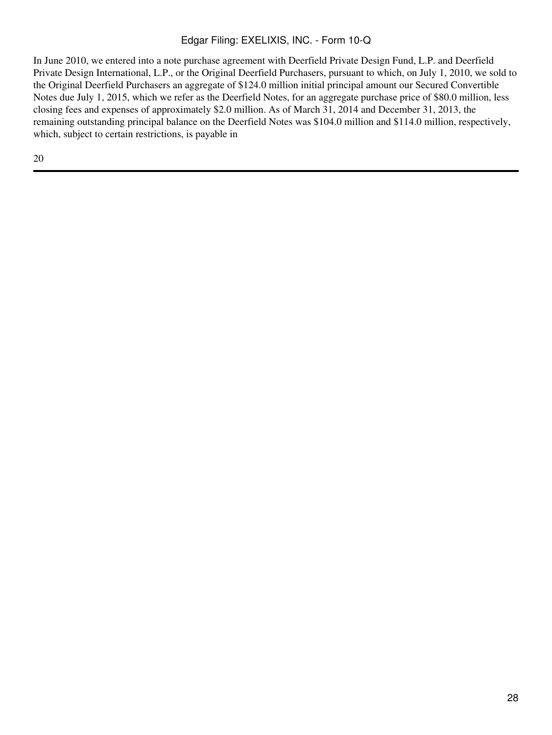In June 2010, we entered into a note purchase agreement with Deerfield Private Design Fund, L.P. and Deerfield Private Design International, L.P., or the Original Deerfield Purchasers, pursuant to which, on July 1, 2010, we sold to the Original Deerfield Purchasers an aggregate of $124.0 million initial principal amount our Secured Convertible Notes due July 1, 2015, which we refer as the Deerfield Notes, for an aggregate purchase price of $80.0 million, less closing fees and expenses of approximately $2.0 million. As of March 31, 2014 and December 31, 2013, the remaining outstanding principal balance on the Deerfield Notes was $104.0 million and $114.0 million, respectively, which, subject to certain restrictions, is payable in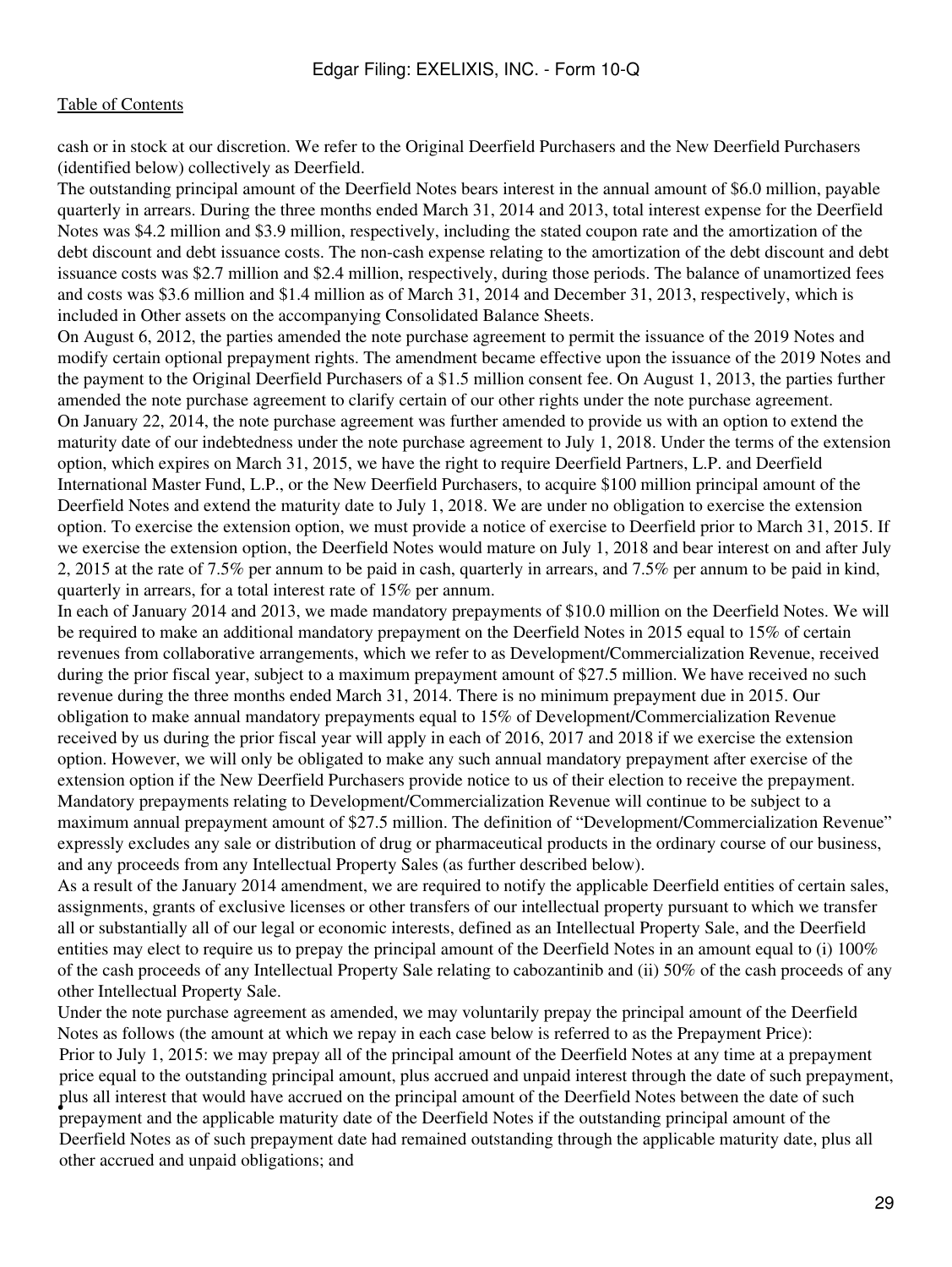cash or in stock at our discretion. We refer to the Original Deerfield Purchasers and the New Deerfield Purchasers (identified below) collectively as Deerfield.

The outstanding principal amount of the Deerfield Notes bears interest in the annual amount of $6.0 million, payable quarterly in arrears. During the three months ended March 31, 2014 and 2013, total interest expense for the Deerfield Notes was $4.2 million and $3.9 million, respectively, including the stated coupon rate and the amortization of the debt discount and debt issuance costs. The non-cash expense relating to the amortization of the debt discount and debt issuance costs was $2.7 million and $2.4 million, respectively, during those periods. The balance of unamortized fees and costs was $3.6 million and $1.4 million as of March 31, 2014 and December 31, 2013, respectively, which is included in Other assets on the accompanying Consolidated Balance Sheets.

On August 6, 2012, the parties amended the note purchase agreement to permit the issuance of the 2019 Notes and modify certain optional prepayment rights. The amendment became effective upon the issuance of the 2019 Notes and the payment to the Original Deerfield Purchasers of a $1.5 million consent fee. On August 1, 2013, the parties further amended the note purchase agreement to clarify certain of our other rights under the note purchase agreement.

On January 22, 2014, the note purchase agreement was further amended to provide us with an option to extend the maturity date of our indebtedness under the note purchase agreement to July 1, 2018. Under the terms of the extension option, which expires on March 31, 2015, we have the right to require Deerfield Partners, L.P. and Deerfield International Master Fund, L.P., or the New Deerfield Purchasers, to acquire $100 million principal amount of the Deerfield Notes and extend the maturity date to July 1, 2018. We are under no obligation to exercise the extension option. To exercise the extension option, we must provide a notice of exercise to Deerfield prior to March 31, 2015. If we exercise the extension option, the Deerfield Notes would mature on July 1, 2018 and bear interest on and after July 2, 2015 at the rate of 7.5% per annum to be paid in cash, quarterly in arrears, and 7.5% per annum to be paid in kind, quarterly in arrears, for a total interest rate of 15% per annum.

In each of January 2014 and 2013, we made mandatory prepayments of $10.0 million on the Deerfield Notes. We will be required to make an additional mandatory prepayment on the Deerfield Notes in 2015 equal to 15% of certain revenues from collaborative arrangements, which we refer to as Development/Commercialization Revenue, received during the prior fiscal year, subject to a maximum prepayment amount of $27.5 million. We have received no such revenue during the three months ended March 31, 2014. There is no minimum prepayment due in 2015. Our obligation to make annual mandatory prepayments equal to 15% of Development/Commercialization Revenue received by us during the prior fiscal year will apply in each of 2016, 2017 and 2018 if we exercise the extension option. However, we will only be obligated to make any such annual mandatory prepayment after exercise of the extension option if the New Deerfield Purchasers provide notice to us of their election to receive the prepayment. Mandatory prepayments relating to Development/Commercialization Revenue will continue to be subject to a maximum annual prepayment amount of $27.5 million. The definition of "Development/Commercialization Revenue" expressly excludes any sale or distribution of drug or pharmaceutical products in the ordinary course of our business, and any proceeds from any Intellectual Property Sales (as further described below).

As a result of the January 2014 amendment, we are required to notify the applicable Deerfield entities of certain sales, assignments, grants of exclusive licenses or other transfers of our intellectual property pursuant to which we transfer all or substantially all of our legal or economic interests, defined as an Intellectual Property Sale, and the Deerfield entities may elect to require us to prepay the principal amount of the Deerfield Notes in an amount equal to (i) 100% of the cash proceeds of any Intellectual Property Sale relating to cabozantinib and (ii) 50% of the cash proceeds of any other Intellectual Property Sale.

Under the note purchase agreement as amended, we may voluntarily prepay the principal amount of the Deerfield Notes as follows (the amount at which we repay in each case below is referred to as the Prepayment Price):

- Prior to July 1, 2015: we may prepay all of the principal amount of the Deerfield Notes at any time at a prepayment price equal to the outstanding principal amount, plus accrued and unpaid interest through the date of such prepayment, plus all interest that would have accrued on the principal amount of the Deerfield Notes between the date of such prepayment and the applicable maturity date of the Deerfield Notes if the outstanding principal amount of the Deerfield Notes as of such prepayment date had remained outstanding through the applicable maturity date, plus all other accrued and unpaid obligations; and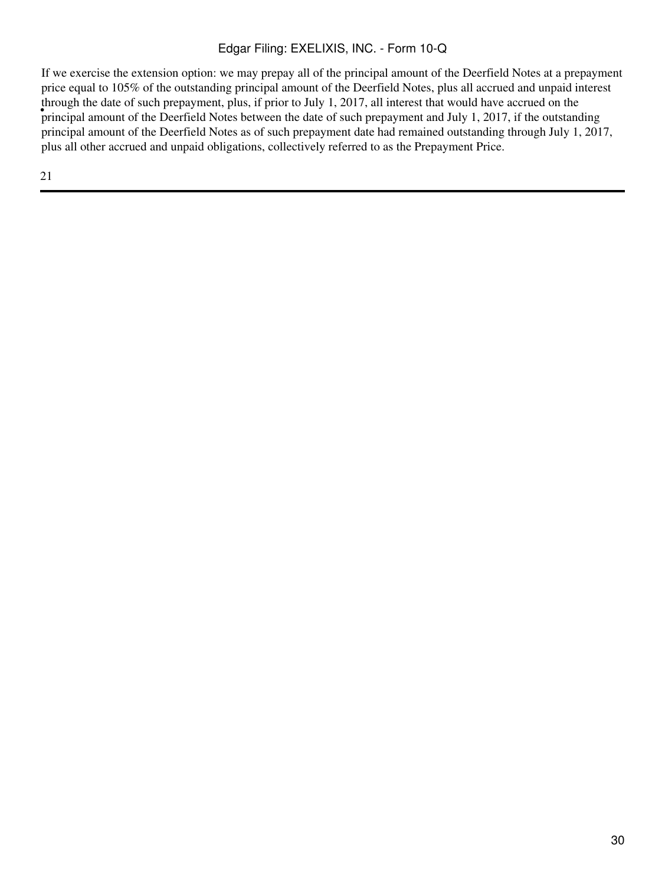- If we exercise the extension option: we may prepay all of the principal amount of the Deerfield Notes at a prepayment price equal to 105% of the outstanding principal amount of the Deerfield Notes, plus all accrued and unpaid interest through the date of such prepayment, plus, if prior to July 1, 2017, all interest that would have accrued on the principal amount of the Deerfield Notes between the date of such prepayment and July 1, 2017, if the outstanding principal amount of the Deerfield Notes as of such prepayment date had remained outstanding through July 1, 2017, plus all other accrued and unpaid obligations, collectively referred to as the Prepayment Price.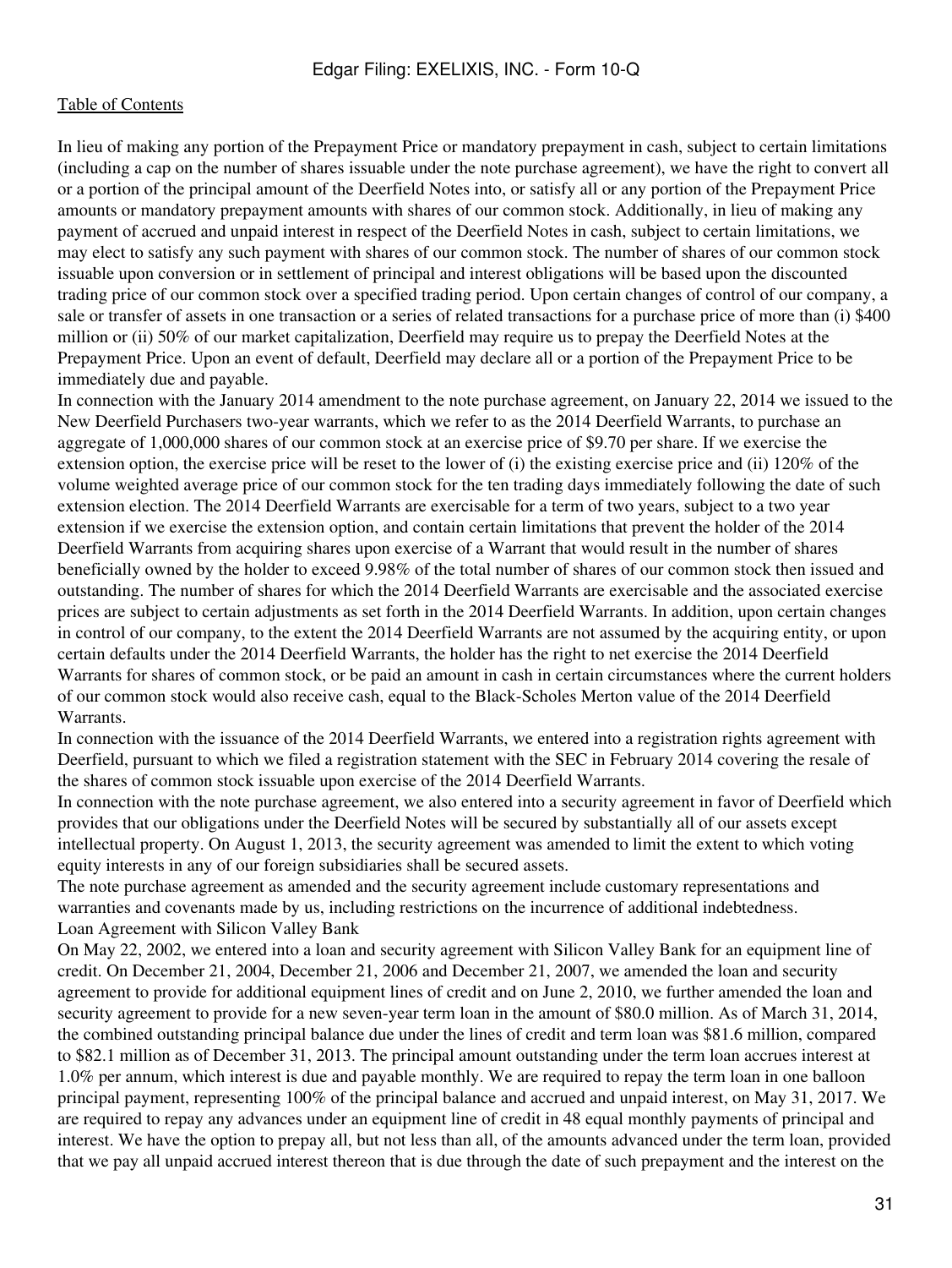In lieu of making any portion of the Prepayment Price or mandatory prepayment in cash, subject to certain limitations (including a cap on the number of shares issuable under the note purchase agreement), we have the right to convert all or a portion of the principal amount of the Deerfield Notes into, or satisfy all or any portion of the Prepayment Price amounts or mandatory prepayment amounts with shares of our common stock. Additionally, in lieu of making any payment of accrued and unpaid interest in respect of the Deerfield Notes in cash, subject to certain limitations, we may elect to satisfy any such payment with shares of our common stock. The number of shares of our common stock issuable upon conversion or in settlement of principal and interest obligations will be based upon the discounted trading price of our common stock over a specified trading period. Upon certain changes of control of our company, a sale or transfer of assets in one transaction or a series of related transactions for a purchase price of more than (i) $400 million or (ii) 50% of our market capitalization, Deerfield may require us to prepay the Deerfield Notes at the Prepayment Price. Upon an event of default, Deerfield may declare all or a portion of the Prepayment Price to be immediately due and payable.

In connection with the January 2014 amendment to the note purchase agreement, on January 22, 2014 we issued to the New Deerfield Purchasers two-year warrants, which we refer to as the 2014 Deerfield Warrants, to purchase an aggregate of 1,000,000 shares of our common stock at an exercise price of $9.70 per share. If we exercise the extension option, the exercise price will be reset to the lower of (i) the existing exercise price and (ii) 120% of the volume weighted average price of our common stock for the ten trading days immediately following the date of such extension election. The 2014 Deerfield Warrants are exercisable for a term of two years, subject to a two year extension if we exercise the extension option, and contain certain limitations that prevent the holder of the 2014 Deerfield Warrants from acquiring shares upon exercise of a Warrant that would result in the number of shares beneficially owned by the holder to exceed 9.98% of the total number of shares of our common stock then issued and outstanding. The number of shares for which the 2014 Deerfield Warrants are exercisable and the associated exercise prices are subject to certain adjustments as set forth in the 2014 Deerfield Warrants. In addition, upon certain changes in control of our company, to the extent the 2014 Deerfield Warrants are not assumed by the acquiring entity, or upon certain defaults under the 2014 Deerfield Warrants, the holder has the right to net exercise the 2014 Deerfield Warrants for shares of common stock, or be paid an amount in cash in certain circumstances where the current holders of our common stock would also receive cash, equal to the Black-Scholes Merton value of the 2014 Deerfield Warrants.

In connection with the issuance of the 2014 Deerfield Warrants, we entered into a registration rights agreement with Deerfield, pursuant to which we filed a registration statement with the SEC in February 2014 covering the resale of the shares of common stock issuable upon exercise of the 2014 Deerfield Warrants.

In connection with the note purchase agreement, we also entered into a security agreement in favor of Deerfield which provides that our obligations under the Deerfield Notes will be secured by substantially all of our assets except intellectual property. On August 1, 2013, the security agreement was amended to limit the extent to which voting equity interests in any of our foreign subsidiaries shall be secured assets.

The note purchase agreement as amended and the security agreement include customary representations and warranties and covenants made by us, including restrictions on the incurrence of additional indebtedness.

Loan Agreement with Silicon Valley Bank

On May 22, 2002, we entered into a loan and security agreement with Silicon Valley Bank for an equipment line of credit. On December 21, 2004, December 21, 2006 and December 21, 2007, we amended the loan and security agreement to provide for additional equipment lines of credit and on June 2, 2010, we further amended the loan and security agreement to provide for a new seven-year term loan in the amount of $80.0 million. As of March 31, 2014, the combined outstanding principal balance due under the lines of credit and term loan was $81.6 million, compared to $82.1 million as of December 31, 2013. The principal amount outstanding under the term loan accrues interest at 1.0% per annum, which interest is due and payable monthly. We are required to repay the term loan in one balloon principal payment, representing 100% of the principal balance and accrued and unpaid interest, on May 31, 2017. We are required to repay any advances under an equipment line of credit in 48 equal monthly payments of principal and interest. We have the option to prepay all, but not less than all, of the amounts advanced under the term loan, provided that we pay all unpaid accrued interest thereon that is due through the date of such prepayment and the interest on the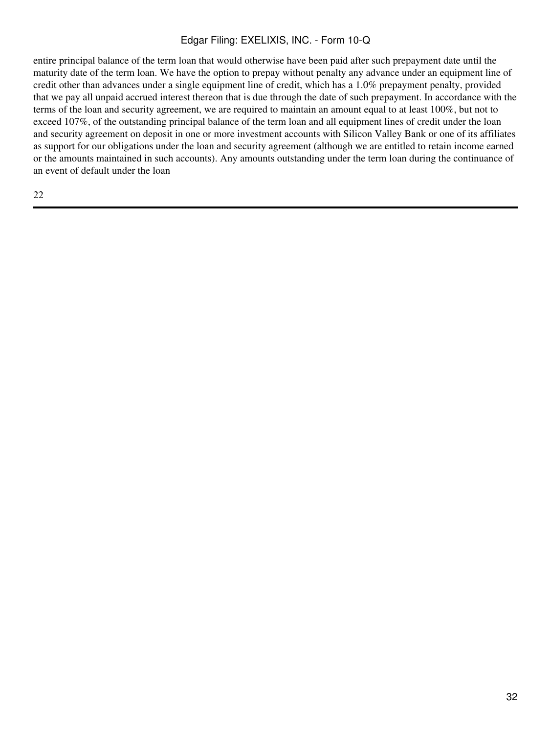entire principal balance of the term loan that would otherwise have been paid after such prepayment date until the maturity date of the term loan. We have the option to prepay without penalty any advance under an equipment line of credit other than advances under a single equipment line of credit, which has a 1.0% prepayment penalty, provided that we pay all unpaid accrued interest thereon that is due through the date of such prepayment. In accordance with the terms of the loan and security agreement, we are required to maintain an amount equal to at least 100%, but not to exceed 107%, of the outstanding principal balance of the term loan and all equipment lines of credit under the loan and security agreement on deposit in one or more investment accounts with Silicon Valley Bank or one of its affiliates as support for our obligations under the loan and security agreement (although we are entitled to retain income earned or the amounts maintained in such accounts). Any amounts outstanding under the term loan during the continuance of an event of default under the loan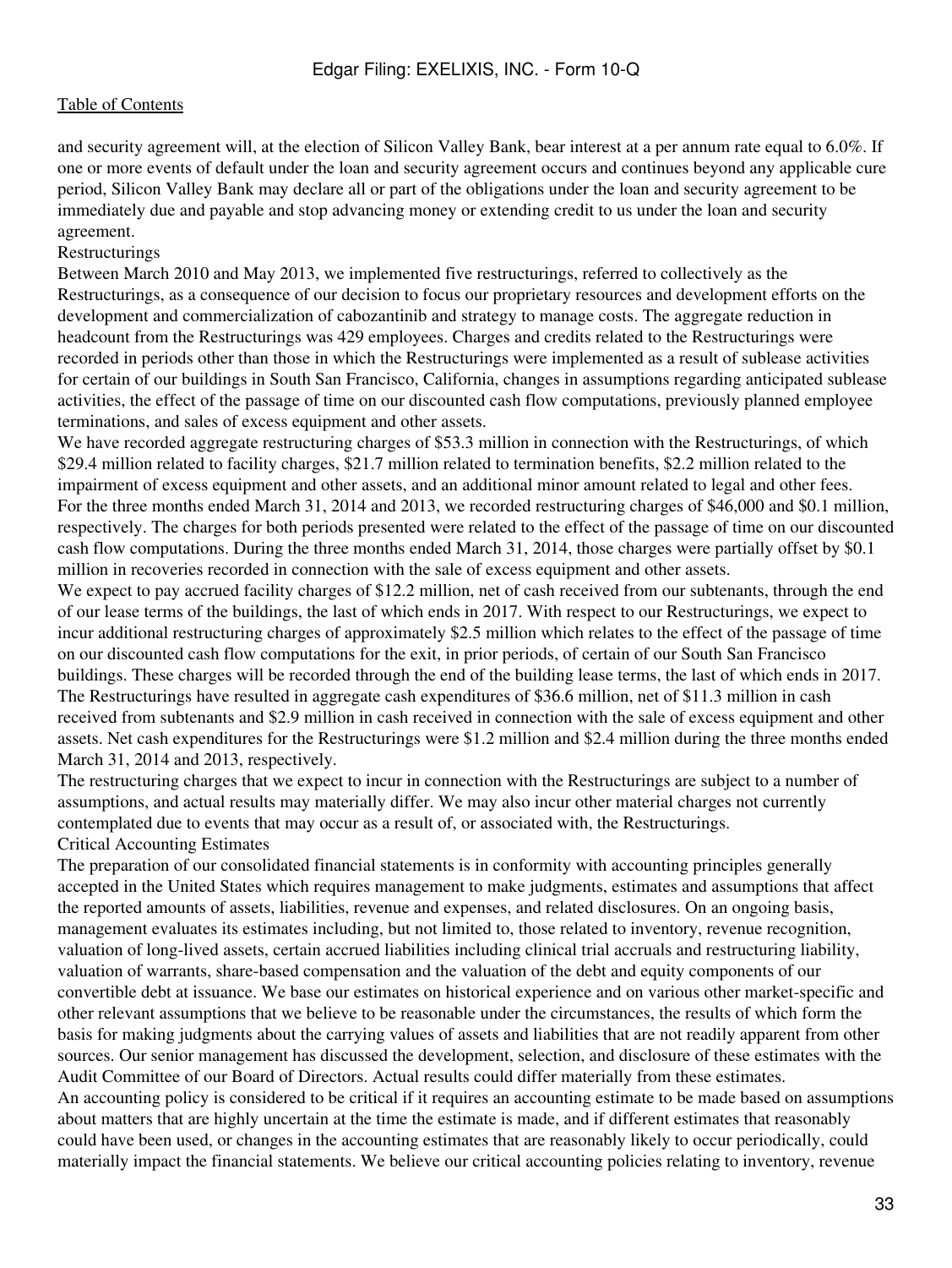and security agreement will, at the election of Silicon Valley Bank, bear interest at a per annum rate equal to 6.0%. If one or more events of default under the loan and security agreement occurs and continues beyond any applicable cure period, Silicon Valley Bank may declare all or part of the obligations under the loan and security agreement to be immediately due and payable and stop advancing money or extending credit to us under the loan and security agreement.

### Restructurings

Between March 2010 and May 2013, we implemented five restructurings, referred to collectively as the Restructurings, as a consequence of our decision to focus our proprietary resources and development efforts on the development and commercialization of cabozantinib and strategy to manage costs. The aggregate reduction in headcount from the Restructurings was 429 employees. Charges and credits related to the Restructurings were recorded in periods other than those in which the Restructurings were implemented as a result of sublease activities for certain of our buildings in South San Francisco, California, changes in assumptions regarding anticipated sublease activities, the effect of the passage of time on our discounted cash flow computations, previously planned employee terminations, and sales of excess equipment and other assets.

We have recorded aggregate restructuring charges of $53.3 million in connection with the Restructurings, of which $29.4 million related to facility charges, $21.7 million related to termination benefits, $2.2 million related to the impairment of excess equipment and other assets, and an additional minor amount related to legal and other fees. For the three months ended March 31, 2014 and 2013, we recorded restructuring charges of $46,000 and $0.1 million, respectively. The charges for both periods presented were related to the effect of the passage of time on our discounted cash flow computations. During the three months ended March 31, 2014, those charges were partially offset by $0.1 million in recoveries recorded in connection with the sale of excess equipment and other assets.

We expect to pay accrued facility charges of $12.2 million, net of cash received from our subtenants, through the end of our lease terms of the buildings, the last of which ends in 2017. With respect to our Restructurings, we expect to incur additional restructuring charges of approximately $2.5 million which relates to the effect of the passage of time on our discounted cash flow computations for the exit, in prior periods, of certain of our South San Francisco buildings. These charges will be recorded through the end of the building lease terms, the last of which ends in 2017. The Restructurings have resulted in aggregate cash expenditures of $36.6 million, net of $11.3 million in cash received from subtenants and $2.9 million in cash received in connection with the sale of excess equipment and other assets. Net cash expenditures for the Restructurings were $1.2 million and $2.4 million during the three months ended March 31, 2014 and 2013, respectively.

The restructuring charges that we expect to incur in connection with the Restructurings are subject to a number of assumptions, and actual results may materially differ. We may also incur other material charges not currently contemplated due to events that may occur as a result of, or associated with, the Restructurings.

### Critical Accounting Estimates

The preparation of our consolidated financial statements is in conformity with accounting principles generally accepted in the United States which requires management to make judgments, estimates and assumptions that affect the reported amounts of assets, liabilities, revenue and expenses, and related disclosures. On an ongoing basis, management evaluates its estimates including, but not limited to, those related to inventory, revenue recognition, valuation of long-lived assets, certain accrued liabilities including clinical trial accruals and restructuring liability, valuation of warrants, share-based compensation and the valuation of the debt and equity components of our convertible debt at issuance. We base our estimates on historical experience and on various other market-specific and other relevant assumptions that we believe to be reasonable under the circumstances, the results of which form the basis for making judgments about the carrying values of assets and liabilities that are not readily apparent from other sources. Our senior management has discussed the development, selection, and disclosure of these estimates with the Audit Committee of our Board of Directors. Actual results could differ materially from these estimates.

An accounting policy is considered to be critical if it requires an accounting estimate to be made based on assumptions about matters that are highly uncertain at the time the estimate is made, and if different estimates that reasonably could have been used, or changes in the accounting estimates that are reasonably likely to occur periodically, could materially impact the financial statements. We believe our critical accounting policies relating to inventory, revenue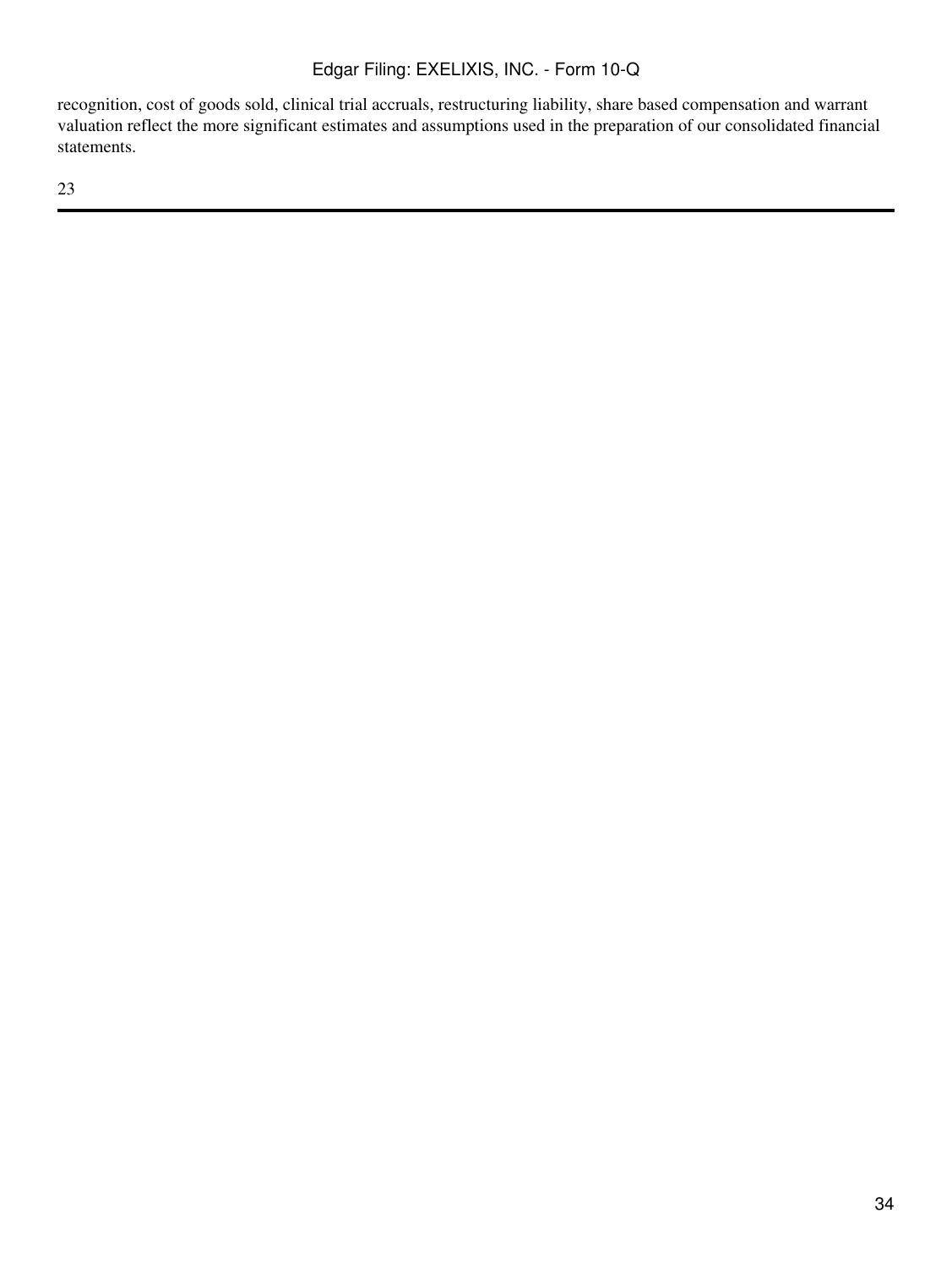recognition, cost of goods sold, clinical trial accruals, restructuring liability, share based compensation and warrant valuation reflect the more significant estimates and assumptions used in the preparation of our consolidated financial statements.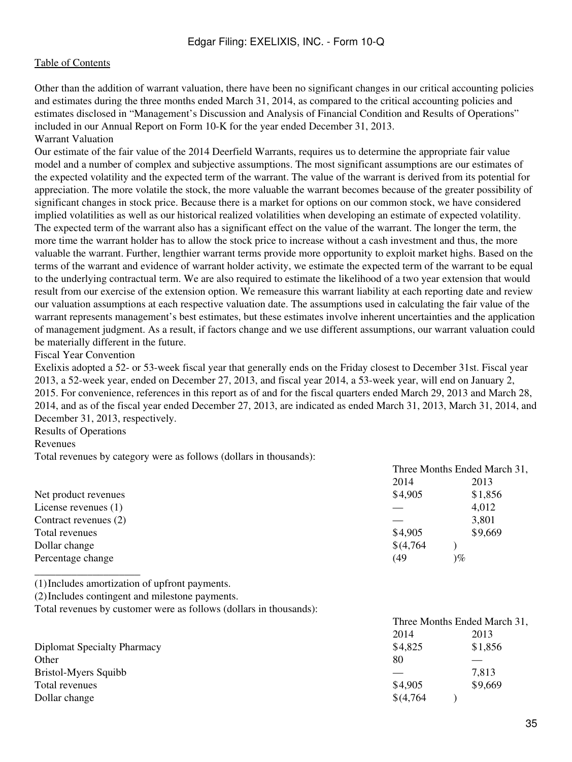Other than the addition of warrant valuation, there have been no significant changes in our critical accounting policies and estimates during the three months ended March 31, 2014, as compared to the critical accounting policies and estimates disclosed in "Management's Discussion and Analysis of Financial Condition and Results of Operations" included in our Annual Report on Form 10-K for the year ended December 31, 2013.

Warrant Valuation

Our estimate of the fair value of the 2014 Deerfield Warrants, requires us to determine the appropriate fair value model and a number of complex and subjective assumptions. The most significant assumptions are our estimates of the expected volatility and the expected term of the warrant. The value of the warrant is derived from its potential for appreciation. The more volatile the stock, the more valuable the warrant becomes because of the greater possibility of significant changes in stock price. Because there is a market for options on our common stock, we have considered implied volatilities as well as our historical realized volatilities when developing an estimate of expected volatility. The expected term of the warrant also has a significant effect on the value of the warrant. The longer the term, the more time the warrant holder has to allow the stock price to increase without a cash investment and thus, the more valuable the warrant. Further, lengthier warrant terms provide more opportunity to exploit market highs. Based on the terms of the warrant and evidence of warrant holder activity, we estimate the expected term of the warrant to be equal to the underlying contractual term. We are also required to estimate the likelihood of a two year extension that would result from our exercise of the extension option. We remeasure this warrant liability at each reporting date and review our valuation assumptions at each respective valuation date. The assumptions used in calculating the fair value of the warrant represents management's best estimates, but these estimates involve inherent uncertainties and the application of management judgment. As a result, if factors change and we use different assumptions, our warrant valuation could be materially different in the future.

Fiscal Year Convention

Exelixis adopted a 52- or 53-week fiscal year that generally ends on the Friday closest to December 31st. Fiscal year 2013, a 52-week year, ended on December 27, 2013, and fiscal year 2014, a 53-week year, will end on January 2, 2015. For convenience, references in this report as of and for the fiscal quarters ended March 29, 2013 and March 28, 2014, and as of the fiscal year ended December 27, 2013, are indicated as ended March 31, 2013, March 31, 2014, and December 31, 2013, respectively.

Results of Operations

Revenues

Total revenues by category were as follows (dollars in thousands):

| | Three Months Ended March 31, | |
|---|---|---|
| | 2014 | 2013 |
| Net product revenues | $4,905 | $1,856 |
| License revenues (1) | — | 4,012 |
| Contract revenues (2) | — | 3,801 |
| Total revenues | $4,905 | $9,669 |
| Dollar change | $(4,764) | |
| Percentage change | (49)% | |

(1) Includes amortization of upfront payments.

(2) Includes contingent and milestone payments.

Total revenues by customer were as follows (dollars in thousands):

| | Three Months Ended March 31, | |
|---|---|---|
| | 2014 | 2013 |
| Diplomat Specialty Pharmacy | $4,825 | $1,856 |
| Other | 80 | — |
| Bristol-Myers Squibb | — | 7,813 |
| Total revenues | $4,905 | $9,669 |
| Dollar change | $(4,764) | |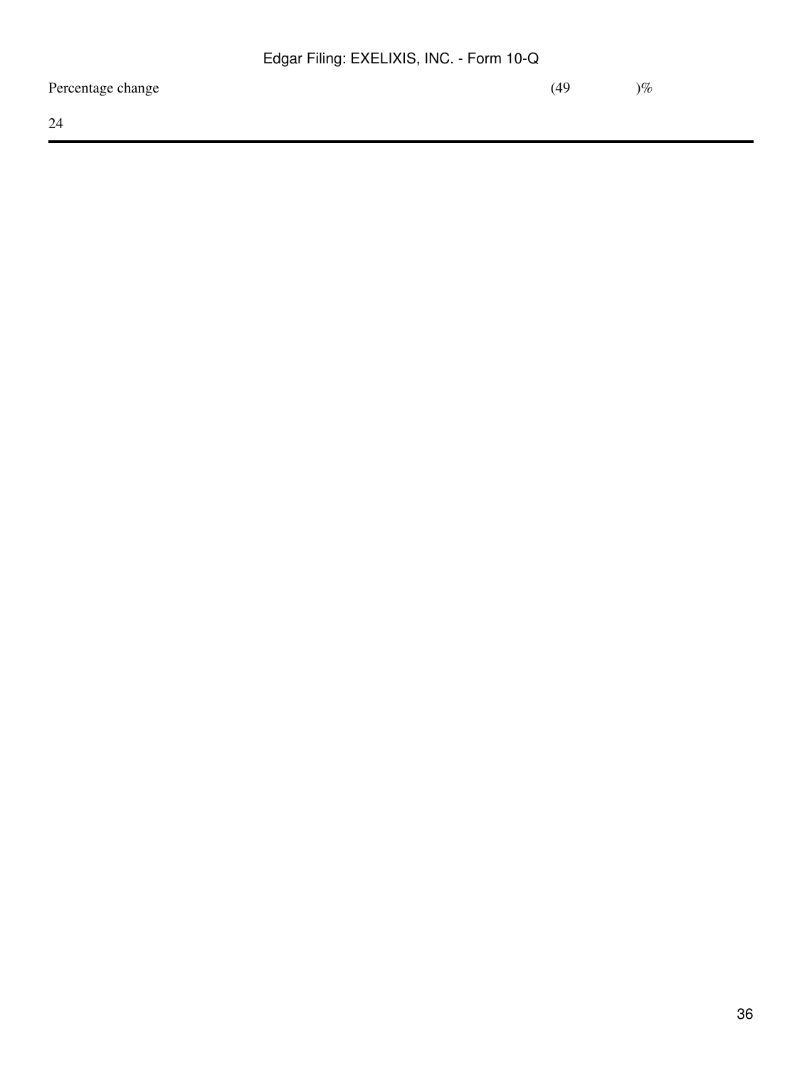| | |
|---|---|
| Percentage change | (49)% |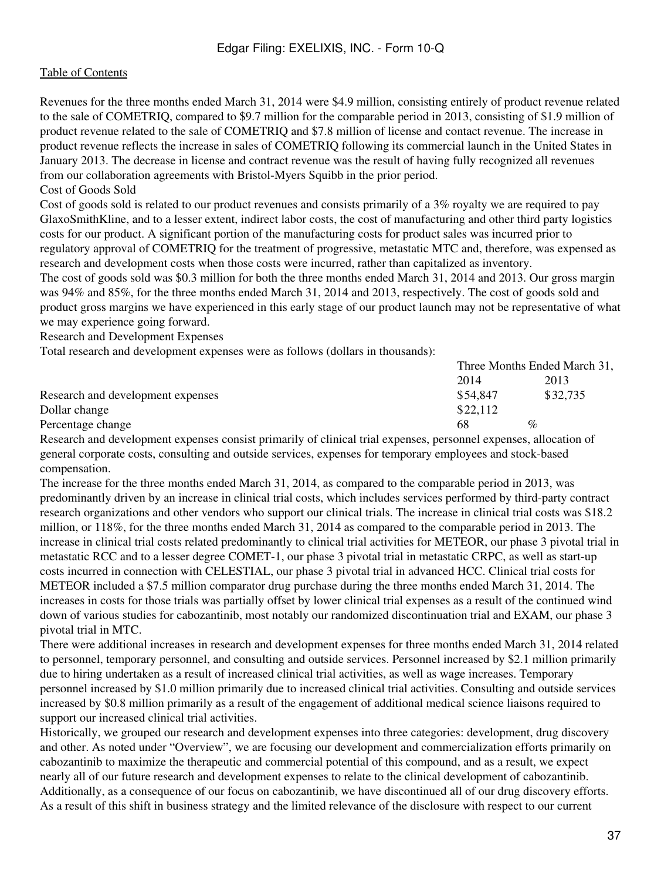Revenues for the three months ended March 31, 2014 were $4.9 million, consisting entirely of product revenue related to the sale of COMETRIQ, compared to $9.7 million for the comparable period in 2013, consisting of $1.9 million of product revenue related to the sale of COMETRIQ and $7.8 million of license and contact revenue. The increase in product revenue reflects the increase in sales of COMETRIQ following its commercial launch in the United States in January 2013. The decrease in license and contract revenue was the result of having fully recognized all revenues from our collaboration agreements with Bristol-Myers Squibb in the prior period.

### Cost of Goods Sold

Cost of goods sold is related to our product revenues and consists primarily of a 3% royalty we are required to pay GlaxoSmithKline, and to a lesser extent, indirect labor costs, the cost of manufacturing and other third party logistics costs for our product. A significant portion of the manufacturing costs for product sales was incurred prior to regulatory approval of COMETRIQ for the treatment of progressive, metastatic MTC and, therefore, was expensed as research and development costs when those costs were incurred, rather than capitalized as inventory.

The cost of goods sold was $0.3 million for both the three months ended March 31, 2014 and 2013. Our gross margin was 94% and 85%, for the three months ended March 31, 2014 and 2013, respectively. The cost of goods sold and product gross margins we have experienced in this early stage of our product launch may not be representative of what we may experience going forward.

### Research and Development Expenses

Total research and development expenses were as follows (dollars in thousands):

| | Three Months Ended March 31, | |
|---|---|---|
| | 2014 | 2013 |
| Research and development expenses | $54,847 | $32,735 |
| Dollar change | $22,112 | |
| Percentage change | 68 % | |

Research and development expenses consist primarily of clinical trial expenses, personnel expenses, allocation of general corporate costs, consulting and outside services, expenses for temporary employees and stock-based compensation.

The increase for the three months ended March 31, 2014, as compared to the comparable period in 2013, was predominantly driven by an increase in clinical trial costs, which includes services performed by third-party contract research organizations and other vendors who support our clinical trials. The increase in clinical trial costs was $18.2 million, or 118%, for the three months ended March 31, 2014 as compared to the comparable period in 2013. The increase in clinical trial costs related predominantly to clinical trial activities for METEOR, our phase 3 pivotal trial in metastatic RCC and to a lesser degree COMET-1, our phase 3 pivotal trial in metastatic CRPC, as well as start-up costs incurred in connection with CELESTIAL, our phase 3 pivotal trial in advanced HCC. Clinical trial costs for METEOR included a $7.5 million comparator drug purchase during the three months ended March 31, 2014. The increases in costs for those trials was partially offset by lower clinical trial expenses as a result of the continued wind down of various studies for cabozantinib, most notably our randomized discontinuation trial and EXAM, our phase 3 pivotal trial in MTC.

There were additional increases in research and development expenses for three months ended March 31, 2014 related to personnel, temporary personnel, and consulting and outside services. Personnel increased by $2.1 million primarily due to hiring undertaken as a result of increased clinical trial activities, as well as wage increases. Temporary personnel increased by $1.0 million primarily due to increased clinical trial activities. Consulting and outside services increased by $0.8 million primarily as a result of the engagement of additional medical science liaisons required to support our increased clinical trial activities.

Historically, we grouped our research and development expenses into three categories: development, drug discovery and other. As noted under "Overview", we are focusing our development and commercialization efforts primarily on cabozantinib to maximize the therapeutic and commercial potential of this compound, and as a result, we expect nearly all of our future research and development expenses to relate to the clinical development of cabozantinib. Additionally, as a consequence of our focus on cabozantinib, we have discontinued all of our drug discovery efforts. As a result of this shift in business strategy and the limited relevance of the disclosure with respect to our current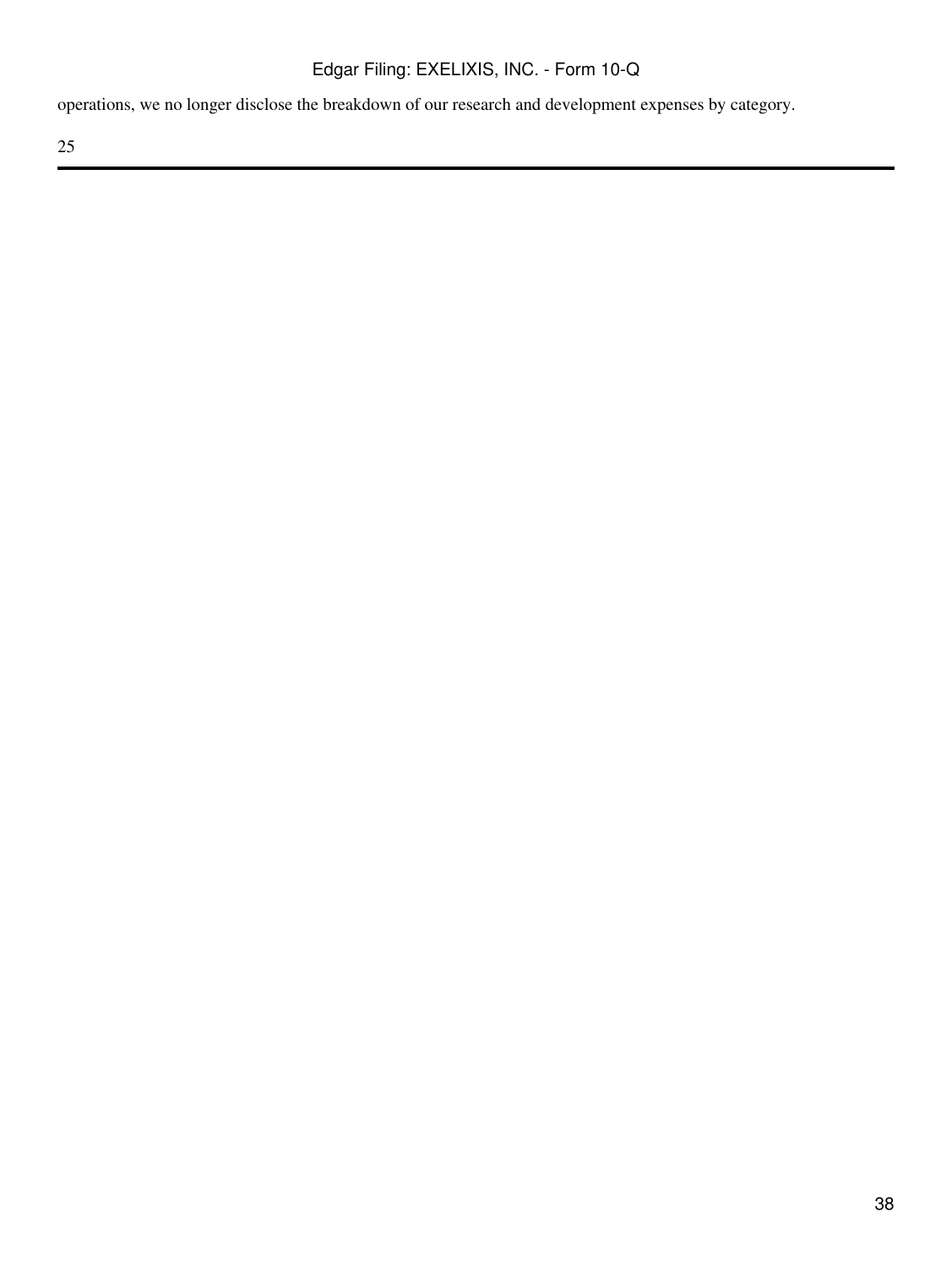operations, we no longer disclose the breakdown of our research and development expenses by category.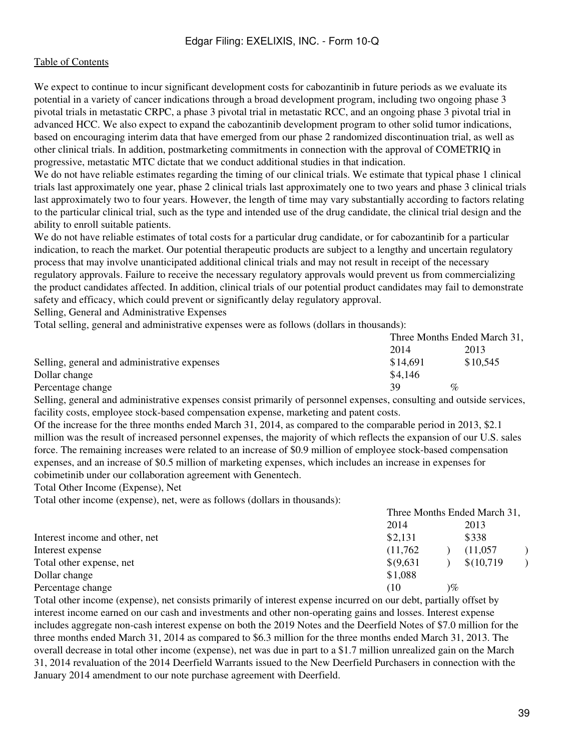We expect to continue to incur significant development costs for cabozantinib in future periods as we evaluate its potential in a variety of cancer indications through a broad development program, including two ongoing phase 3 pivotal trials in metastatic CRPC, a phase 3 pivotal trial in metastatic RCC, and an ongoing phase 3 pivotal trial in advanced HCC. We also expect to expand the cabozantinib development program to other solid tumor indications, based on encouraging interim data that have emerged from our phase 2 randomized discontinuation trial, as well as other clinical trials. In addition, postmarketing commitments in connection with the approval of COMETRIQ in progressive, metastatic MTC dictate that we conduct additional studies in that indication.

We do not have reliable estimates regarding the timing of our clinical trials. We estimate that typical phase 1 clinical trials last approximately one year, phase 2 clinical trials last approximately one to two years and phase 3 clinical trials last approximately two to four years. However, the length of time may vary substantially according to factors relating to the particular clinical trial, such as the type and intended use of the drug candidate, the clinical trial design and the ability to enroll suitable patients.

We do not have reliable estimates of total costs for a particular drug candidate, or for cabozantinib for a particular indication, to reach the market. Our potential therapeutic products are subject to a lengthy and uncertain regulatory process that may involve unanticipated additional clinical trials and may not result in receipt of the necessary regulatory approvals. Failure to receive the necessary regulatory approvals would prevent us from commercializing the product candidates affected. In addition, clinical trials of our potential product candidates may fail to demonstrate safety and efficacy, which could prevent or significantly delay regulatory approval.

Selling, General and Administrative Expenses

Total selling, general and administrative expenses were as follows (dollars in thousands):

| | Three Months Ended March 31, | |
|---|---|---|
| | 2014 | 2013 |
| Selling, general and administrative expenses | $14,691 | $10,545 |
| Dollar change | $4,146 | |
| Percentage change | 39 % | |

Selling, general and administrative expenses consist primarily of personnel expenses, consulting and outside services, facility costs, employee stock-based compensation expense, marketing and patent costs.

Of the increase for the three months ended March 31, 2014, as compared to the comparable period in 2013, $2.1 million was the result of increased personnel expenses, the majority of which reflects the expansion of our U.S. sales force. The remaining increases were related to an increase of $0.9 million of employee stock-based compensation expenses, and an increase of $0.5 million of marketing expenses, which includes an increase in expenses for cobimetinib under our collaboration agreement with Genentech.

Total Other Income (Expense), Net

Total other income (expense), net, were as follows (dollars in thousands):

| | Three Months Ended March 31, | |
|---|---|---|
| | 2014 | 2013 |
| Interest income and other, net | $2,131 | $338 |
| Interest expense | (11,762) | (11,057) |
| Total other expense, net | $(9,631) | $(10,719) |
| Dollar change | $1,088 | |
| Percentage change | (10)% | |

Total other income (expense), net consists primarily of interest expense incurred on our debt, partially offset by interest income earned on our cash and investments and other non-operating gains and losses. Interest expense includes aggregate non-cash interest expense on both the 2019 Notes and the Deerfield Notes of $7.0 million for the three months ended March 31, 2014 as compared to $6.3 million for the three months ended March 31, 2013. The overall decrease in total other income (expense), net was due in part to a $1.7 million unrealized gain on the March 31, 2014 revaluation of the 2014 Deerfield Warrants issued to the New Deerfield Purchasers in connection with the January 2014 amendment to our note purchase agreement with Deerfield.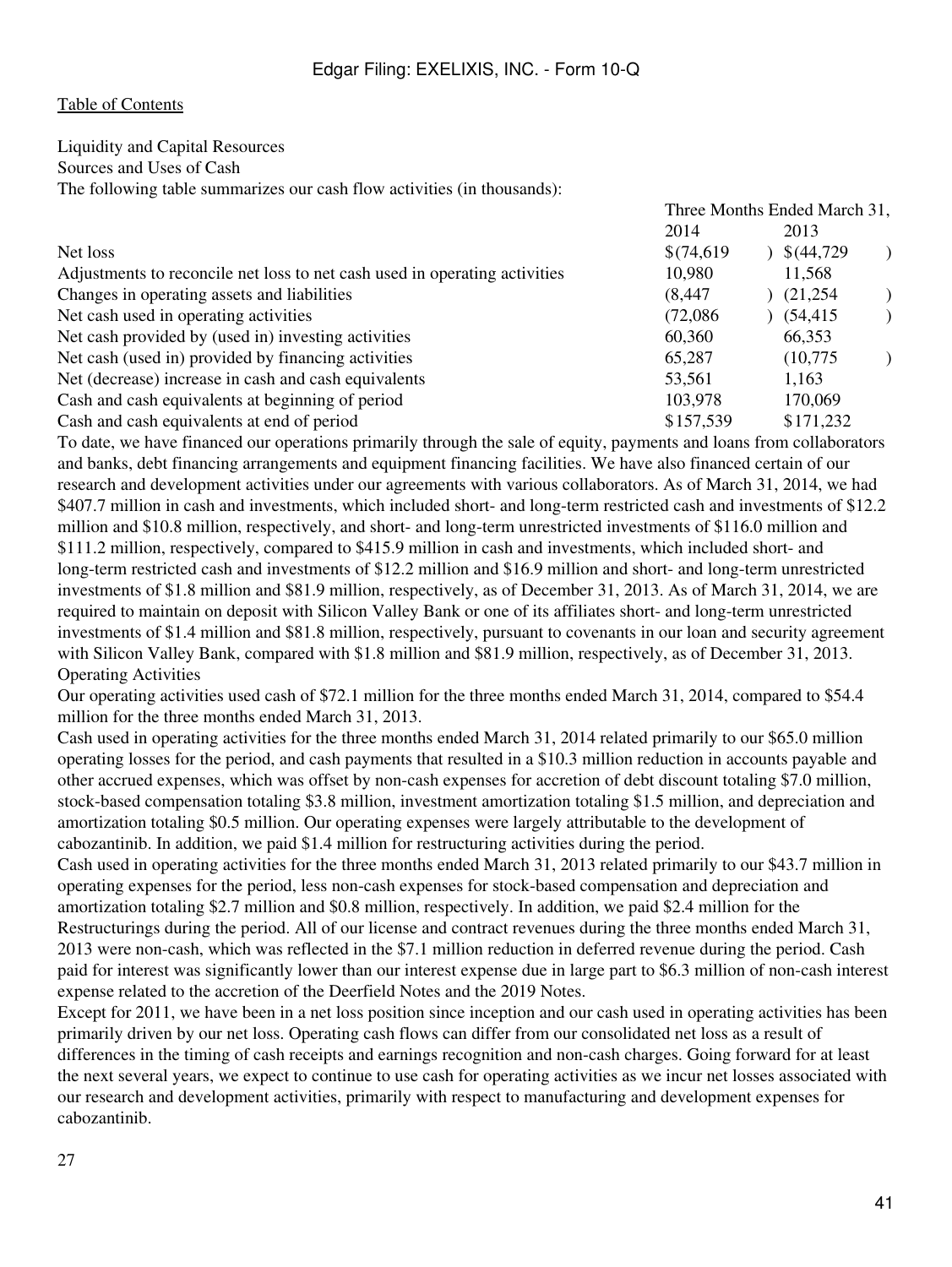[Table of Contents](#)

Liquidity and Capital Resources

Sources and Uses of Cash

The following table summarizes our cash flow activities (in thousands):

| | Three Months Ended March 31, | |
|---|---|---|
| | 2014 | 2013 |
| Net loss | $(74,619) | $(44,729) |
| Adjustments to reconcile net loss to net cash used in operating activities | 10,980 | 11,568 |
| Changes in operating assets and liabilities | (8,447) | (21,254) |
| Net cash used in operating activities | (72,086) | (54,415) |
| Net cash provided by (used in) investing activities | 60,360 | 66,353 |
| Net cash (used in) provided by financing activities | 65,287 | (10,775) |
| Net (decrease) increase in cash and cash equivalents | 53,561 | 1,163 |
| Cash and cash equivalents at beginning of period | 103,978 | 170,069 |
| Cash and cash equivalents at end of period | $157,539 | $171,232 |

To date, we have financed our operations primarily through the sale of equity, payments and loans from collaborators and banks, debt financing arrangements and equipment financing facilities. We have also financed certain of our research and development activities under our agreements with various collaborators. As of March 31, 2014, we had $407.7 million in cash and investments, which included short- and long-term restricted cash and investments of $12.2 million and $10.8 million, respectively, and short- and long-term unrestricted investments of $116.0 million and $111.2 million, respectively, compared to $415.9 million in cash and investments, which included short- and long-term restricted cash and investments of $12.2 million and $16.9 million and short- and long-term unrestricted investments of $1.8 million and $81.9 million, respectively, as of December 31, 2013. As of March 31, 2014, we are required to maintain on deposit with Silicon Valley Bank or one of its affiliates short- and long-term unrestricted investments of $1.4 million and $81.8 million, respectively, pursuant to covenants in our loan and security agreement with Silicon Valley Bank, compared with $1.8 million and $81.9 million, respectively, as of December 31, 2013.

Operating Activities

Our operating activities used cash of $72.1 million for the three months ended March 31, 2014, compared to $54.4 million for the three months ended March 31, 2013.

Cash used in operating activities for the three months ended March 31, 2014 related primarily to our $65.0 million operating losses for the period, and cash payments that resulted in a $10.3 million reduction in accounts payable and other accrued expenses, which was offset by non-cash expenses for accretion of debt discount totaling $7.0 million, stock-based compensation totaling $3.8 million, investment amortization totaling $1.5 million, and depreciation and amortization totaling $0.5 million. Our operating expenses were largely attributable to the development of cabozantinib. In addition, we paid $1.4 million for restructuring activities during the period.

Cash used in operating activities for the three months ended March 31, 2013 related primarily to our $43.7 million in operating expenses for the period, less non-cash expenses for stock-based compensation and depreciation and amortization totaling $2.7 million and $0.8 million, respectively. In addition, we paid $2.4 million for the Restructurings during the period. All of our license and contract revenues during the three months ended March 31, 2013 were non-cash, which was reflected in the $7.1 million reduction in deferred revenue during the period. Cash paid for interest was significantly lower than our interest expense due in large part to $6.3 million of non-cash interest expense related to the accretion of the Deerfield Notes and the 2019 Notes.

Except for 2011, we have been in a net loss position since inception and our cash used in operating activities has been primarily driven by our net loss. Operating cash flows can differ from our consolidated net loss as a result of differences in the timing of cash receipts and earnings recognition and non-cash charges. Going forward for at least the next several years, we expect to continue to use cash for operating activities as we incur net losses associated with our research and development activities, primarily with respect to manufacturing and development expenses for cabozantinib.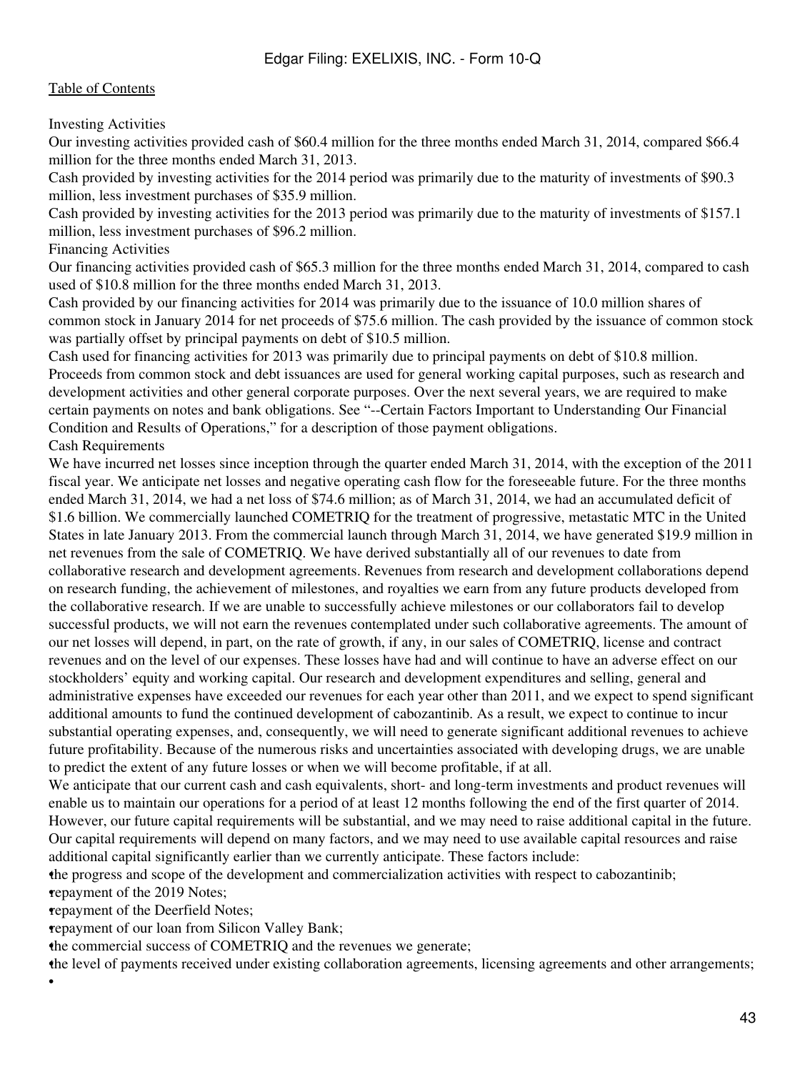Investing Activities

Our investing activities provided cash of $60.4 million for the three months ended March 31, 2014, compared $66.4 million for the three months ended March 31, 2013.

Cash provided by investing activities for the 2014 period was primarily due to the maturity of investments of $90.3 million, less investment purchases of $35.9 million.

Cash provided by investing activities for the 2013 period was primarily due to the maturity of investments of $157.1 million, less investment purchases of $96.2 million.

Financing Activities

Our financing activities provided cash of $65.3 million for the three months ended March 31, 2014, compared to cash used of $10.8 million for the three months ended March 31, 2013.

Cash provided by our financing activities for 2014 was primarily due to the issuance of 10.0 million shares of common stock in January 2014 for net proceeds of $75.6 million. The cash provided by the issuance of common stock was partially offset by principal payments on debt of $10.5 million.

Cash used for financing activities for 2013 was primarily due to principal payments on debt of $10.8 million.

Proceeds from common stock and debt issuances are used for general working capital purposes, such as research and development activities and other general corporate purposes. Over the next several years, we are required to make certain payments on notes and bank obligations. See "--Certain Factors Important to Understanding Our Financial Condition and Results of Operations," for a description of those payment obligations.

Cash Requirements

We have incurred net losses since inception through the quarter ended March 31, 2014, with the exception of the 2011 fiscal year. We anticipate net losses and negative operating cash flow for the foreseeable future. For the three months ended March 31, 2014, we had a net loss of $74.6 million; as of March 31, 2014, we had an accumulated deficit of $1.6 billion. We commercially launched COMETRIQ for the treatment of progressive, metastatic MTC in the United States in late January 2013. From the commercial launch through March 31, 2014, we have generated $19.9 million in net revenues from the sale of COMETRIQ. We have derived substantially all of our revenues to date from collaborative research and development agreements. Revenues from research and development collaborations depend on research funding, the achievement of milestones, and royalties we earn from any future products developed from the collaborative research. If we are unable to successfully achieve milestones or our collaborators fail to develop successful products, we will not earn the revenues contemplated under such collaborative agreements. The amount of our net losses will depend, in part, on the rate of growth, if any, in our sales of COMETRIQ, license and contract revenues and on the level of our expenses. These losses have had and will continue to have an adverse effect on our stockholders' equity and working capital. Our research and development expenditures and selling, general and administrative expenses have exceeded our revenues for each year other than 2011, and we expect to spend significant additional amounts to fund the continued development of cabozantinib. As a result, we expect to continue to incur substantial operating expenses, and, consequently, we will need to generate significant additional revenues to achieve future profitability. Because of the numerous risks and uncertainties associated with developing drugs, we are unable to predict the extent of any future losses or when we will become profitable, if at all.

We anticipate that our current cash and cash equivalents, short- and long-term investments and product revenues will enable us to maintain our operations for a period of at least 12 months following the end of the first quarter of 2014. However, our future capital requirements will be substantial, and we may need to raise additional capital in the future. Our capital requirements will depend on many factors, and we may need to use available capital resources and raise additional capital significantly earlier than we currently anticipate. These factors include:

- the progress and scope of the development and commercialization activities with respect to cabozantinib;
- repayment of the 2019 Notes;
- repayment of the Deerfield Notes;
- repayment of our loan from Silicon Valley Bank;
- the commercial success of COMETRIQ and the revenues we generate;
- the level of payments received under existing collaboration agreements, licensing agreements and other arrangements;
-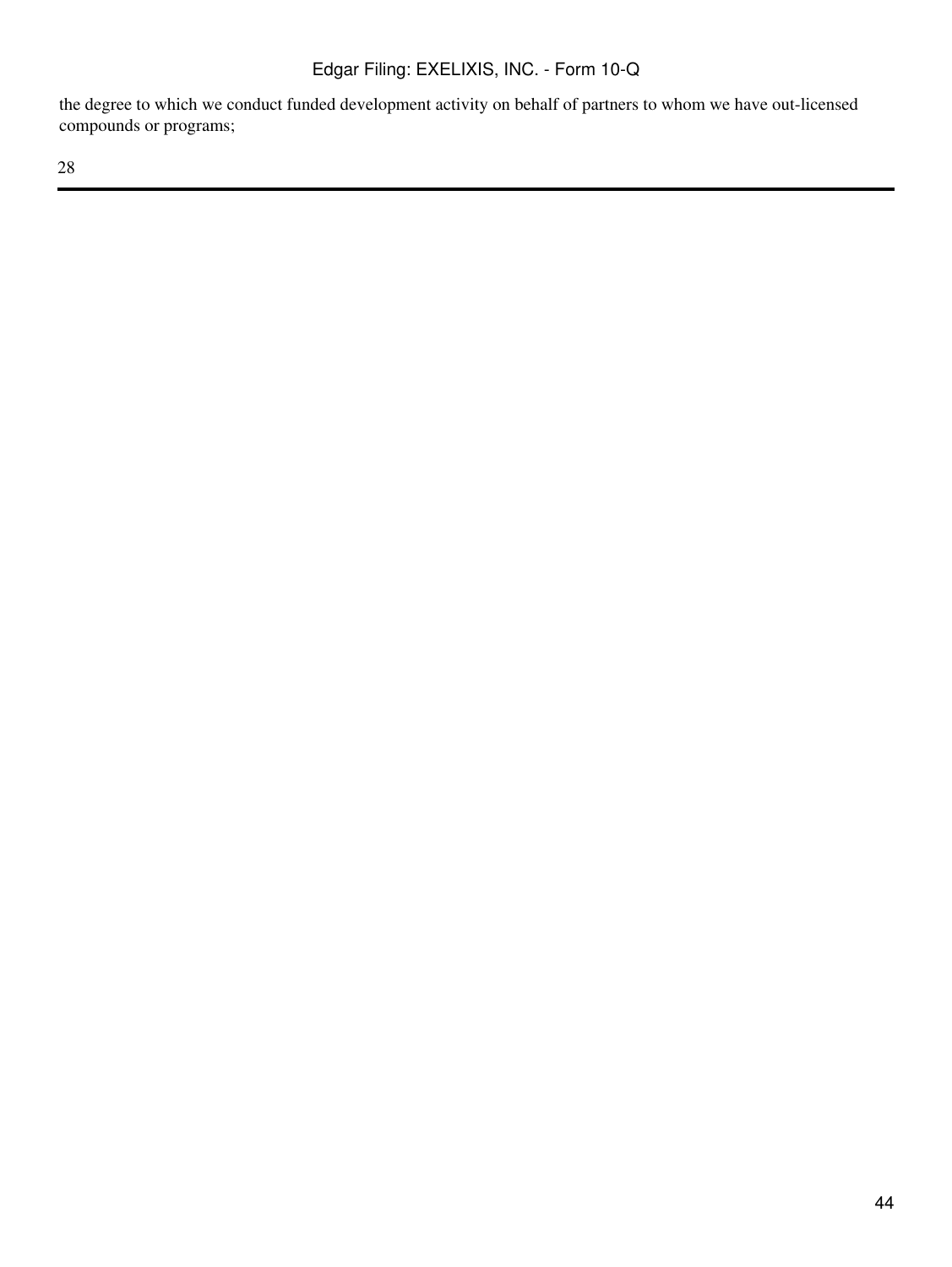the degree to which we conduct funded development activity on behalf of partners to whom we have out-licensed compounds or programs;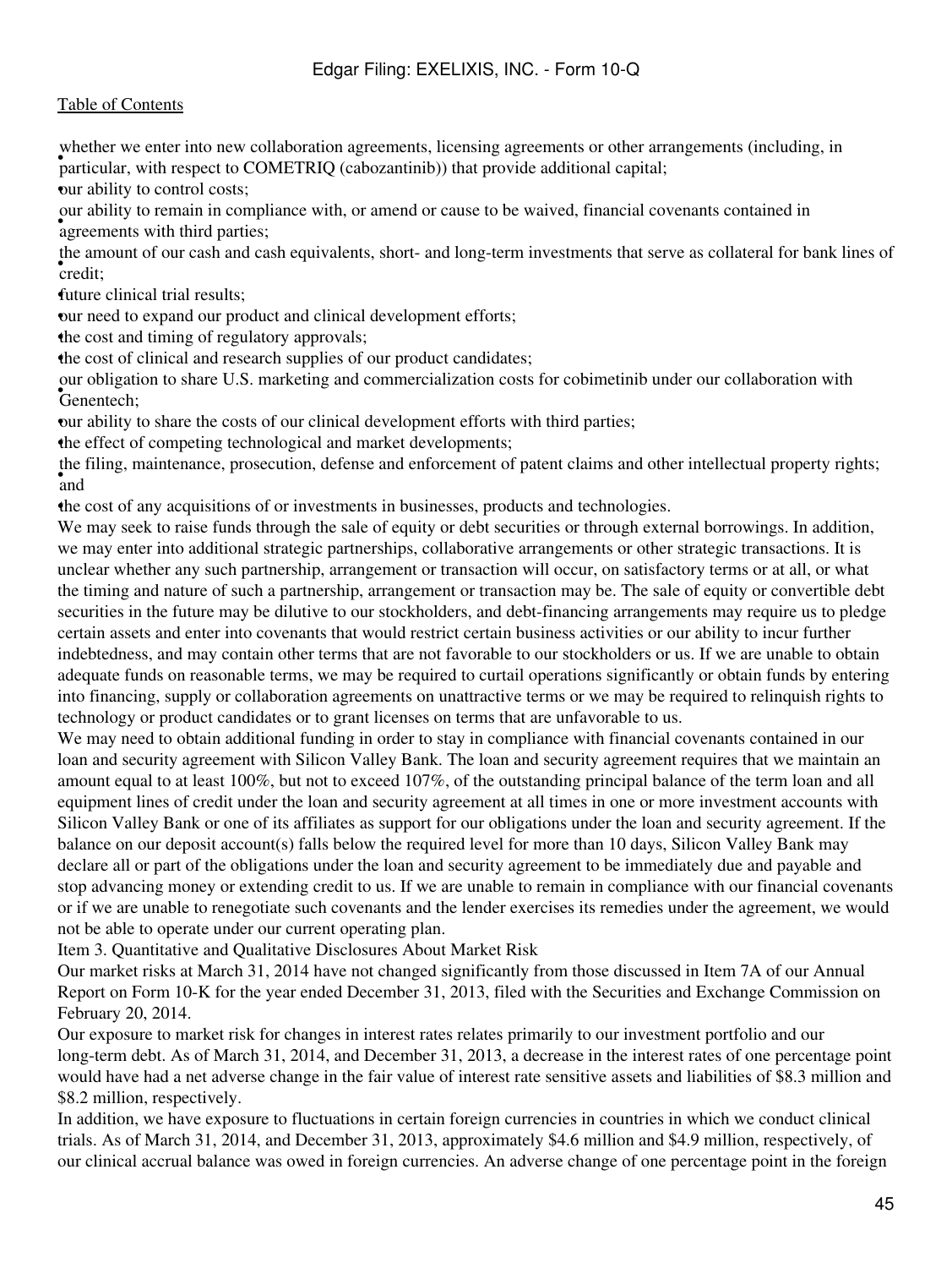- whether we enter into new collaboration agreements, licensing agreements or other arrangements (including, in particular, with respect to COMETRIQ (cabozantinib)) that provide additional capital;
- our ability to control costs;
- our ability to remain in compliance with, or amend or cause to be waived, financial covenants contained in agreements with third parties;
- the amount of our cash and cash equivalents, short- and long-term investments that serve as collateral for bank lines of credit;
- future clinical trial results;
- our need to expand our product and clinical development efforts;
- the cost and timing of regulatory approvals;
- the cost of clinical and research supplies of our product candidates;
- our obligation to share U.S. marketing and commercialization costs for cobimetinib under our collaboration with Genentech;
- our ability to share the costs of our clinical development efforts with third parties;
- the effect of competing technological and market developments;
- the filing, maintenance, prosecution, defense and enforcement of patent claims and other intellectual property rights; and
- the cost of any acquisitions of or investments in businesses, products and technologies.

We may seek to raise funds through the sale of equity or debt securities or through external borrowings. In addition, we may enter into additional strategic partnerships, collaborative arrangements or other strategic transactions. It is unclear whether any such partnership, arrangement or transaction will occur, on satisfactory terms or at all, or what the timing and nature of such a partnership, arrangement or transaction may be. The sale of equity or convertible debt securities in the future may be dilutive to our stockholders, and debt-financing arrangements may require us to pledge certain assets and enter into covenants that would restrict certain business activities or our ability to incur further indebtedness, and may contain other terms that are not favorable to our stockholders or us. If we are unable to obtain adequate funds on reasonable terms, we may be required to curtail operations significantly or obtain funds by entering into financing, supply or collaboration agreements on unattractive terms or we may be required to relinquish rights to technology or product candidates or to grant licenses on terms that are unfavorable to us.

We may need to obtain additional funding in order to stay in compliance with financial covenants contained in our loan and security agreement with Silicon Valley Bank. The loan and security agreement requires that we maintain an amount equal to at least 100%, but not to exceed 107%, of the outstanding principal balance of the term loan and all equipment lines of credit under the loan and security agreement at all times in one or more investment accounts with Silicon Valley Bank or one of its affiliates as support for our obligations under the loan and security agreement. If the balance on our deposit account(s) falls below the required level for more than 10 days, Silicon Valley Bank may declare all or part of the obligations under the loan and security agreement to be immediately due and payable and stop advancing money or extending credit to us. If we are unable to remain in compliance with our financial covenants or if we are unable to renegotiate such covenants and the lender exercises its remedies under the agreement, we would not be able to operate under our current operating plan.

## Item 3. Quantitative and Qualitative Disclosures About Market Risk

Our market risks at March 31, 2014 have not changed significantly from those discussed in Item 7A of our Annual Report on Form 10-K for the year ended December 31, 2013, filed with the Securities and Exchange Commission on February 20, 2014.

Our exposure to market risk for changes in interest rates relates primarily to our investment portfolio and our long-term debt. As of March 31, 2014, and December 31, 2013, a decrease in the interest rates of one percentage point would have had a net adverse change in the fair value of interest rate sensitive assets and liabilities of $8.3 million and $8.2 million, respectively.

In addition, we have exposure to fluctuations in certain foreign currencies in countries in which we conduct clinical trials. As of March 31, 2014, and December 31, 2013, approximately $4.6 million and $4.9 million, respectively, of our clinical accrual balance was owed in foreign currencies. An adverse change of one percentage point in the foreign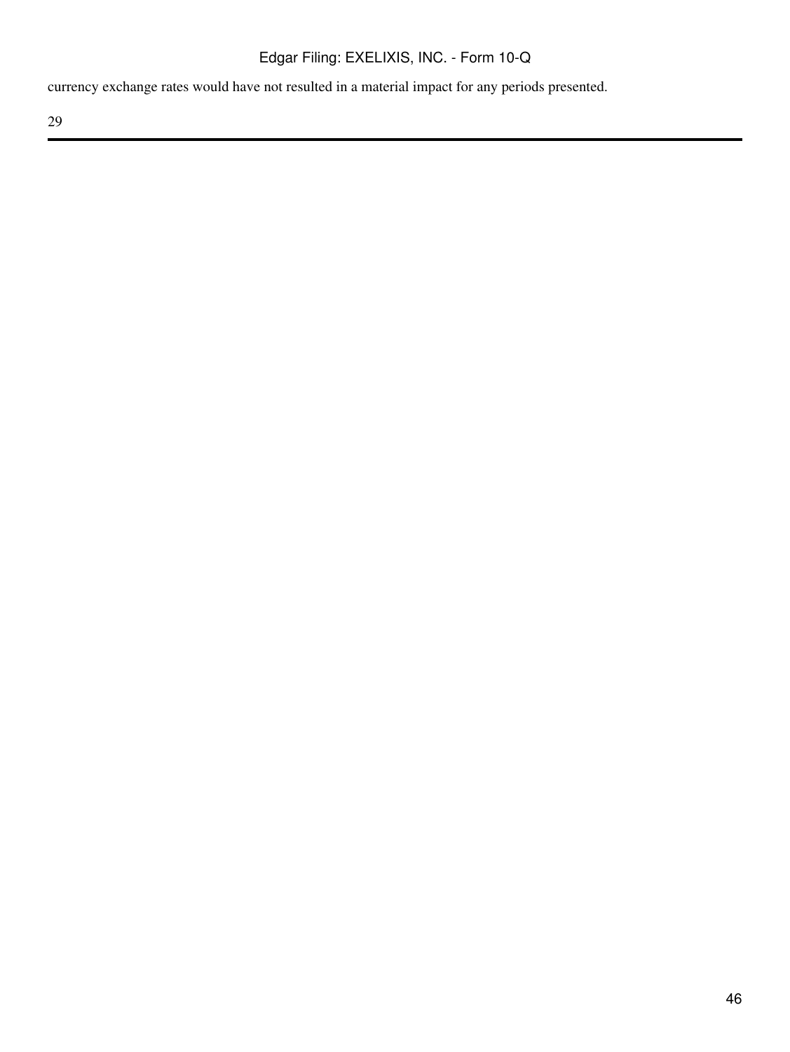currency exchange rates would have not resulted in a material impact for any periods presented.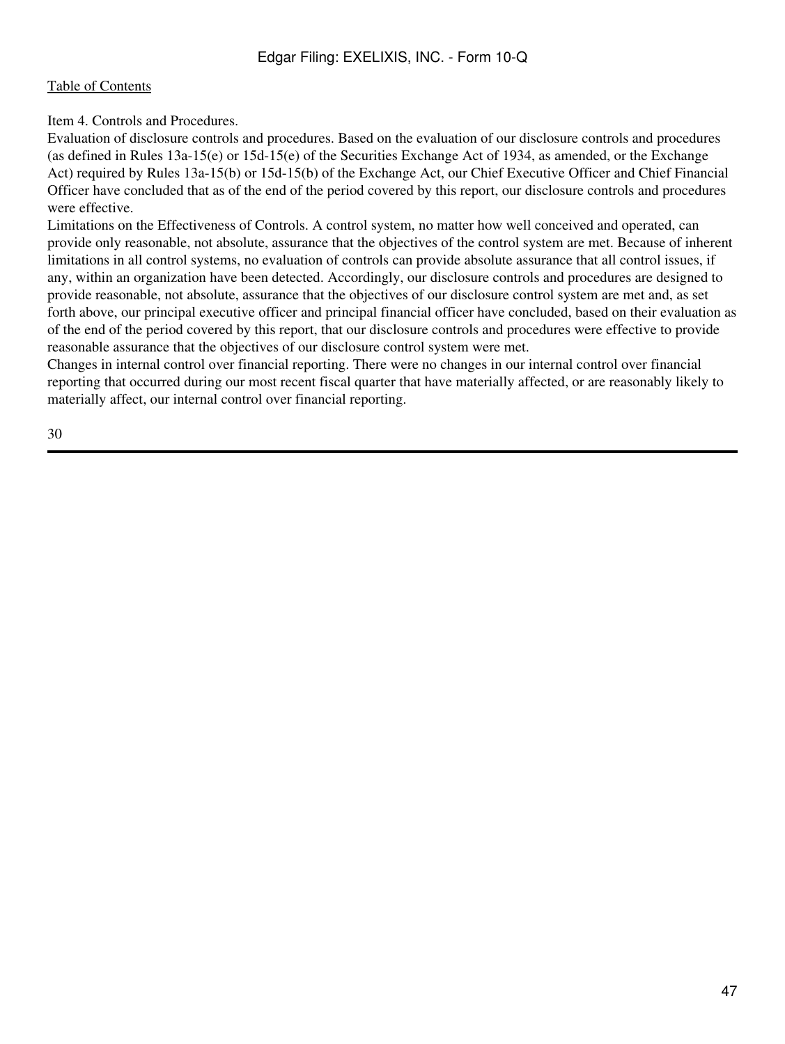## Item 4. Controls and Procedures.

Evaluation of disclosure controls and procedures. Based on the evaluation of our disclosure controls and procedures (as defined in Rules 13a-15(e) or 15d-15(e) of the Securities Exchange Act of 1934, as amended, or the Exchange Act) required by Rules 13a-15(b) or 15d-15(b) of the Exchange Act, our Chief Executive Officer and Chief Financial Officer have concluded that as of the end of the period covered by this report, our disclosure controls and procedures were effective.

Limitations on the Effectiveness of Controls. A control system, no matter how well conceived and operated, can provide only reasonable, not absolute, assurance that the objectives of the control system are met. Because of inherent limitations in all control systems, no evaluation of controls can provide absolute assurance that all control issues, if any, within an organization have been detected. Accordingly, our disclosure controls and procedures are designed to provide reasonable, not absolute, assurance that the objectives of our disclosure control system are met and, as set forth above, our principal executive officer and principal financial officer have concluded, based on their evaluation as of the end of the period covered by this report, that our disclosure controls and procedures were effective to provide reasonable assurance that the objectives of our disclosure control system were met.

Changes in internal control over financial reporting. There were no changes in our internal control over financial reporting that occurred during our most recent fiscal quarter that have materially affected, or are reasonably likely to materially affect, our internal control over financial reporting.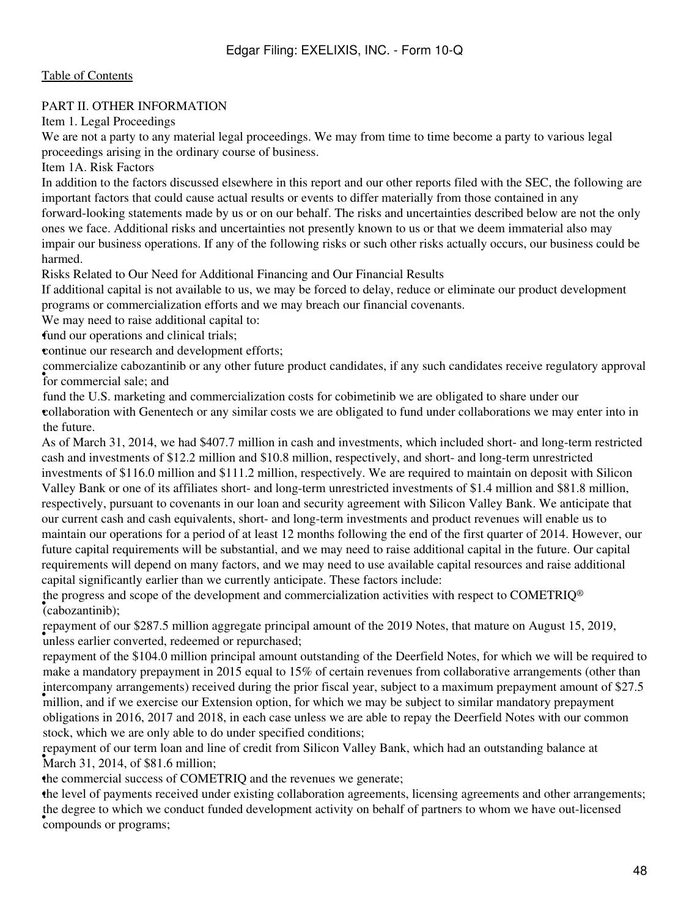[Table of Contents](#)

PART II. OTHER INFORMATION

Item 1. Legal Proceedings

We are not a party to any material legal proceedings. We may from time to time become a party to various legal proceedings arising in the ordinary course of business.

Item 1A. Risk Factors

In addition to the factors discussed elsewhere in this report and our other reports filed with the SEC, the following are important factors that could cause actual results or events to differ materially from those contained in any forward-looking statements made by us or on our behalf. The risks and uncertainties described below are not the only ones we face. Additional risks and uncertainties not presently known to us or that we deem immaterial also may impair our business operations. If any of the following risks or such other risks actually occurs, our business could be harmed.

Risks Related to Our Need for Additional Financing and Our Financial Results

If additional capital is not available to us, we may be forced to delay, reduce or eliminate our product development programs or commercialization efforts and we may breach our financial covenants.

We may need to raise additional capital to:

- fund our operations and clinical trials;
- continue our research and development efforts;
- commercialize cabozantinib or any other future product candidates, if any such candidates receive regulatory approval for commercial sale; and
- fund the U.S. marketing and commercialization costs for cobimetinib we are obligated to share under our collaboration with Genentech or any similar costs we are obligated to fund under collaborations we may enter into in the future.

As of March 31, 2014, we had $407.7 million in cash and investments, which included short- and long-term restricted cash and investments of $12.2 million and $10.8 million, respectively, and short- and long-term unrestricted investments of $116.0 million and $111.2 million, respectively. We are required to maintain on deposit with Silicon Valley Bank or one of its affiliates short- and long-term unrestricted investments of $1.4 million and $81.8 million, respectively, pursuant to covenants in our loan and security agreement with Silicon Valley Bank. We anticipate that our current cash and cash equivalents, short- and long-term investments and product revenues will enable us to maintain our operations for a period of at least 12 months following the end of the first quarter of 2014. However, our future capital requirements will be substantial, and we may need to raise additional capital in the future. Our capital requirements will depend on many factors, and we may need to use available capital resources and raise additional capital significantly earlier than we currently anticipate. These factors include:

- the progress and scope of the development and commercialization activities with respect to COMETRIQ® (cabozantinib);
- repayment of our $287.5 million aggregate principal amount of the 2019 Notes, that mature on August 15, 2019, unless earlier converted, redeemed or repurchased;
- repayment of the $104.0 million principal amount outstanding of the Deerfield Notes, for which we will be required to make a mandatory prepayment in 2015 equal to 15% of certain revenues from collaborative arrangements (other than intercompany arrangements) received during the prior fiscal year, subject to a maximum prepayment amount of $27.5 million, and if we exercise our Extension option, for which we may be subject to similar mandatory prepayment obligations in 2016, 2017 and 2018, in each case unless we are able to repay the Deerfield Notes with our common stock, which we are only able to do under specified conditions;
- repayment of our term loan and line of credit from Silicon Valley Bank, which had an outstanding balance at March 31, 2014, of $81.6 million;
- the commercial success of COMETRIQ and the revenues we generate;
- the level of payments received under existing collaboration agreements, licensing agreements and other arrangements;
- the degree to which we conduct funded development activity on behalf of partners to whom we have out-licensed compounds or programs;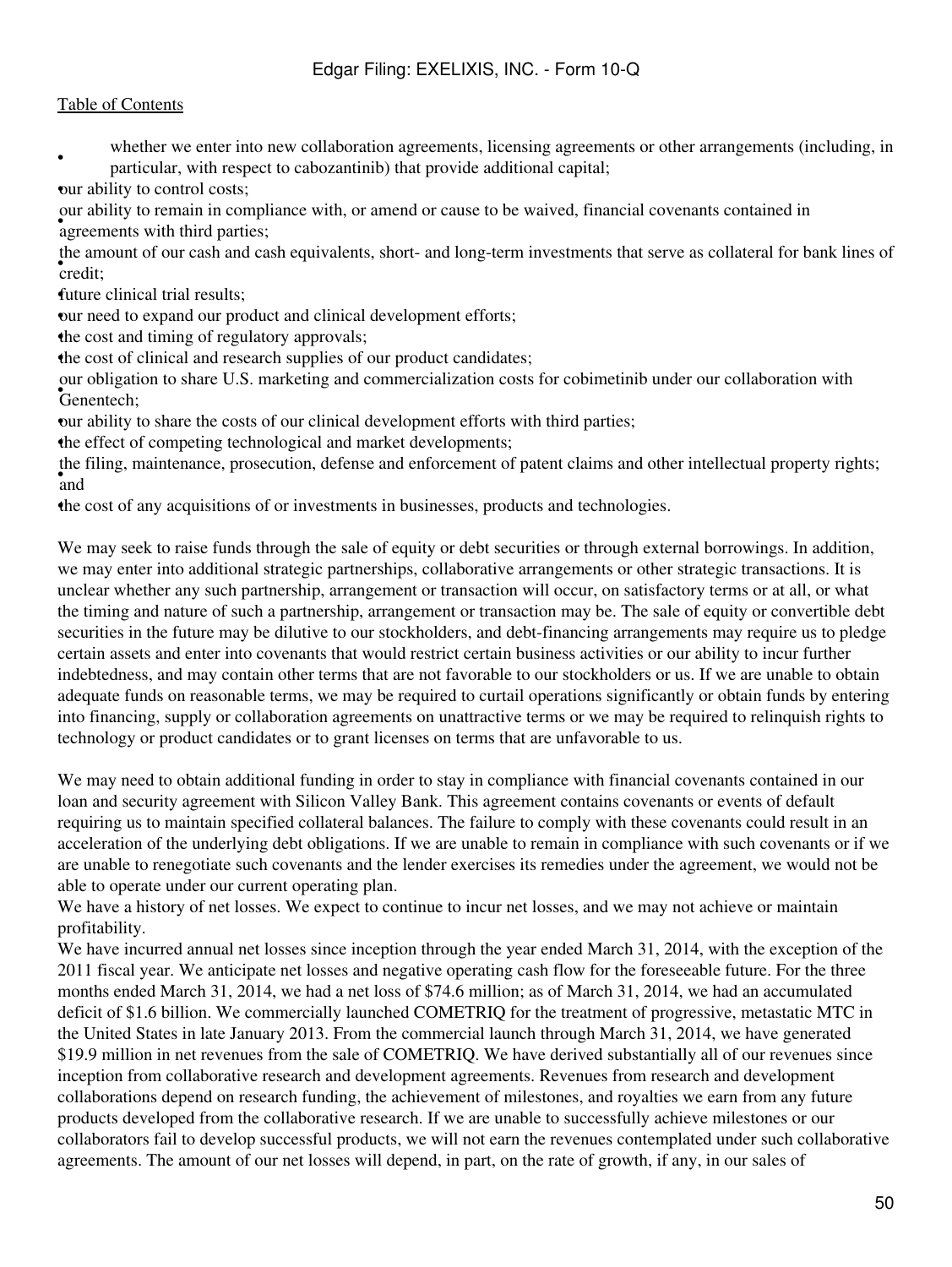- whether we enter into new collaboration agreements, licensing agreements or other arrangements (including, in particular, with respect to cabozantinib) that provide additional capital;
- our ability to control costs;
- our ability to remain in compliance with, or amend or cause to be waived, financial covenants contained in agreements with third parties;
- the amount of our cash and cash equivalents, short- and long-term investments that serve as collateral for bank lines of credit;
- future clinical trial results;
- our need to expand our product and clinical development efforts;
- the cost and timing of regulatory approvals;
- the cost of clinical and research supplies of our product candidates;
- our obligation to share U.S. marketing and commercialization costs for cobimetinib under our collaboration with Genentech;
- our ability to share the costs of our clinical development efforts with third parties;
- the effect of competing technological and market developments;
- the filing, maintenance, prosecution, defense and enforcement of patent claims and other intellectual property rights; and
- the cost of any acquisitions of or investments in businesses, products and technologies.

We may seek to raise funds through the sale of equity or debt securities or through external borrowings. In addition, we may enter into additional strategic partnerships, collaborative arrangements or other strategic transactions. It is unclear whether any such partnership, arrangement or transaction will occur, on satisfactory terms or at all, or what the timing and nature of such a partnership, arrangement or transaction may be. The sale of equity or convertible debt securities in the future may be dilutive to our stockholders, and debt-financing arrangements may require us to pledge certain assets and enter into covenants that would restrict certain business activities or our ability to incur further indebtedness, and may contain other terms that are not favorable to our stockholders or us. If we are unable to obtain adequate funds on reasonable terms, we may be required to curtail operations significantly or obtain funds by entering into financing, supply or collaboration agreements on unattractive terms or we may be required to relinquish rights to technology or product candidates or to grant licenses on terms that are unfavorable to us.

We may need to obtain additional funding in order to stay in compliance with financial covenants contained in our loan and security agreement with Silicon Valley Bank. This agreement contains covenants or events of default requiring us to maintain specified collateral balances. The failure to comply with these covenants could result in an acceleration of the underlying debt obligations. If we are unable to remain in compliance with such covenants or if we are unable to renegotiate such covenants and the lender exercises its remedies under the agreement, we would not be able to operate under our current operating plan.

We have a history of net losses. We expect to continue to incur net losses, and we may not achieve or maintain profitability.

We have incurred annual net losses since inception through the year ended March 31, 2014, with the exception of the 2011 fiscal year. We anticipate net losses and negative operating cash flow for the foreseeable future. For the three months ended March 31, 2014, we had a net loss of $74.6 million; as of March 31, 2014, we had an accumulated deficit of $1.6 billion. We commercially launched COMETRIQ for the treatment of progressive, metastatic MTC in the United States in late January 2013. From the commercial launch through March 31, 2014, we have generated $19.9 million in net revenues from the sale of COMETRIQ. We have derived substantially all of our revenues since inception from collaborative research and development agreements. Revenues from research and development collaborations depend on research funding, the achievement of milestones, and royalties we earn from any future products developed from the collaborative research. If we are unable to successfully achieve milestones or our collaborators fail to develop successful products, we will not earn the revenues contemplated under such collaborative agreements. The amount of our net losses will depend, in part, on the rate of growth, if any, in our sales of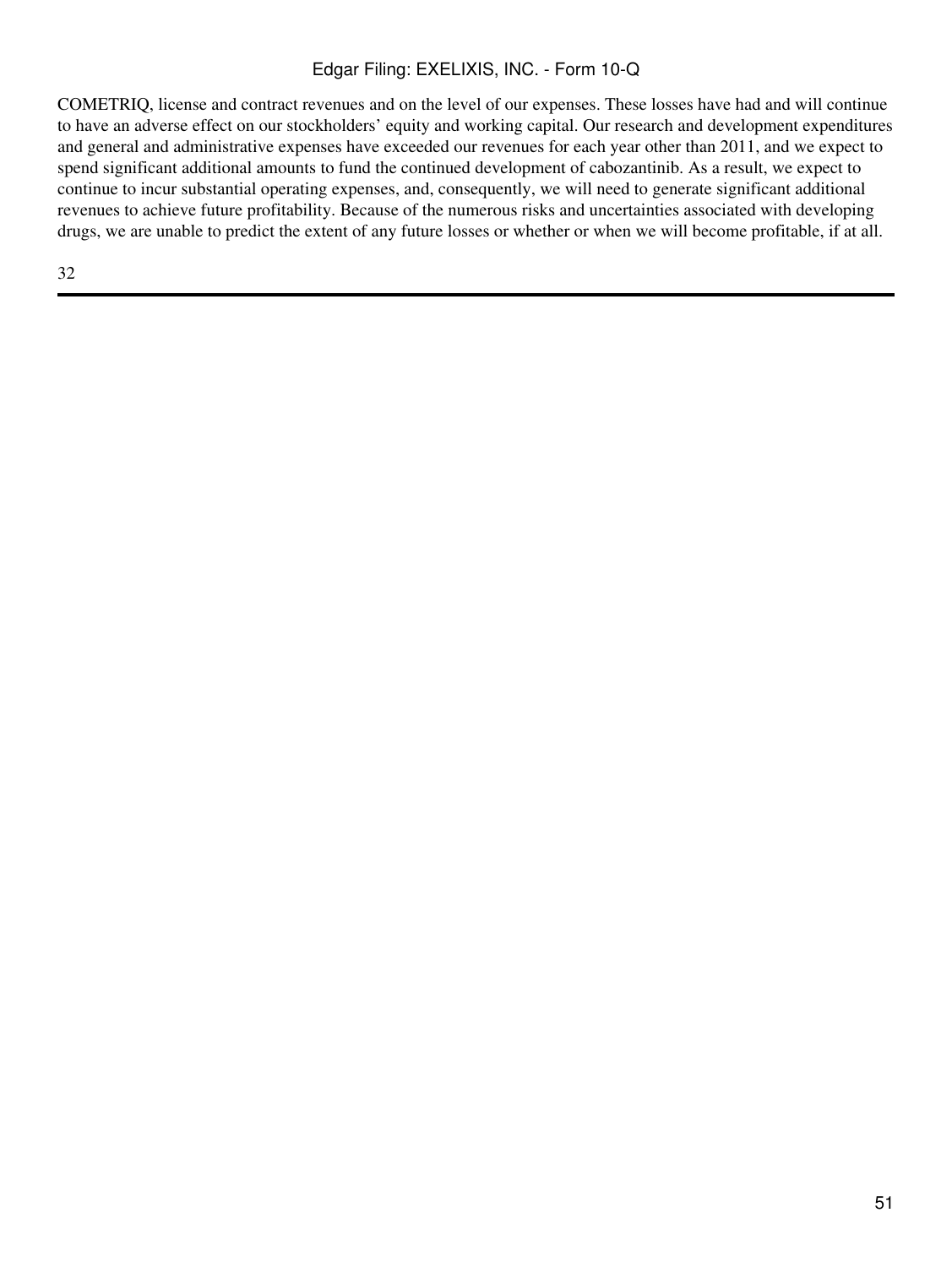COMETRIQ, license and contract revenues and on the level of our expenses. These losses have had and will continue to have an adverse effect on our stockholders' equity and working capital. Our research and development expenditures and general and administrative expenses have exceeded our revenues for each year other than 2011, and we expect to spend significant additional amounts to fund the continued development of cabozantinib. As a result, we expect to continue to incur substantial operating expenses, and, consequently, we will need to generate significant additional revenues to achieve future profitability. Because of the numerous risks and uncertainties associated with developing drugs, we are unable to predict the extent of any future losses or whether or when we will become profitable, if at all.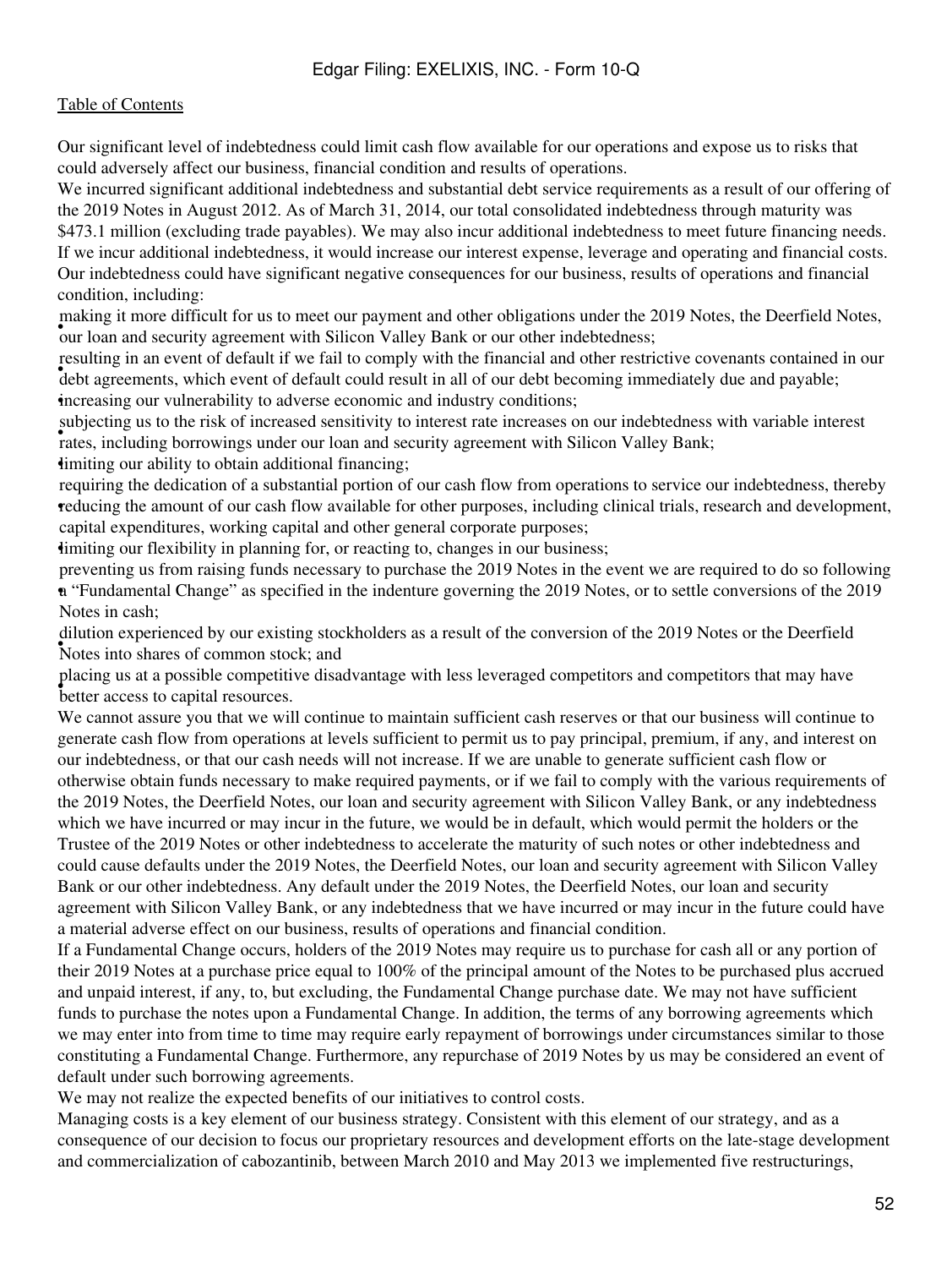Our significant level of indebtedness could limit cash flow available for our operations and expose us to risks that could adversely affect our business, financial condition and results of operations.

We incurred significant additional indebtedness and substantial debt service requirements as a result of our offering of the 2019 Notes in August 2012. As of March 31, 2014, our total consolidated indebtedness through maturity was $473.1 million (excluding trade payables). We may also incur additional indebtedness to meet future financing needs. If we incur additional indebtedness, it would increase our interest expense, leverage and operating and financial costs. Our indebtedness could have significant negative consequences for our business, results of operations and financial condition, including:

- making it more difficult for us to meet our payment and other obligations under the 2019 Notes, the Deerfield Notes, our loan and security agreement with Silicon Valley Bank or our other indebtedness;
- resulting in an event of default if we fail to comply with the financial and other restrictive covenants contained in our debt agreements, which event of default could result in all of our debt becoming immediately due and payable;
- increasing our vulnerability to adverse economic and industry conditions;
- subjecting us to the risk of increased sensitivity to interest rate increases on our indebtedness with variable interest rates, including borrowings under our loan and security agreement with Silicon Valley Bank;
- limiting our ability to obtain additional financing;
- requiring the dedication of a substantial portion of our cash flow from operations to service our indebtedness, thereby reducing the amount of our cash flow available for other purposes, including clinical trials, research and development, capital expenditures, working capital and other general corporate purposes;
- limiting our flexibility in planning for, or reacting to, changes in our business;
- preventing us from raising funds necessary to purchase the 2019 Notes in the event we are required to do so following a "Fundamental Change" as specified in the indenture governing the 2019 Notes, or to settle conversions of the 2019 Notes in cash;
- dilution experienced by our existing stockholders as a result of the conversion of the 2019 Notes or the Deerfield Notes into shares of common stock; and
- placing us at a possible competitive disadvantage with less leveraged competitors and competitors that may have better access to capital resources.

We cannot assure you that we will continue to maintain sufficient cash reserves or that our business will continue to generate cash flow from operations at levels sufficient to permit us to pay principal, premium, if any, and interest on our indebtedness, or that our cash needs will not increase. If we are unable to generate sufficient cash flow or otherwise obtain funds necessary to make required payments, or if we fail to comply with the various requirements of the 2019 Notes, the Deerfield Notes, our loan and security agreement with Silicon Valley Bank, or any indebtedness which we have incurred or may incur in the future, we would be in default, which would permit the holders or the Trustee of the 2019 Notes or other indebtedness to accelerate the maturity of such notes or other indebtedness and could cause defaults under the 2019 Notes, the Deerfield Notes, our loan and security agreement with Silicon Valley Bank or our other indebtedness. Any default under the 2019 Notes, the Deerfield Notes, our loan and security agreement with Silicon Valley Bank, or any indebtedness that we have incurred or may incur in the future could have a material adverse effect on our business, results of operations and financial condition.

If a Fundamental Change occurs, holders of the 2019 Notes may require us to purchase for cash all or any portion of their 2019 Notes at a purchase price equal to 100% of the principal amount of the Notes to be purchased plus accrued and unpaid interest, if any, to, but excluding, the Fundamental Change purchase date. We may not have sufficient funds to purchase the notes upon a Fundamental Change. In addition, the terms of any borrowing agreements which we may enter into from time to time may require early repayment of borrowings under circumstances similar to those constituting a Fundamental Change. Furthermore, any repurchase of 2019 Notes by us may be considered an event of default under such borrowing agreements.

We may not realize the expected benefits of our initiatives to control costs.

Managing costs is a key element of our business strategy. Consistent with this element of our strategy, and as a consequence of our decision to focus our proprietary resources and development efforts on the late-stage development and commercialization of cabozantinib, between March 2010 and May 2013 we implemented five restructurings,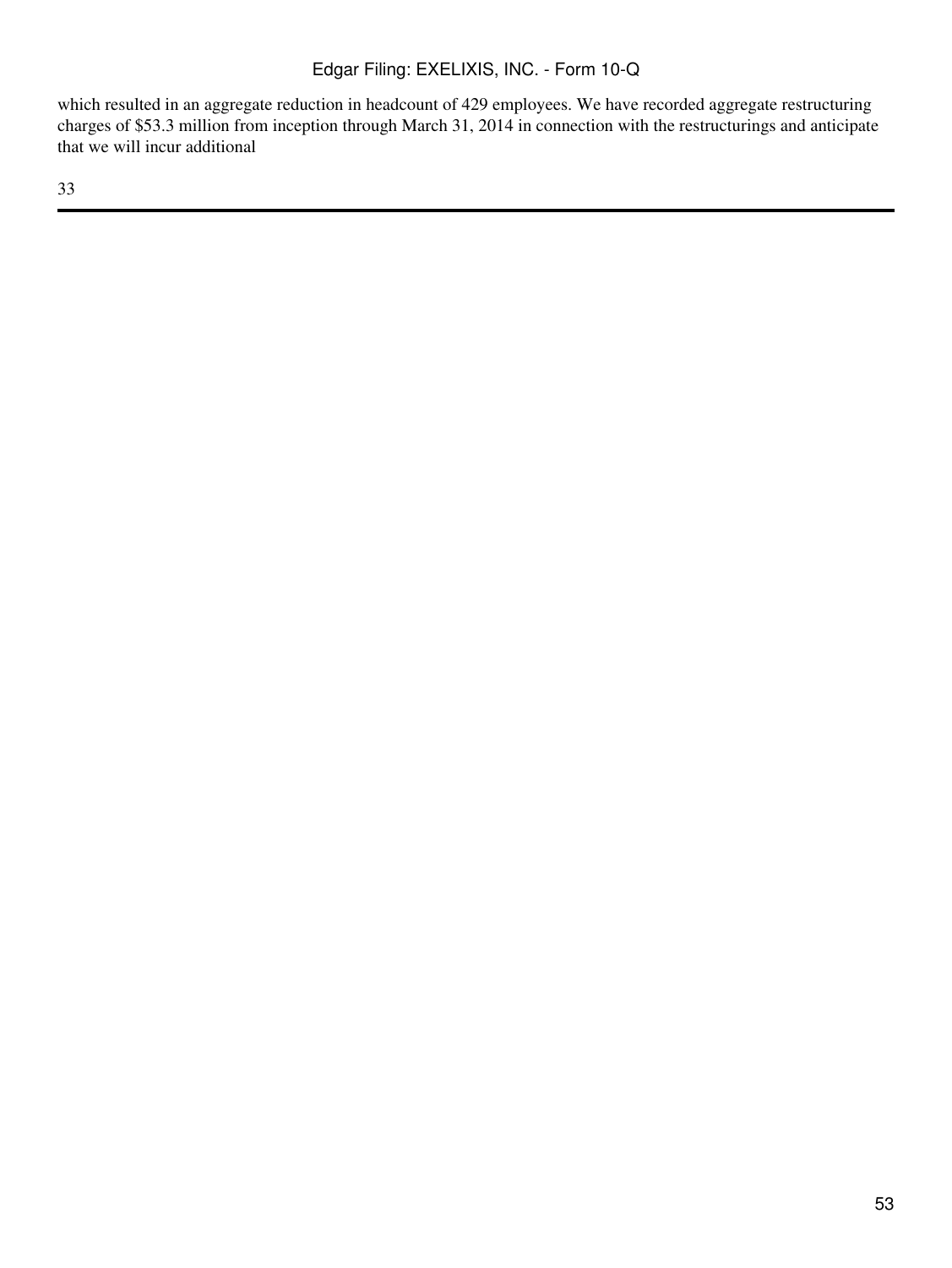which resulted in an aggregate reduction in headcount of 429 employees. We have recorded aggregate restructuring charges of $53.3 million from inception through March 31, 2014 in connection with the restructurings and anticipate that we will incur additional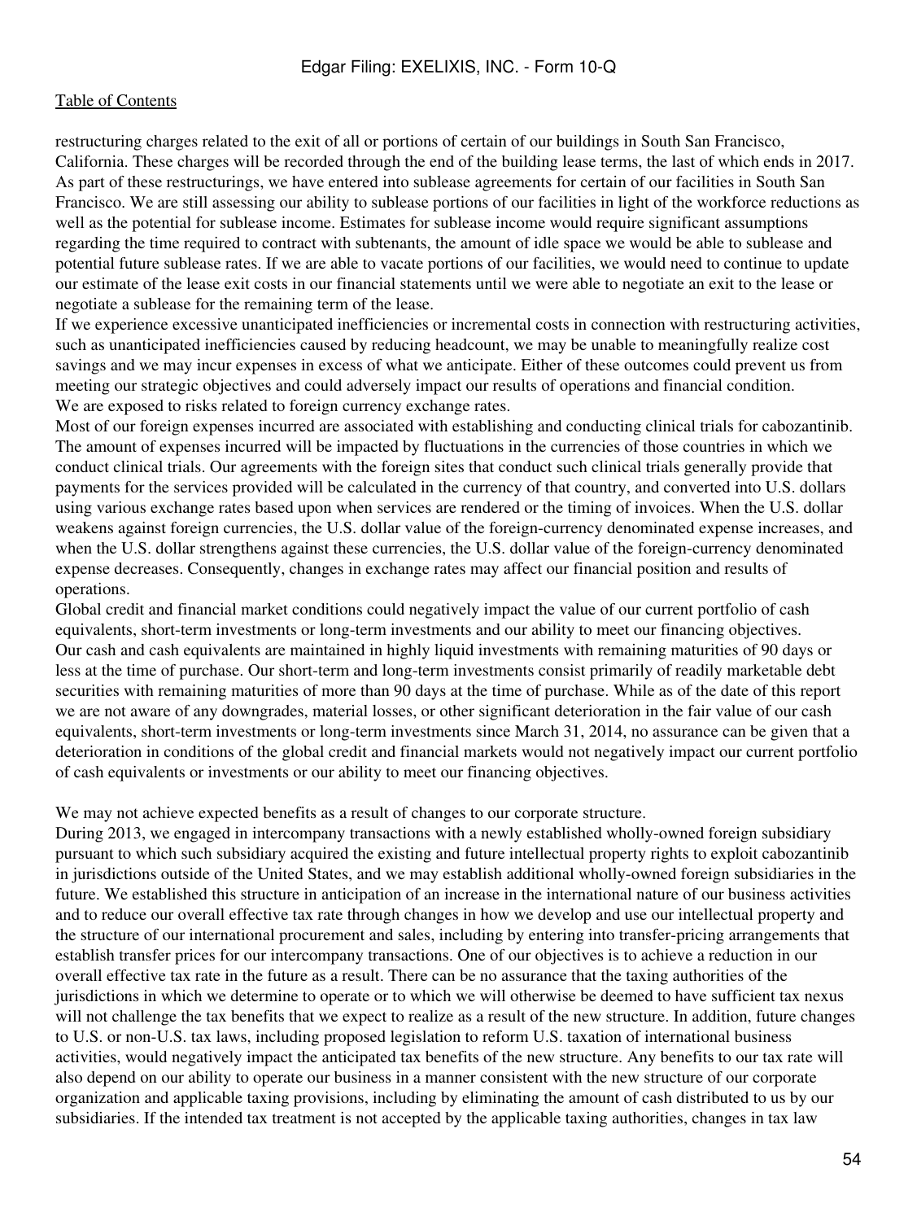restructuring charges related to the exit of all or portions of certain of our buildings in South San Francisco, California. These charges will be recorded through the end of the building lease terms, the last of which ends in 2017. As part of these restructurings, we have entered into sublease agreements for certain of our facilities in South San Francisco. We are still assessing our ability to sublease portions of our facilities in light of the workforce reductions as well as the potential for sublease income. Estimates for sublease income would require significant assumptions regarding the time required to contract with subtenants, the amount of idle space we would be able to sublease and potential future sublease rates. If we are able to vacate portions of our facilities, we would need to continue to update our estimate of the lease exit costs in our financial statements until we were able to negotiate an exit to the lease or negotiate a sublease for the remaining term of the lease.

If we experience excessive unanticipated inefficiencies or incremental costs in connection with restructuring activities, such as unanticipated inefficiencies caused by reducing headcount, we may be unable to meaningfully realize cost savings and we may incur expenses in excess of what we anticipate. Either of these outcomes could prevent us from meeting our strategic objectives and could adversely impact our results of operations and financial condition.

We are exposed to risks related to foreign currency exchange rates.

Most of our foreign expenses incurred are associated with establishing and conducting clinical trials for cabozantinib. The amount of expenses incurred will be impacted by fluctuations in the currencies of those countries in which we conduct clinical trials. Our agreements with the foreign sites that conduct such clinical trials generally provide that payments for the services provided will be calculated in the currency of that country, and converted into U.S. dollars using various exchange rates based upon when services are rendered or the timing of invoices. When the U.S. dollar weakens against foreign currencies, the U.S. dollar value of the foreign-currency denominated expense increases, and when the U.S. dollar strengthens against these currencies, the U.S. dollar value of the foreign-currency denominated expense decreases. Consequently, changes in exchange rates may affect our financial position and results of operations.

Global credit and financial market conditions could negatively impact the value of our current portfolio of cash equivalents, short-term investments or long-term investments and our ability to meet our financing objectives.

Our cash and cash equivalents are maintained in highly liquid investments with remaining maturities of 90 days or less at the time of purchase. Our short-term and long-term investments consist primarily of readily marketable debt securities with remaining maturities of more than 90 days at the time of purchase. While as of the date of this report we are not aware of any downgrades, material losses, or other significant deterioration in the fair value of our cash equivalents, short-term investments or long-term investments since March 31, 2014, no assurance can be given that a deterioration in conditions of the global credit and financial markets would not negatively impact our current portfolio of cash equivalents or investments or our ability to meet our financing objectives.

We may not achieve expected benefits as a result of changes to our corporate structure.

During 2013, we engaged in intercompany transactions with a newly established wholly-owned foreign subsidiary pursuant to which such subsidiary acquired the existing and future intellectual property rights to exploit cabozantinib in jurisdictions outside of the United States, and we may establish additional wholly-owned foreign subsidiaries in the future. We established this structure in anticipation of an increase in the international nature of our business activities and to reduce our overall effective tax rate through changes in how we develop and use our intellectual property and the structure of our international procurement and sales, including by entering into transfer-pricing arrangements that establish transfer prices for our intercompany transactions. One of our objectives is to achieve a reduction in our overall effective tax rate in the future as a result. There can be no assurance that the taxing authorities of the jurisdictions in which we determine to operate or to which we will otherwise be deemed to have sufficient tax nexus will not challenge the tax benefits that we expect to realize as a result of the new structure. In addition, future changes to U.S. or non-U.S. tax laws, including proposed legislation to reform U.S. taxation of international business activities, would negatively impact the anticipated tax benefits of the new structure. Any benefits to our tax rate will also depend on our ability to operate our business in a manner consistent with the new structure of our corporate organization and applicable taxing provisions, including by eliminating the amount of cash distributed to us by our subsidiaries. If the intended tax treatment is not accepted by the applicable taxing authorities, changes in tax law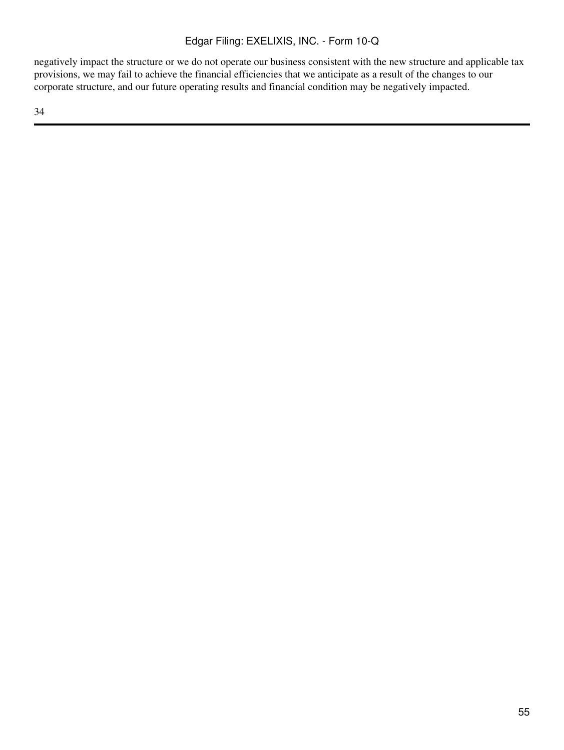negatively impact the structure or we do not operate our business consistent with the new structure and applicable tax provisions, we may fail to achieve the financial efficiencies that we anticipate as a result of the changes to our corporate structure, and our future operating results and financial condition may be negatively impacted.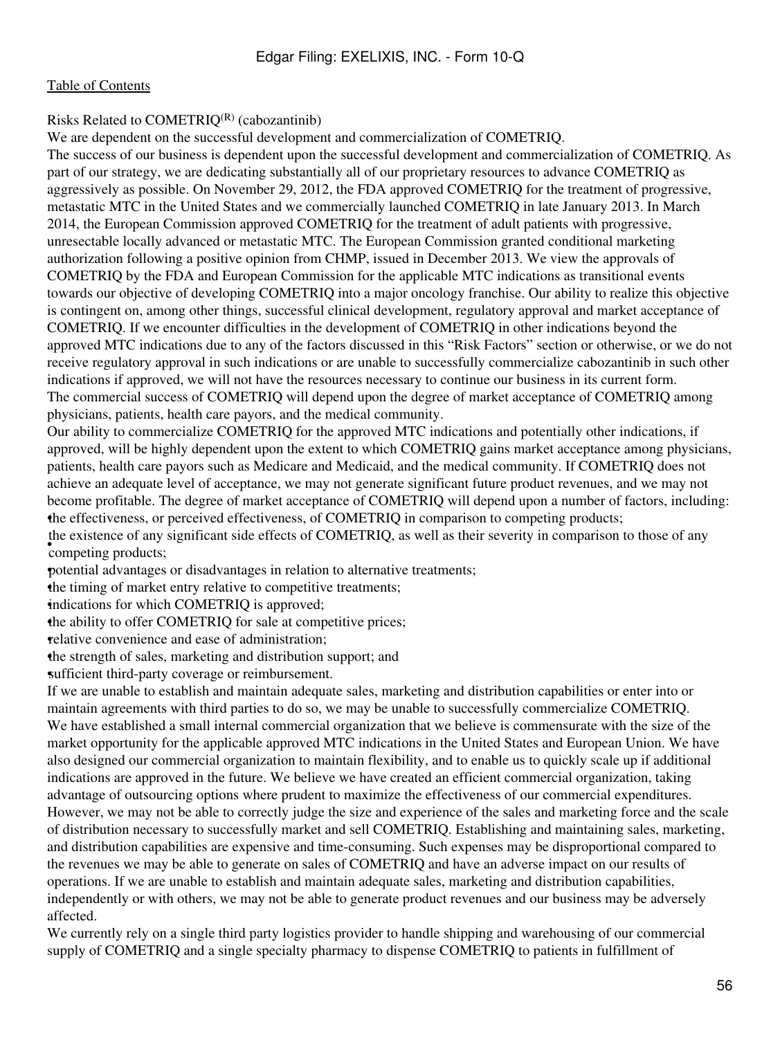Risks Related to COMETRIQ(R) (cabozantinib)

We are dependent on the successful development and commercialization of COMETRIQ.

The success of our business is dependent upon the successful development and commercialization of COMETRIQ. As part of our strategy, we are dedicating substantially all of our proprietary resources to advance COMETRIQ as aggressively as possible. On November 29, 2012, the FDA approved COMETRIQ for the treatment of progressive, metastatic MTC in the United States and we commercially launched COMETRIQ in late January 2013. In March 2014, the European Commission approved COMETRIQ for the treatment of adult patients with progressive, unresectable locally advanced or metastatic MTC. The European Commission granted conditional marketing authorization following a positive opinion from CHMP, issued in December 2013. We view the approvals of COMETRIQ by the FDA and European Commission for the applicable MTC indications as transitional events towards our objective of developing COMETRIQ into a major oncology franchise. Our ability to realize this objective is contingent on, among other things, successful clinical development, regulatory approval and market acceptance of COMETRIQ. If we encounter difficulties in the development of COMETRIQ in other indications beyond the approved MTC indications due to any of the factors discussed in this "Risk Factors" section or otherwise, or we do not receive regulatory approval in such indications or are unable to successfully commercialize cabozantinib in such other indications if approved, we will not have the resources necessary to continue our business in its current form.

The commercial success of COMETRIQ will depend upon the degree of market acceptance of COMETRIQ among physicians, patients, health care payors, and the medical community.

Our ability to commercialize COMETRIQ for the approved MTC indications and potentially other indications, if approved, will be highly dependent upon the extent to which COMETRIQ gains market acceptance among physicians, patients, health care payors such as Medicare and Medicaid, and the medical community. If COMETRIQ does not achieve an adequate level of acceptance, we may not generate significant future product revenues, and we may not become profitable. The degree of market acceptance of COMETRIQ will depend upon a number of factors, including:

- the effectiveness, or perceived effectiveness, of COMETRIQ in comparison to competing products;
- the existence of any significant side effects of COMETRIQ, as well as their severity in comparison to those of any competing products;
- potential advantages or disadvantages in relation to alternative treatments;
- the timing of market entry relative to competitive treatments;
- indications for which COMETRIQ is approved;
- the ability to offer COMETRIQ for sale at competitive prices;
- relative convenience and ease of administration;
- the strength of sales, marketing and distribution support; and
- sufficient third-party coverage or reimbursement.

If we are unable to establish and maintain adequate sales, marketing and distribution capabilities or enter into or maintain agreements with third parties to do so, we may be unable to successfully commercialize COMETRIQ.

We have established a small internal commercial organization that we believe is commensurate with the size of the market opportunity for the applicable approved MTC indications in the United States and European Union. We have also designed our commercial organization to maintain flexibility, and to enable us to quickly scale up if additional indications are approved in the future. We believe we have created an efficient commercial organization, taking advantage of outsourcing options where prudent to maximize the effectiveness of our commercial expenditures. However, we may not be able to correctly judge the size and experience of the sales and marketing force and the scale of distribution necessary to successfully market and sell COMETRIQ. Establishing and maintaining sales, marketing, and distribution capabilities are expensive and time-consuming. Such expenses may be disproportional compared to the revenues we may be able to generate on sales of COMETRIQ and have an adverse impact on our results of operations. If we are unable to establish and maintain adequate sales, marketing and distribution capabilities, independently or with others, we may not be able to generate product revenues and our business may be adversely affected.

We currently rely on a single third party logistics provider to handle shipping and warehousing of our commercial supply of COMETRIQ and a single specialty pharmacy to dispense COMETRIQ to patients in fulfillment of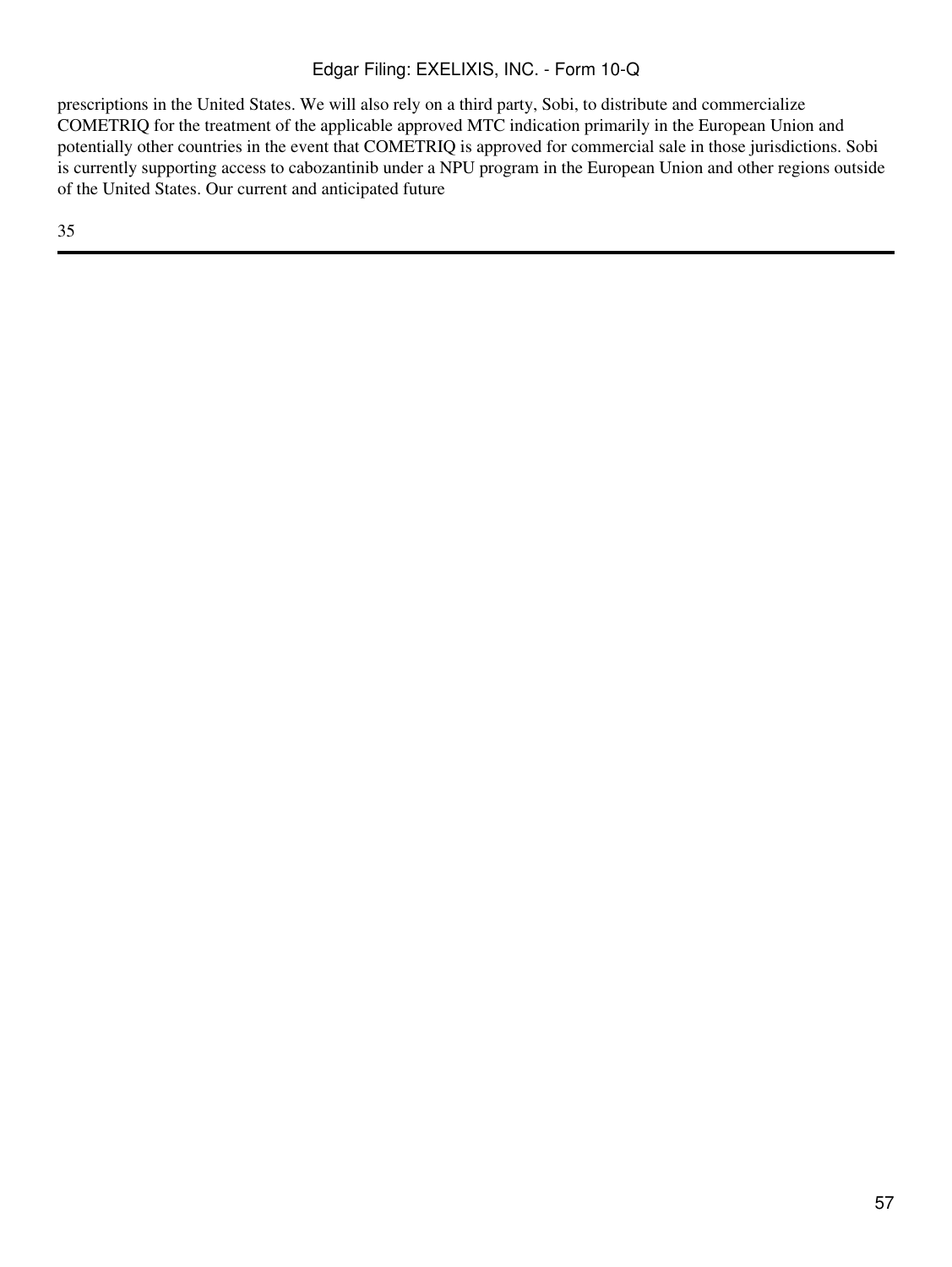prescriptions in the United States. We will also rely on a third party, Sobi, to distribute and commercialize COMETRIQ for the treatment of the applicable approved MTC indication primarily in the European Union and potentially other countries in the event that COMETRIQ is approved for commercial sale in those jurisdictions. Sobi is currently supporting access to cabozantinib under a NPU program in the European Union and other regions outside of the United States. Our current and anticipated future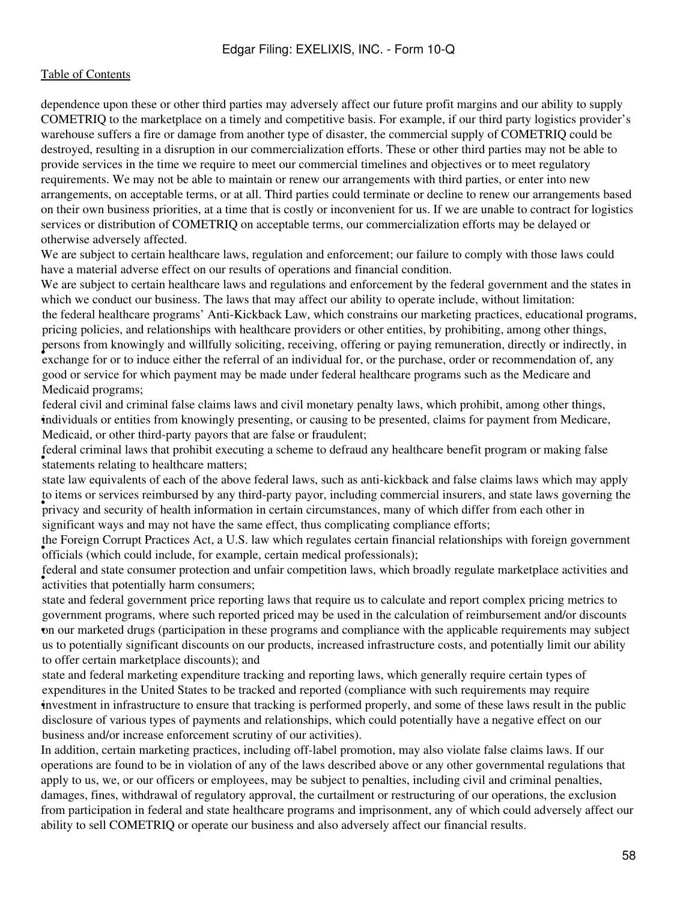dependence upon these or other third parties may adversely affect our future profit margins and our ability to supply COMETRIQ to the marketplace on a timely and competitive basis. For example, if our third party logistics provider's warehouse suffers a fire or damage from another type of disaster, the commercial supply of COMETRIQ could be destroyed, resulting in a disruption in our commercialization efforts. These or other third parties may not be able to provide services in the time we require to meet our commercial timelines and objectives or to meet regulatory requirements. We may not be able to maintain or renew our arrangements with third parties, or enter into new arrangements, on acceptable terms, or at all. Third parties could terminate or decline to renew our arrangements based on their own business priorities, at a time that is costly or inconvenient for us. If we are unable to contract for logistics services or distribution of COMETRIQ on acceptable terms, our commercialization efforts may be delayed or otherwise adversely affected.

We are subject to certain healthcare laws, regulation and enforcement; our failure to comply with those laws could have a material adverse effect on our results of operations and financial condition.

We are subject to certain healthcare laws and regulations and enforcement by the federal government and the states in which we conduct our business. The laws that may affect our ability to operate include, without limitation:

- the federal healthcare programs' Anti-Kickback Law, which constrains our marketing practices, educational programs, pricing policies, and relationships with healthcare providers or other entities, by prohibiting, among other things, persons from knowingly and willfully soliciting, receiving, offering or paying remuneration, directly or indirectly, in exchange for or to induce either the referral of an individual for, or the purchase, order or recommendation of, any good or service for which payment may be made under federal healthcare programs such as the Medicare and Medicaid programs;
- federal civil and criminal false claims laws and civil monetary penalty laws, which prohibit, among other things, individuals or entities from knowingly presenting, or causing to be presented, claims for payment from Medicare, Medicaid, or other third-party payors that are false or fraudulent;
- federal criminal laws that prohibit executing a scheme to defraud any healthcare benefit program or making false statements relating to healthcare matters;
- state law equivalents of each of the above federal laws, such as anti-kickback and false claims laws which may apply to items or services reimbursed by any third-party payor, including commercial insurers, and state laws governing the privacy and security of health information in certain circumstances, many of which differ from each other in significant ways and may not have the same effect, thus complicating compliance efforts;
- the Foreign Corrupt Practices Act, a U.S. law which regulates certain financial relationships with foreign government officials (which could include, for example, certain medical professionals);
- federal and state consumer protection and unfair competition laws, which broadly regulate marketplace activities and activities that potentially harm consumers;
- state and federal government price reporting laws that require us to calculate and report complex pricing metrics to government programs, where such reported priced may be used in the calculation of reimbursement and/or discounts on our marketed drugs (participation in these programs and compliance with the applicable requirements may subject us to potentially significant discounts on our products, increased infrastructure costs, and potentially limit our ability to offer certain marketplace discounts); and
- state and federal marketing expenditure tracking and reporting laws, which generally require certain types of expenditures in the United States to be tracked and reported (compliance with such requirements may require investment in infrastructure to ensure that tracking is performed properly, and some of these laws result in the public disclosure of various types of payments and relationships, which could potentially have a negative effect on our business and/or increase enforcement scrutiny of our activities).

In addition, certain marketing practices, including off-label promotion, may also violate false claims laws. If our operations are found to be in violation of any of the laws described above or any other governmental regulations that apply to us, we, or our officers or employees, may be subject to penalties, including civil and criminal penalties, damages, fines, withdrawal of regulatory approval, the curtailment or restructuring of our operations, the exclusion from participation in federal and state healthcare programs and imprisonment, any of which could adversely affect our ability to sell COMETRIQ or operate our business and also adversely affect our financial results.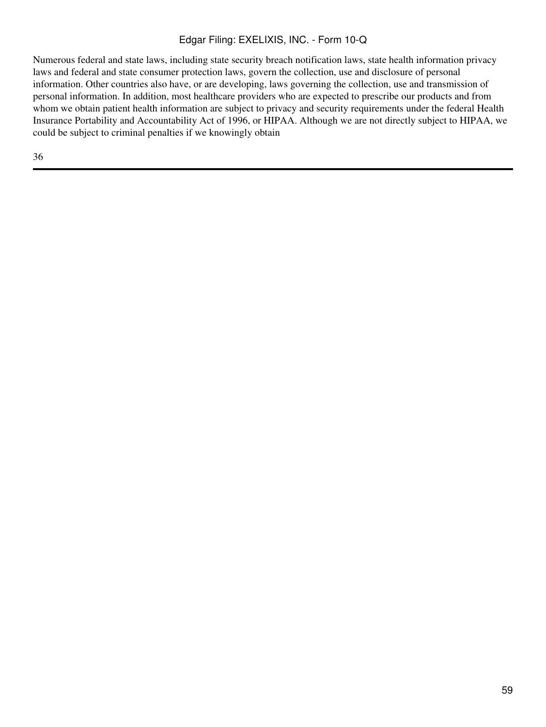Numerous federal and state laws, including state security breach notification laws, state health information privacy laws and federal and state consumer protection laws, govern the collection, use and disclosure of personal information. Other countries also have, or are developing, laws governing the collection, use and transmission of personal information. In addition, most healthcare providers who are expected to prescribe our products and from whom we obtain patient health information are subject to privacy and security requirements under the federal Health Insurance Portability and Accountability Act of 1996, or HIPAA. Although we are not directly subject to HIPAA, we could be subject to criminal penalties if we knowingly obtain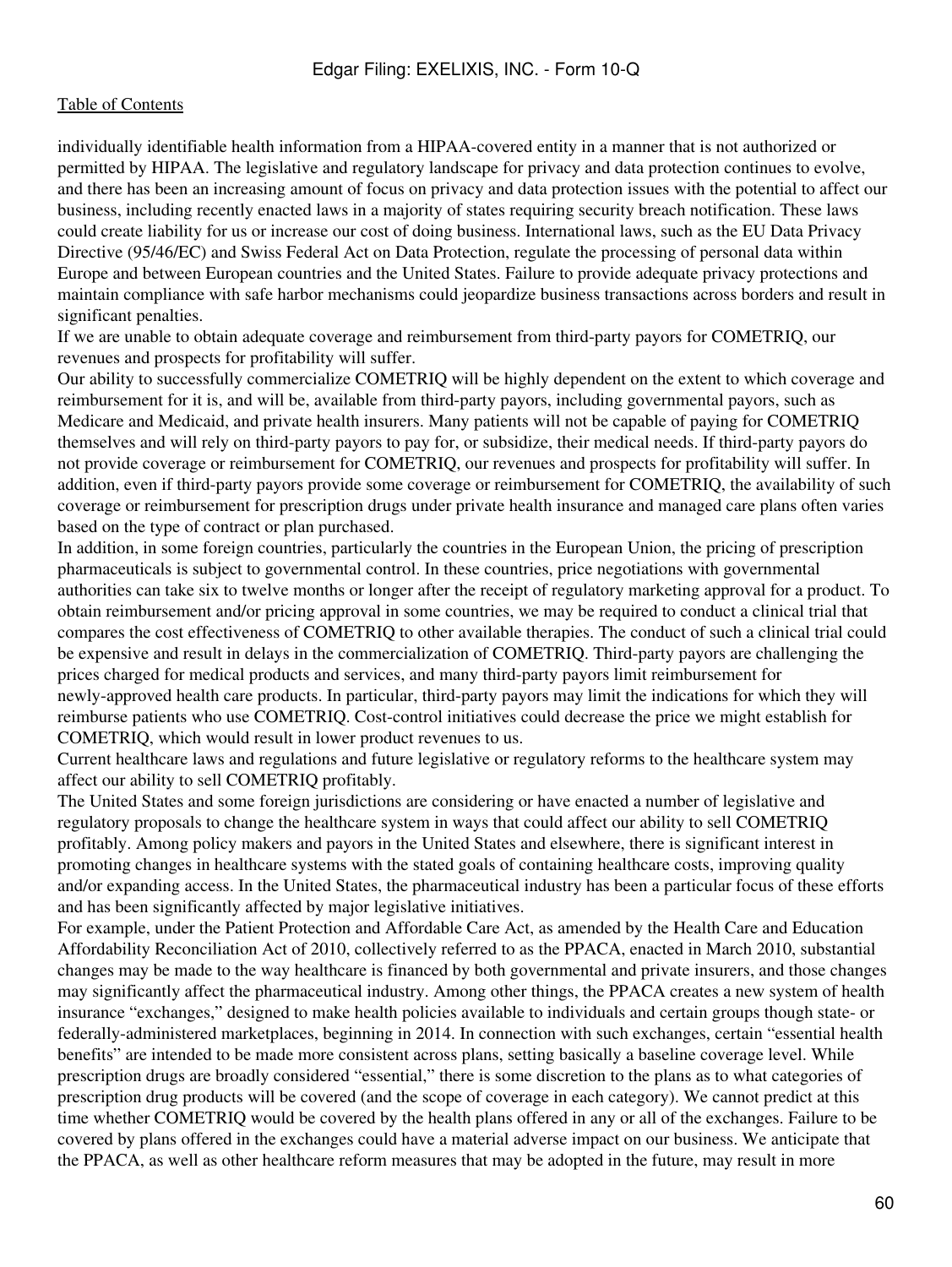individually identifiable health information from a HIPAA-covered entity in a manner that is not authorized or permitted by HIPAA. The legislative and regulatory landscape for privacy and data protection continues to evolve, and there has been an increasing amount of focus on privacy and data protection issues with the potential to affect our business, including recently enacted laws in a majority of states requiring security breach notification. These laws could create liability for us or increase our cost of doing business. International laws, such as the EU Data Privacy Directive (95/46/EC) and Swiss Federal Act on Data Protection, regulate the processing of personal data within Europe and between European countries and the United States. Failure to provide adequate privacy protections and maintain compliance with safe harbor mechanisms could jeopardize business transactions across borders and result in significant penalties.

If we are unable to obtain adequate coverage and reimbursement from third-party payors for COMETRIQ, our revenues and prospects for profitability will suffer.

Our ability to successfully commercialize COMETRIQ will be highly dependent on the extent to which coverage and reimbursement for it is, and will be, available from third-party payors, including governmental payors, such as Medicare and Medicaid, and private health insurers. Many patients will not be capable of paying for COMETRIQ themselves and will rely on third-party payors to pay for, or subsidize, their medical needs. If third-party payors do not provide coverage or reimbursement for COMETRIQ, our revenues and prospects for profitability will suffer. In addition, even if third-party payors provide some coverage or reimbursement for COMETRIQ, the availability of such coverage or reimbursement for prescription drugs under private health insurance and managed care plans often varies based on the type of contract or plan purchased.

In addition, in some foreign countries, particularly the countries in the European Union, the pricing of prescription pharmaceuticals is subject to governmental control. In these countries, price negotiations with governmental authorities can take six to twelve months or longer after the receipt of regulatory marketing approval for a product. To obtain reimbursement and/or pricing approval in some countries, we may be required to conduct a clinical trial that compares the cost effectiveness of COMETRIQ to other available therapies. The conduct of such a clinical trial could be expensive and result in delays in the commercialization of COMETRIQ. Third-party payors are challenging the prices charged for medical products and services, and many third-party payors limit reimbursement for newly-approved health care products. In particular, third-party payors may limit the indications for which they will reimburse patients who use COMETRIQ. Cost-control initiatives could decrease the price we might establish for COMETRIQ, which would result in lower product revenues to us.

Current healthcare laws and regulations and future legislative or regulatory reforms to the healthcare system may affect our ability to sell COMETRIQ profitably.

The United States and some foreign jurisdictions are considering or have enacted a number of legislative and regulatory proposals to change the healthcare system in ways that could affect our ability to sell COMETRIQ profitably. Among policy makers and payors in the United States and elsewhere, there is significant interest in promoting changes in healthcare systems with the stated goals of containing healthcare costs, improving quality and/or expanding access. In the United States, the pharmaceutical industry has been a particular focus of these efforts and has been significantly affected by major legislative initiatives.

For example, under the Patient Protection and Affordable Care Act, as amended by the Health Care and Education Affordability Reconciliation Act of 2010, collectively referred to as the PPACA, enacted in March 2010, substantial changes may be made to the way healthcare is financed by both governmental and private insurers, and those changes may significantly affect the pharmaceutical industry. Among other things, the PPACA creates a new system of health insurance "exchanges," designed to make health policies available to individuals and certain groups though state- or federally-administered marketplaces, beginning in 2014. In connection with such exchanges, certain "essential health benefits" are intended to be made more consistent across plans, setting basically a baseline coverage level. While prescription drugs are broadly considered "essential," there is some discretion to the plans as to what categories of prescription drug products will be covered (and the scope of coverage in each category). We cannot predict at this time whether COMETRIQ would be covered by the health plans offered in any or all of the exchanges. Failure to be covered by plans offered in the exchanges could have a material adverse impact on our business. We anticipate that the PPACA, as well as other healthcare reform measures that may be adopted in the future, may result in more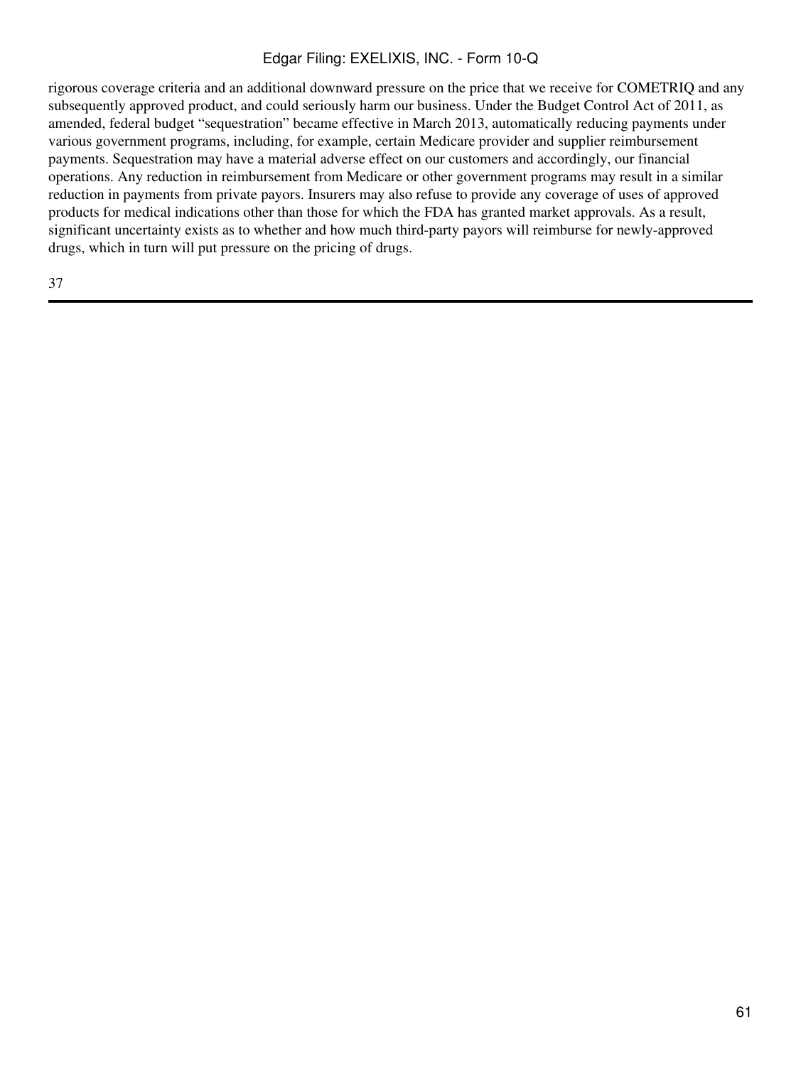rigorous coverage criteria and an additional downward pressure on the price that we receive for COMETRIQ and any subsequently approved product, and could seriously harm our business. Under the Budget Control Act of 2011, as amended, federal budget "sequestration" became effective in March 2013, automatically reducing payments under various government programs, including, for example, certain Medicare provider and supplier reimbursement payments. Sequestration may have a material adverse effect on our customers and accordingly, our financial operations. Any reduction in reimbursement from Medicare or other government programs may result in a similar reduction in payments from private payors. Insurers may also refuse to provide any coverage of uses of approved products for medical indications other than those for which the FDA has granted market approvals. As a result, significant uncertainty exists as to whether and how much third-party payors will reimburse for newly-approved drugs, which in turn will put pressure on the pricing of drugs.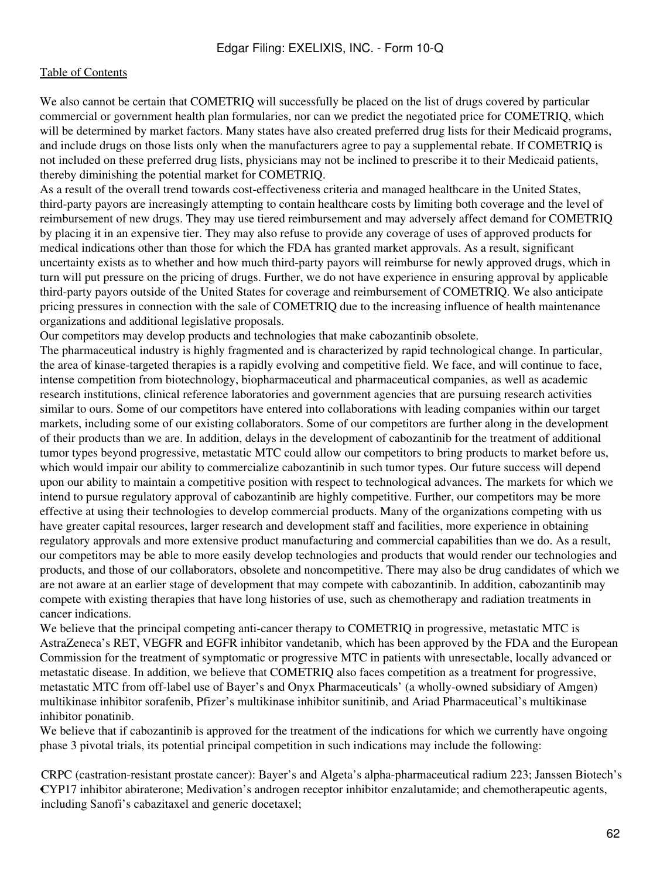We also cannot be certain that COMETRIQ will successfully be placed on the list of drugs covered by particular commercial or government health plan formularies, nor can we predict the negotiated price for COMETRIQ, which will be determined by market factors. Many states have also created preferred drug lists for their Medicaid programs, and include drugs on those lists only when the manufacturers agree to pay a supplemental rebate. If COMETRIQ is not included on these preferred drug lists, physicians may not be inclined to prescribe it to their Medicaid patients, thereby diminishing the potential market for COMETRIQ.

As a result of the overall trend towards cost-effectiveness criteria and managed healthcare in the United States, third-party payors are increasingly attempting to contain healthcare costs by limiting both coverage and the level of reimbursement of new drugs. They may use tiered reimbursement and may adversely affect demand for COMETRIQ by placing it in an expensive tier. They may also refuse to provide any coverage of uses of approved products for medical indications other than those for which the FDA has granted market approvals. As a result, significant uncertainty exists as to whether and how much third-party payors will reimburse for newly approved drugs, which in turn will put pressure on the pricing of drugs. Further, we do not have experience in ensuring approval by applicable third-party payors outside of the United States for coverage and reimbursement of COMETRIQ. We also anticipate pricing pressures in connection with the sale of COMETRIQ due to the increasing influence of health maintenance organizations and additional legislative proposals.

Our competitors may develop products and technologies that make cabozantinib obsolete.

The pharmaceutical industry is highly fragmented and is characterized by rapid technological change. In particular, the area of kinase-targeted therapies is a rapidly evolving and competitive field. We face, and will continue to face, intense competition from biotechnology, biopharmaceutical and pharmaceutical companies, as well as academic research institutions, clinical reference laboratories and government agencies that are pursuing research activities similar to ours. Some of our competitors have entered into collaborations with leading companies within our target markets, including some of our existing collaborators. Some of our competitors are further along in the development of their products than we are. In addition, delays in the development of cabozantinib for the treatment of additional tumor types beyond progressive, metastatic MTC could allow our competitors to bring products to market before us, which would impair our ability to commercialize cabozantinib in such tumor types. Our future success will depend upon our ability to maintain a competitive position with respect to technological advances. The markets for which we intend to pursue regulatory approval of cabozantinib are highly competitive. Further, our competitors may be more effective at using their technologies to develop commercial products. Many of the organizations competing with us have greater capital resources, larger research and development staff and facilities, more experience in obtaining regulatory approvals and more extensive product manufacturing and commercial capabilities than we do. As a result, our competitors may be able to more easily develop technologies and products that would render our technologies and products, and those of our collaborators, obsolete and noncompetitive. There may also be drug candidates of which we are not aware at an earlier stage of development that may compete with cabozantinib. In addition, cabozantinib may compete with existing therapies that have long histories of use, such as chemotherapy and radiation treatments in cancer indications.

We believe that the principal competing anti-cancer therapy to COMETRIQ in progressive, metastatic MTC is AstraZeneca's RET, VEGFR and EGFR inhibitor vandetanib, which has been approved by the FDA and the European Commission for the treatment of symptomatic or progressive MTC in patients with unresectable, locally advanced or metastatic disease. In addition, we believe that COMETRIQ also faces competition as a treatment for progressive, metastatic MTC from off-label use of Bayer's and Onyx Pharmaceuticals' (a wholly-owned subsidiary of Amgen) multikinase inhibitor sorafenib, Pfizer's multikinase inhibitor sunitinib, and Ariad Pharmaceutical's multikinase inhibitor ponatinib.

We believe that if cabozantinib is approved for the treatment of the indications for which we currently have ongoing phase 3 pivotal trials, its potential principal competition in such indications may include the following:

- CRPC (castration-resistant prostate cancer): Bayer's and Algeta's alpha-pharmaceutical radium 223; Janssen Biotech's CYP17 inhibitor abiraterone; Medivation's androgen receptor inhibitor enzalutamide; and chemotherapeutic agents, including Sanofi's cabazitaxel and generic docetaxel;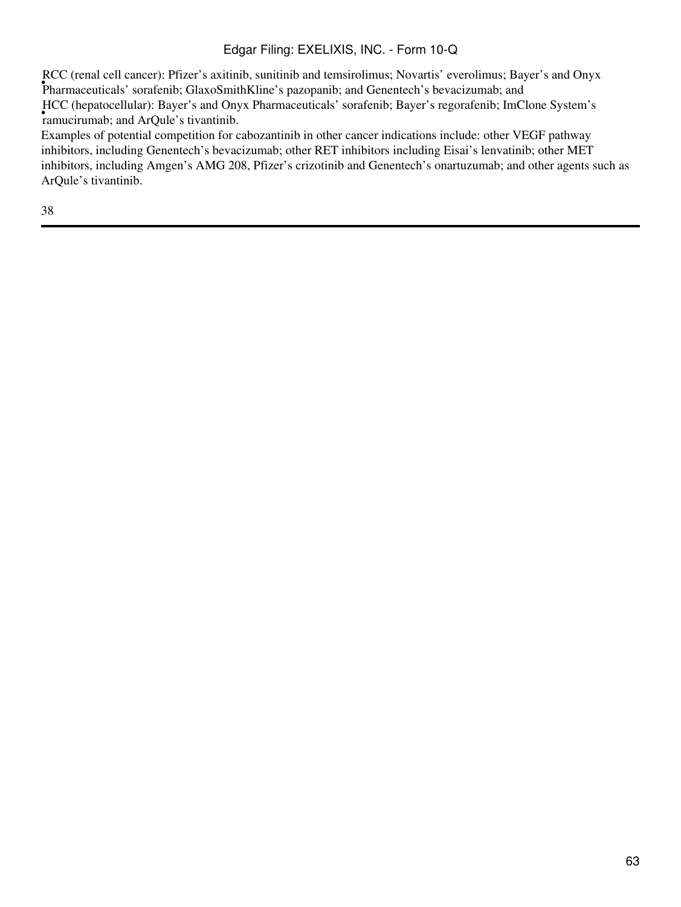- RCC (renal cell cancer): Pfizer's axitinib, sunitinib and temsirolimus; Novartis' everolimus; Bayer's and Onyx Pharmaceuticals' sorafenib; GlaxoSmithKline's pazopanib; and Genentech's bevacizumab; and
- HCC (hepatocellular): Bayer's and Onyx Pharmaceuticals' sorafenib; Bayer's regorafenib; ImClone System's ramucirumab; and ArQule's tivantinib.

Examples of potential competition for cabozantinib in other cancer indications include: other VEGF pathway inhibitors, including Genentech's bevacizumab; other RET inhibitors including Eisai's lenvatinib; other MET inhibitors, including Amgen's AMG 208, Pfizer's crizotinib and Genentech's onartuzumab; and other agents such as ArQule's tivantinib.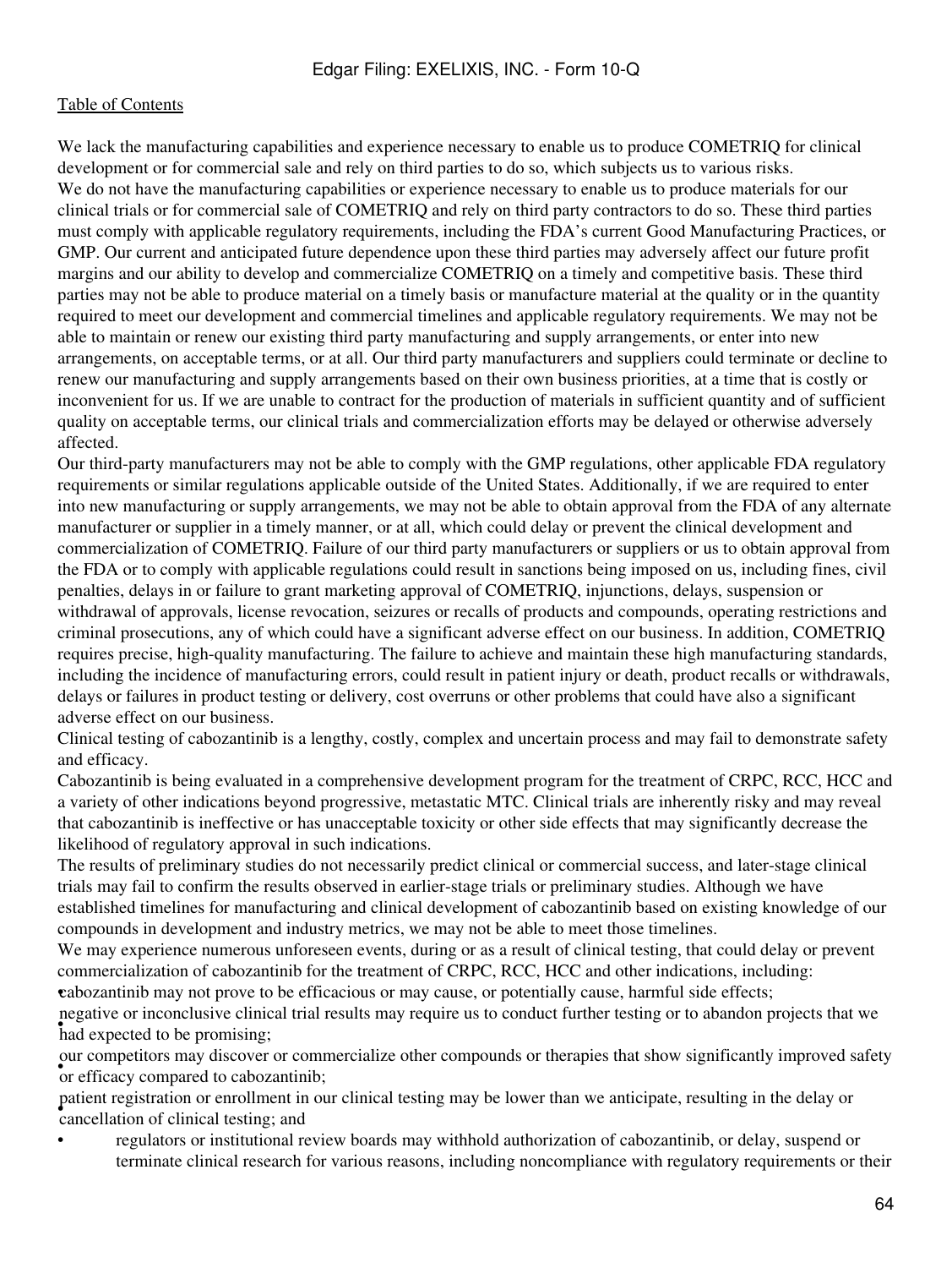We lack the manufacturing capabilities and experience necessary to enable us to produce COMETRIQ for clinical development or for commercial sale and rely on third parties to do so, which subjects us to various risks.

We do not have the manufacturing capabilities or experience necessary to enable us to produce materials for our clinical trials or for commercial sale of COMETRIQ and rely on third party contractors to do so. These third parties must comply with applicable regulatory requirements, including the FDA's current Good Manufacturing Practices, or GMP. Our current and anticipated future dependence upon these third parties may adversely affect our future profit margins and our ability to develop and commercialize COMETRIQ on a timely and competitive basis. These third parties may not be able to produce material on a timely basis or manufacture material at the quality or in the quantity required to meet our development and commercial timelines and applicable regulatory requirements. We may not be able to maintain or renew our existing third party manufacturing and supply arrangements, or enter into new arrangements, on acceptable terms, or at all. Our third party manufacturers and suppliers could terminate or decline to renew our manufacturing and supply arrangements based on their own business priorities, at a time that is costly or inconvenient for us. If we are unable to contract for the production of materials in sufficient quantity and of sufficient quality on acceptable terms, our clinical trials and commercialization efforts may be delayed or otherwise adversely affected.

Our third-party manufacturers may not be able to comply with the GMP regulations, other applicable FDA regulatory requirements or similar regulations applicable outside of the United States. Additionally, if we are required to enter into new manufacturing or supply arrangements, we may not be able to obtain approval from the FDA of any alternate manufacturer or supplier in a timely manner, or at all, which could delay or prevent the clinical development and commercialization of COMETRIQ. Failure of our third party manufacturers or suppliers or us to obtain approval from the FDA or to comply with applicable regulations could result in sanctions being imposed on us, including fines, civil penalties, delays in or failure to grant marketing approval of COMETRIQ, injunctions, delays, suspension or withdrawal of approvals, license revocation, seizures or recalls of products and compounds, operating restrictions and criminal prosecutions, any of which could have a significant adverse effect on our business. In addition, COMETRIQ requires precise, high-quality manufacturing. The failure to achieve and maintain these high manufacturing standards, including the incidence of manufacturing errors, could result in patient injury or death, product recalls or withdrawals, delays or failures in product testing or delivery, cost overruns or other problems that could have also a significant adverse effect on our business.

Clinical testing of cabozantinib is a lengthy, costly, complex and uncertain process and may fail to demonstrate safety and efficacy.

Cabozantinib is being evaluated in a comprehensive development program for the treatment of CRPC, RCC, HCC and a variety of other indications beyond progressive, metastatic MTC. Clinical trials are inherently risky and may reveal that cabozantinib is ineffective or has unacceptable toxicity or other side effects that may significantly decrease the likelihood of regulatory approval in such indications.

The results of preliminary studies do not necessarily predict clinical or commercial success, and later-stage clinical trials may fail to confirm the results observed in earlier-stage trials or preliminary studies. Although we have established timelines for manufacturing and clinical development of cabozantinib based on existing knowledge of our compounds in development and industry metrics, we may not be able to meet those timelines.

We may experience numerous unforeseen events, during or as a result of clinical testing, that could delay or prevent commercialization of cabozantinib for the treatment of CRPC, RCC, HCC and other indications, including:

- cabozantinib may not prove to be efficacious or may cause, or potentially cause, harmful side effects;
- negative or inconclusive clinical trial results may require us to conduct further testing or to abandon projects that we had expected to be promising;
- our competitors may discover or commercialize other compounds or therapies that show significantly improved safety or efficacy compared to cabozantinib;
- patient registration or enrollment in our clinical testing may be lower than we anticipate, resulting in the delay or cancellation of clinical testing; and
- regulators or institutional review boards may withhold authorization of cabozantinib, or delay, suspend or terminate clinical research for various reasons, including noncompliance with regulatory requirements or their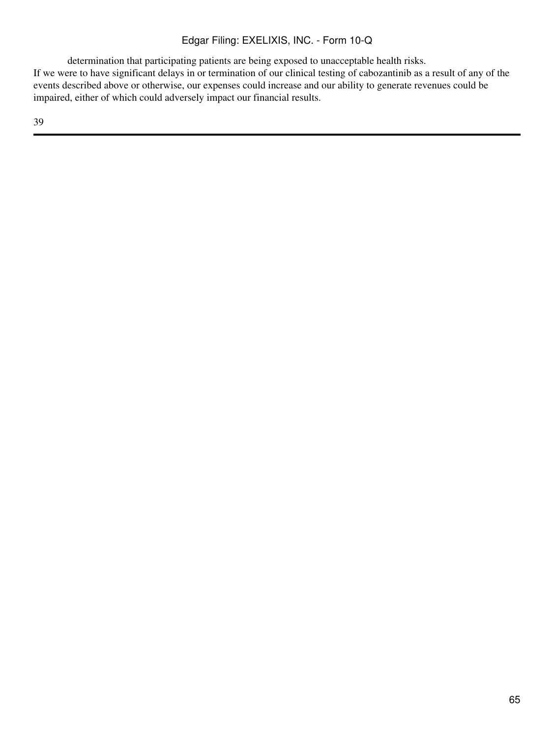determination that participating patients are being exposed to unacceptable health risks.

If we were to have significant delays in or termination of our clinical testing of cabozantinib as a result of any of the events described above or otherwise, our expenses could increase and our ability to generate revenues could be impaired, either of which could adversely impact our financial results.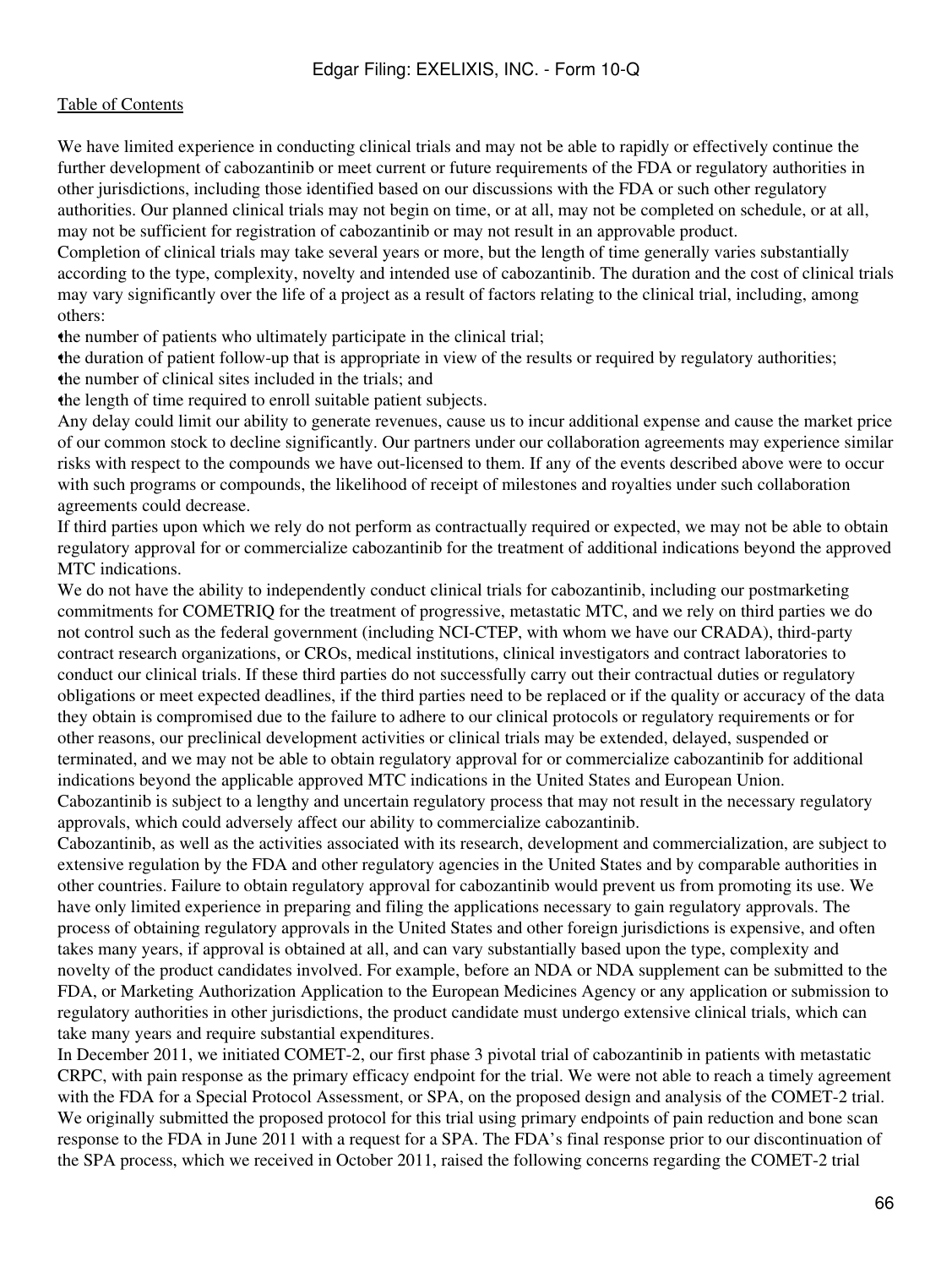We have limited experience in conducting clinical trials and may not be able to rapidly or effectively continue the further development of cabozantinib or meet current or future requirements of the FDA or regulatory authorities in other jurisdictions, including those identified based on our discussions with the FDA or such other regulatory authorities. Our planned clinical trials may not begin on time, or at all, may not be completed on schedule, or at all, may not be sufficient for registration of cabozantinib or may not result in an approvable product.

Completion of clinical trials may take several years or more, but the length of time generally varies substantially according to the type, complexity, novelty and intended use of cabozantinib. The duration and the cost of clinical trials may vary significantly over the life of a project as a result of factors relating to the clinical trial, including, among others:

- the number of patients who ultimately participate in the clinical trial;
- the duration of patient follow-up that is appropriate in view of the results or required by regulatory authorities;
- the number of clinical sites included in the trials; and
- the length of time required to enroll suitable patient subjects.

Any delay could limit our ability to generate revenues, cause us to incur additional expense and cause the market price of our common stock to decline significantly. Our partners under our collaboration agreements may experience similar risks with respect to the compounds we have out-licensed to them. If any of the events described above were to occur with such programs or compounds, the likelihood of receipt of milestones and royalties under such collaboration agreements could decrease.

If third parties upon which we rely do not perform as contractually required or expected, we may not be able to obtain regulatory approval for or commercialize cabozantinib for the treatment of additional indications beyond the approved MTC indications.

We do not have the ability to independently conduct clinical trials for cabozantinib, including our postmarketing commitments for COMETRIQ for the treatment of progressive, metastatic MTC, and we rely on third parties we do not control such as the federal government (including NCI-CTEP, with whom we have our CRADA), third-party contract research organizations, or CROs, medical institutions, clinical investigators and contract laboratories to conduct our clinical trials. If these third parties do not successfully carry out their contractual duties or regulatory obligations or meet expected deadlines, if the third parties need to be replaced or if the quality or accuracy of the data they obtain is compromised due to the failure to adhere to our clinical protocols or regulatory requirements or for other reasons, our preclinical development activities or clinical trials may be extended, delayed, suspended or terminated, and we may not be able to obtain regulatory approval for or commercialize cabozantinib for additional indications beyond the applicable approved MTC indications in the United States and European Union.

Cabozantinib is subject to a lengthy and uncertain regulatory process that may not result in the necessary regulatory approvals, which could adversely affect our ability to commercialize cabozantinib.

Cabozantinib, as well as the activities associated with its research, development and commercialization, are subject to extensive regulation by the FDA and other regulatory agencies in the United States and by comparable authorities in other countries. Failure to obtain regulatory approval for cabozantinib would prevent us from promoting its use. We have only limited experience in preparing and filing the applications necessary to gain regulatory approvals. The process of obtaining regulatory approvals in the United States and other foreign jurisdictions is expensive, and often takes many years, if approval is obtained at all, and can vary substantially based upon the type, complexity and novelty of the product candidates involved. For example, before an NDA or NDA supplement can be submitted to the FDA, or Marketing Authorization Application to the European Medicines Agency or any application or submission to regulatory authorities in other jurisdictions, the product candidate must undergo extensive clinical trials, which can take many years and require substantial expenditures.

In December 2011, we initiated COMET-2, our first phase 3 pivotal trial of cabozantinib in patients with metastatic CRPC, with pain response as the primary efficacy endpoint for the trial. We were not able to reach a timely agreement with the FDA for a Special Protocol Assessment, or SPA, on the proposed design and analysis of the COMET-2 trial. We originally submitted the proposed protocol for this trial using primary endpoints of pain reduction and bone scan response to the FDA in June 2011 with a request for a SPA. The FDA's final response prior to our discontinuation of the SPA process, which we received in October 2011, raised the following concerns regarding the COMET-2 trial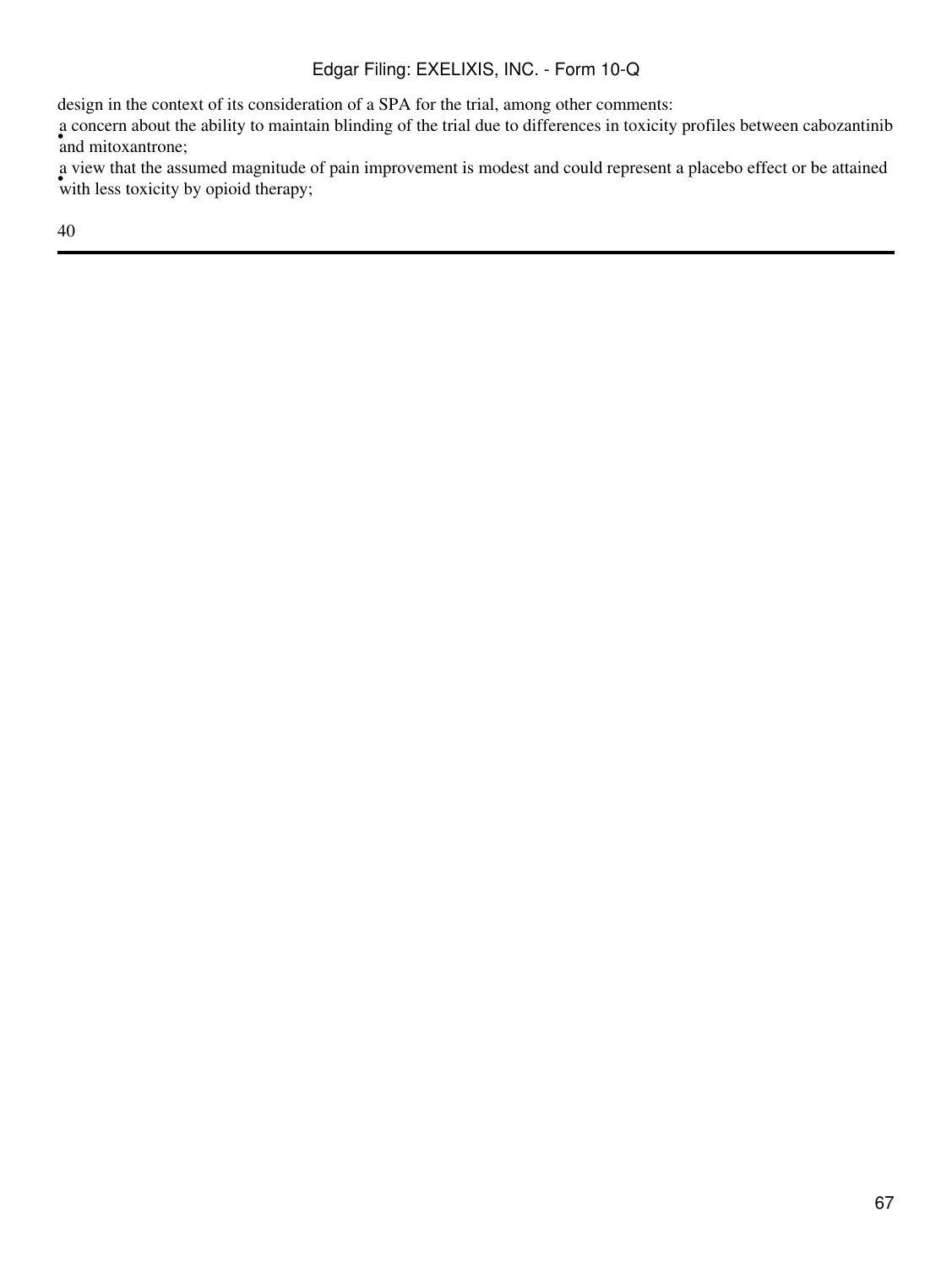design in the context of its consideration of a SPA for the trial, among other comments:

- a concern about the ability to maintain blinding of the trial due to differences in toxicity profiles between cabozantinib and mitoxantrone;
- a view that the assumed magnitude of pain improvement is modest and could represent a placebo effect or be attained with less toxicity by opioid therapy;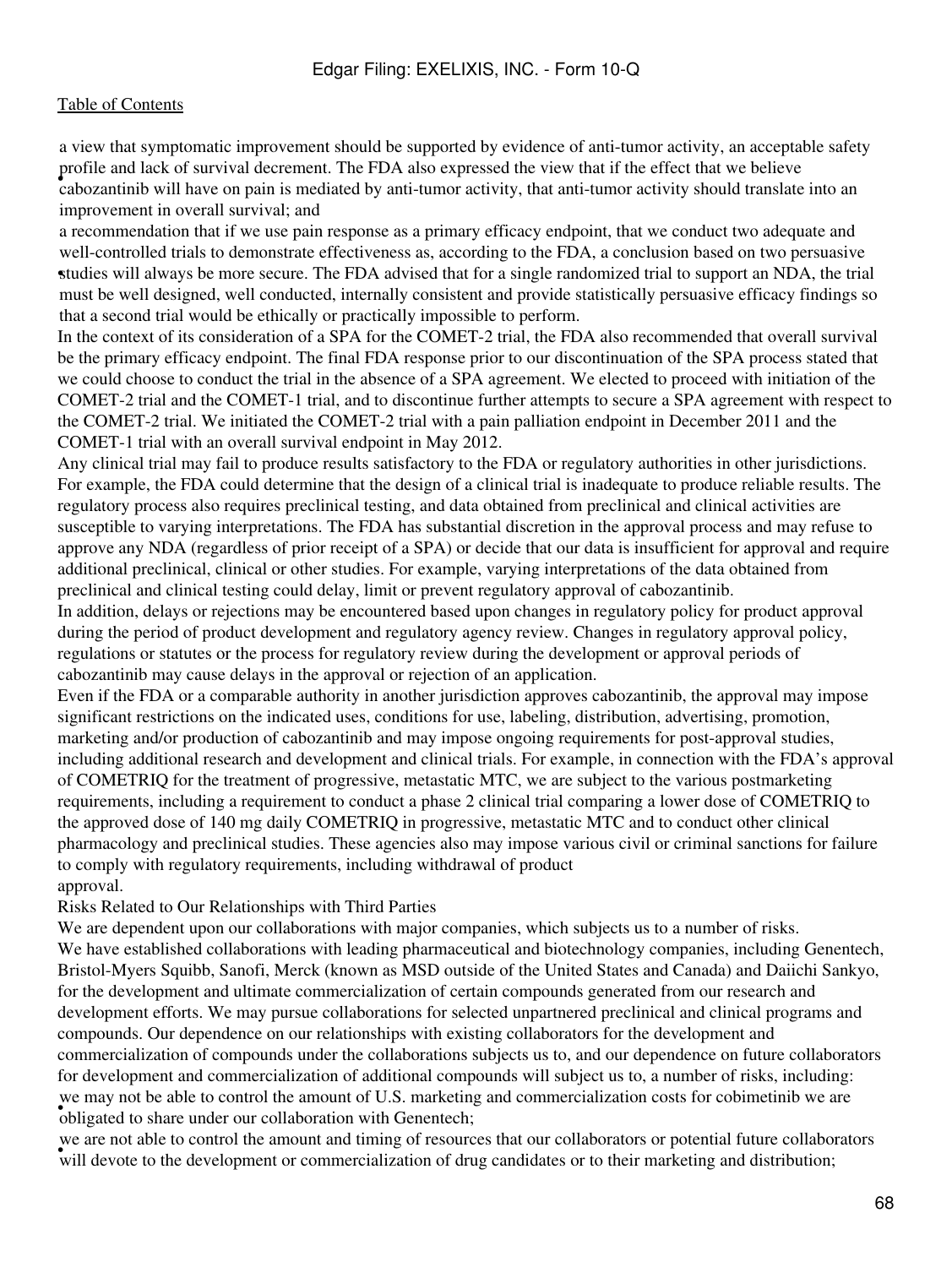- a view that symptomatic improvement should be supported by evidence of anti-tumor activity, an acceptable safety profile and lack of survival decrement. The FDA also expressed the view that if the effect that we believe cabozantinib will have on pain is mediated by anti-tumor activity, that anti-tumor activity should translate into an improvement in overall survival; and
- a recommendation that if we use pain response as a primary efficacy endpoint, that we conduct two adequate and well-controlled trials to demonstrate effectiveness as, according to the FDA, a conclusion based on two persuasive studies will always be more secure. The FDA advised that for a single randomized trial to support an NDA, the trial must be well designed, well conducted, internally consistent and provide statistically persuasive efficacy findings so that a second trial would be ethically or practically impossible to perform.

In the context of its consideration of a SPA for the COMET-2 trial, the FDA also recommended that overall survival be the primary efficacy endpoint. The final FDA response prior to our discontinuation of the SPA process stated that we could choose to conduct the trial in the absence of a SPA agreement. We elected to proceed with initiation of the COMET-2 trial and the COMET-1 trial, and to discontinue further attempts to secure a SPA agreement with respect to the COMET-2 trial. We initiated the COMET-2 trial with a pain palliation endpoint in December 2011 and the COMET-1 trial with an overall survival endpoint in May 2012.

Any clinical trial may fail to produce results satisfactory to the FDA or regulatory authorities in other jurisdictions. For example, the FDA could determine that the design of a clinical trial is inadequate to produce reliable results. The regulatory process also requires preclinical testing, and data obtained from preclinical and clinical activities are susceptible to varying interpretations. The FDA has substantial discretion in the approval process and may refuse to approve any NDA (regardless of prior receipt of a SPA) or decide that our data is insufficient for approval and require additional preclinical, clinical or other studies. For example, varying interpretations of the data obtained from preclinical and clinical testing could delay, limit or prevent regulatory approval of cabozantinib.

In addition, delays or rejections may be encountered based upon changes in regulatory policy for product approval during the period of product development and regulatory agency review. Changes in regulatory approval policy, regulations or statutes or the process for regulatory review during the development or approval periods of cabozantinib may cause delays in the approval or rejection of an application.

Even if the FDA or a comparable authority in another jurisdiction approves cabozantinib, the approval may impose significant restrictions on the indicated uses, conditions for use, labeling, distribution, advertising, promotion, marketing and/or production of cabozantinib and may impose ongoing requirements for post-approval studies, including additional research and development and clinical trials. For example, in connection with the FDA's approval of COMETRIQ for the treatment of progressive, metastatic MTC, we are subject to the various postmarketing requirements, including a requirement to conduct a phase 2 clinical trial comparing a lower dose of COMETRIQ to the approved dose of 140 mg daily COMETRIQ in progressive, metastatic MTC and to conduct other clinical pharmacology and preclinical studies. These agencies also may impose various civil or criminal sanctions for failure to comply with regulatory requirements, including withdrawal of product approval.

Risks Related to Our Relationships with Third Parties

We are dependent upon our collaborations with major companies, which subjects us to a number of risks.

We have established collaborations with leading pharmaceutical and biotechnology companies, including Genentech, Bristol-Myers Squibb, Sanofi, Merck (known as MSD outside of the United States and Canada) and Daiichi Sankyo, for the development and ultimate commercialization of certain compounds generated from our research and development efforts. We may pursue collaborations for selected unpartnered preclinical and clinical programs and compounds. Our dependence on our relationships with existing collaborators for the development and commercialization of compounds under the collaborations subjects us to, and our dependence on future collaborators for development and commercialization of additional compounds will subject us to, a number of risks, including:

- we may not be able to control the amount of U.S. marketing and commercialization costs for cobimetinib we are obligated to share under our collaboration with Genentech;
- we are not able to control the amount and timing of resources that our collaborators or potential future collaborators will devote to the development or commercialization of drug candidates or to their marketing and distribution;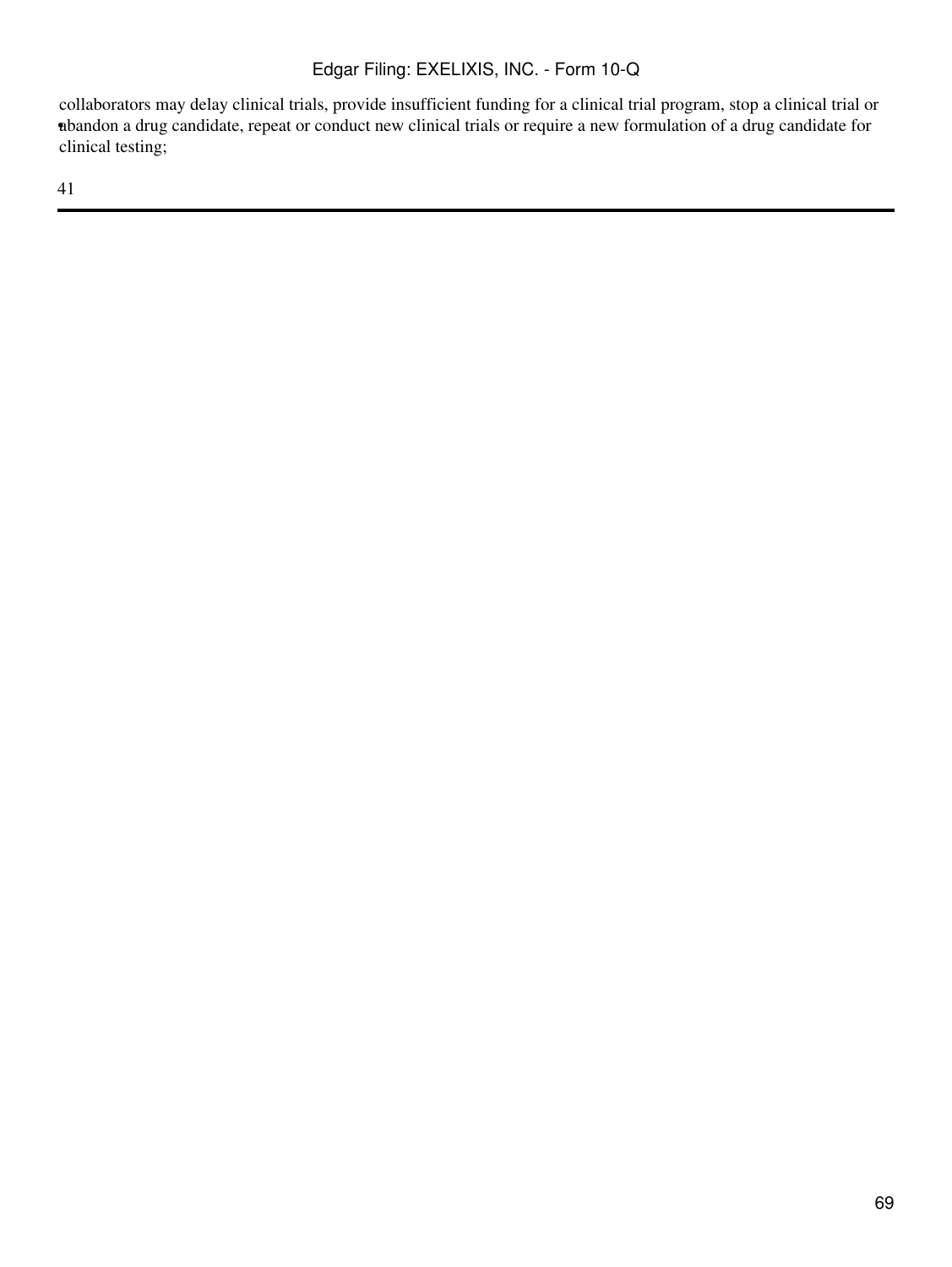- collaborators may delay clinical trials, provide insufficient funding for a clinical trial program, stop a clinical trial or abandon a drug candidate, repeat or conduct new clinical trials or require a new formulation of a drug candidate for clinical testing;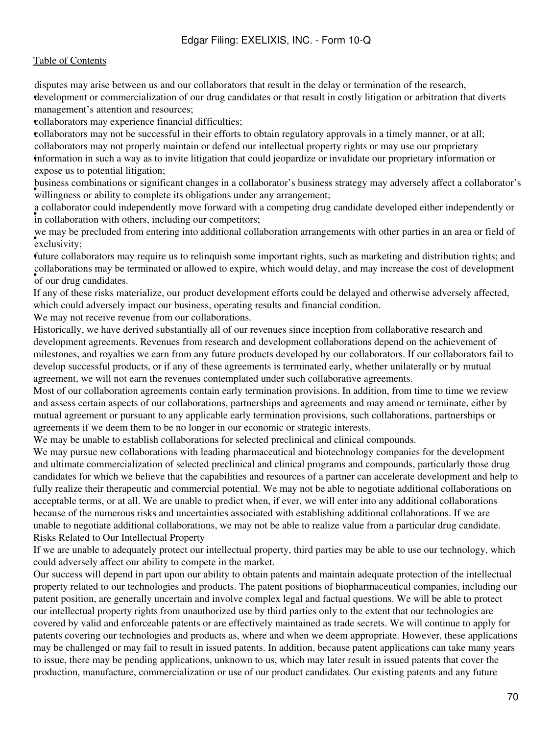- disputes may arise between us and our collaborators that result in the delay or termination of the research, development or commercialization of our drug candidates or that result in costly litigation or arbitration that diverts management's attention and resources;
- collaborators may experience financial difficulties;
- collaborators may not be successful in their efforts to obtain regulatory approvals in a timely manner, or at all;
- collaborators may not properly maintain or defend our intellectual property rights or may use our proprietary information in such a way as to invite litigation that could jeopardize or invalidate our proprietary information or expose us to potential litigation;
- business combinations or significant changes in a collaborator's business strategy may adversely affect a collaborator's willingness or ability to complete its obligations under any arrangement;
- a collaborator could independently move forward with a competing drug candidate developed either independently or in collaboration with others, including our competitors;
- we may be precluded from entering into additional collaboration arrangements with other parties in an area or field of exclusivity;
- future collaborators may require us to relinquish some important rights, such as marketing and distribution rights; and
- collaborations may be terminated or allowed to expire, which would delay, and may increase the cost of development of our drug candidates.

If any of these risks materialize, our product development efforts could be delayed and otherwise adversely affected, which could adversely impact our business, operating results and financial condition.

We may not receive revenue from our collaborations.

Historically, we have derived substantially all of our revenues since inception from collaborative research and development agreements. Revenues from research and development collaborations depend on the achievement of milestones, and royalties we earn from any future products developed by our collaborators. If our collaborators fail to develop successful products, or if any of these agreements is terminated early, whether unilaterally or by mutual agreement, we will not earn the revenues contemplated under such collaborative agreements.

Most of our collaboration agreements contain early termination provisions. In addition, from time to time we review and assess certain aspects of our collaborations, partnerships and agreements and may amend or terminate, either by mutual agreement or pursuant to any applicable early termination provisions, such collaborations, partnerships or agreements if we deem them to be no longer in our economic or strategic interests.

We may be unable to establish collaborations for selected preclinical and clinical compounds.

We may pursue new collaborations with leading pharmaceutical and biotechnology companies for the development and ultimate commercialization of selected preclinical and clinical programs and compounds, particularly those drug candidates for which we believe that the capabilities and resources of a partner can accelerate development and help to fully realize their therapeutic and commercial potential. We may not be able to negotiate additional collaborations on acceptable terms, or at all. We are unable to predict when, if ever, we will enter into any additional collaborations because of the numerous risks and uncertainties associated with establishing additional collaborations. If we are unable to negotiate additional collaborations, we may not be able to realize value from a particular drug candidate.

Risks Related to Our Intellectual Property

If we are unable to adequately protect our intellectual property, third parties may be able to use our technology, which could adversely affect our ability to compete in the market.

Our success will depend in part upon our ability to obtain patents and maintain adequate protection of the intellectual property related to our technologies and products. The patent positions of biopharmaceutical companies, including our patent position, are generally uncertain and involve complex legal and factual questions. We will be able to protect our intellectual property rights from unauthorized use by third parties only to the extent that our technologies are covered by valid and enforceable patents or are effectively maintained as trade secrets. We will continue to apply for patents covering our technologies and products as, where and when we deem appropriate. However, these applications may be challenged or may fail to result in issued patents. In addition, because patent applications can take many years to issue, there may be pending applications, unknown to us, which may later result in issued patents that cover the production, manufacture, commercialization or use of our product candidates. Our existing patents and any future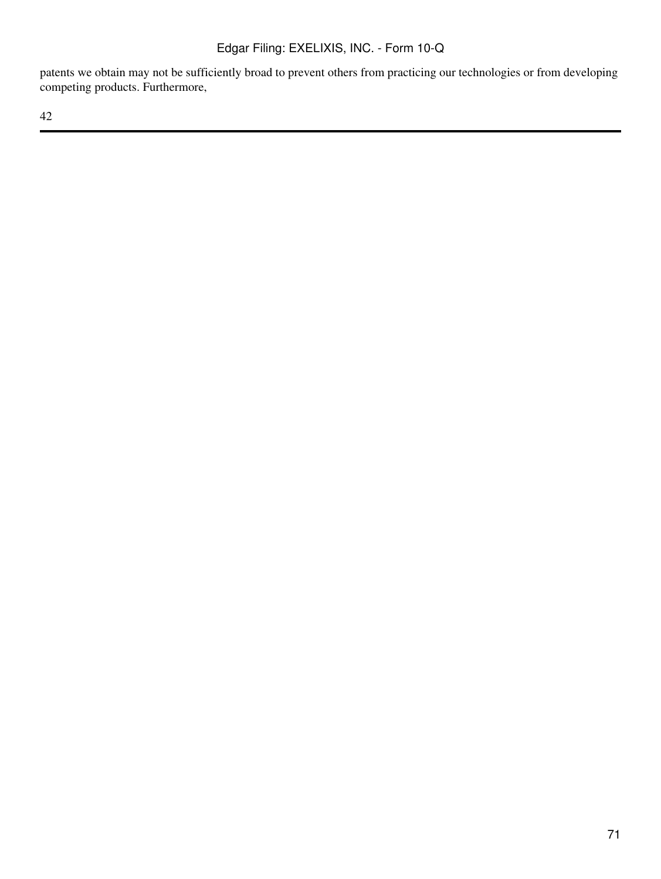patents we obtain may not be sufficiently broad to prevent others from practicing our technologies or from developing competing products. Furthermore,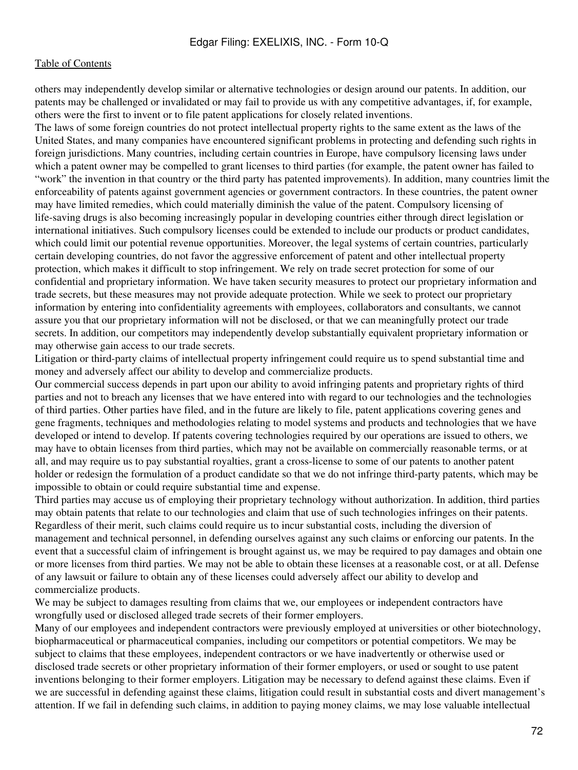others may independently develop similar or alternative technologies or design around our patents. In addition, our patents may be challenged or invalidated or may fail to provide us with any competitive advantages, if, for example, others were the first to invent or to file patent applications for closely related inventions.

The laws of some foreign countries do not protect intellectual property rights to the same extent as the laws of the United States, and many companies have encountered significant problems in protecting and defending such rights in foreign jurisdictions. Many countries, including certain countries in Europe, have compulsory licensing laws under which a patent owner may be compelled to grant licenses to third parties (for example, the patent owner has failed to "work" the invention in that country or the third party has patented improvements). In addition, many countries limit the enforceability of patents against government agencies or government contractors. In these countries, the patent owner may have limited remedies, which could materially diminish the value of the patent. Compulsory licensing of life-saving drugs is also becoming increasingly popular in developing countries either through direct legislation or international initiatives. Such compulsory licenses could be extended to include our products or product candidates, which could limit our potential revenue opportunities. Moreover, the legal systems of certain countries, particularly certain developing countries, do not favor the aggressive enforcement of patent and other intellectual property protection, which makes it difficult to stop infringement. We rely on trade secret protection for some of our confidential and proprietary information. We have taken security measures to protect our proprietary information and trade secrets, but these measures may not provide adequate protection. While we seek to protect our proprietary information by entering into confidentiality agreements with employees, collaborators and consultants, we cannot assure you that our proprietary information will not be disclosed, or that we can meaningfully protect our trade secrets. In addition, our competitors may independently develop substantially equivalent proprietary information or may otherwise gain access to our trade secrets.

Litigation or third-party claims of intellectual property infringement could require us to spend substantial time and money and adversely affect our ability to develop and commercialize products.

Our commercial success depends in part upon our ability to avoid infringing patents and proprietary rights of third parties and not to breach any licenses that we have entered into with regard to our technologies and the technologies of third parties. Other parties have filed, and in the future are likely to file, patent applications covering genes and gene fragments, techniques and methodologies relating to model systems and products and technologies that we have developed or intend to develop. If patents covering technologies required by our operations are issued to others, we may have to obtain licenses from third parties, which may not be available on commercially reasonable terms, or at all, and may require us to pay substantial royalties, grant a cross-license to some of our patents to another patent holder or redesign the formulation of a product candidate so that we do not infringe third-party patents, which may be impossible to obtain or could require substantial time and expense.

Third parties may accuse us of employing their proprietary technology without authorization. In addition, third parties may obtain patents that relate to our technologies and claim that use of such technologies infringes on their patents. Regardless of their merit, such claims could require us to incur substantial costs, including the diversion of management and technical personnel, in defending ourselves against any such claims or enforcing our patents. In the event that a successful claim of infringement is brought against us, we may be required to pay damages and obtain one or more licenses from third parties. We may not be able to obtain these licenses at a reasonable cost, or at all. Defense of any lawsuit or failure to obtain any of these licenses could adversely affect our ability to develop and commercialize products.

We may be subject to damages resulting from claims that we, our employees or independent contractors have wrongfully used or disclosed alleged trade secrets of their former employers.

Many of our employees and independent contractors were previously employed at universities or other biotechnology, biopharmaceutical or pharmaceutical companies, including our competitors or potential competitors. We may be subject to claims that these employees, independent contractors or we have inadvertently or otherwise used or disclosed trade secrets or other proprietary information of their former employers, or used or sought to use patent inventions belonging to their former employers. Litigation may be necessary to defend against these claims. Even if we are successful in defending against these claims, litigation could result in substantial costs and divert management's attention. If we fail in defending such claims, in addition to paying money claims, we may lose valuable intellectual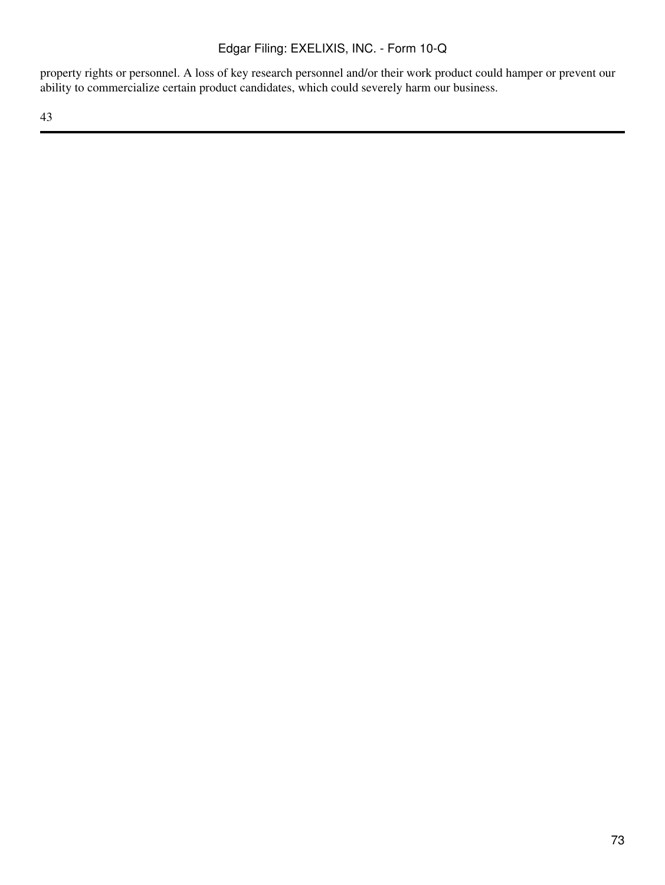property rights or personnel. A loss of key research personnel and/or their work product could hamper or prevent our ability to commercialize certain product candidates, which could severely harm our business.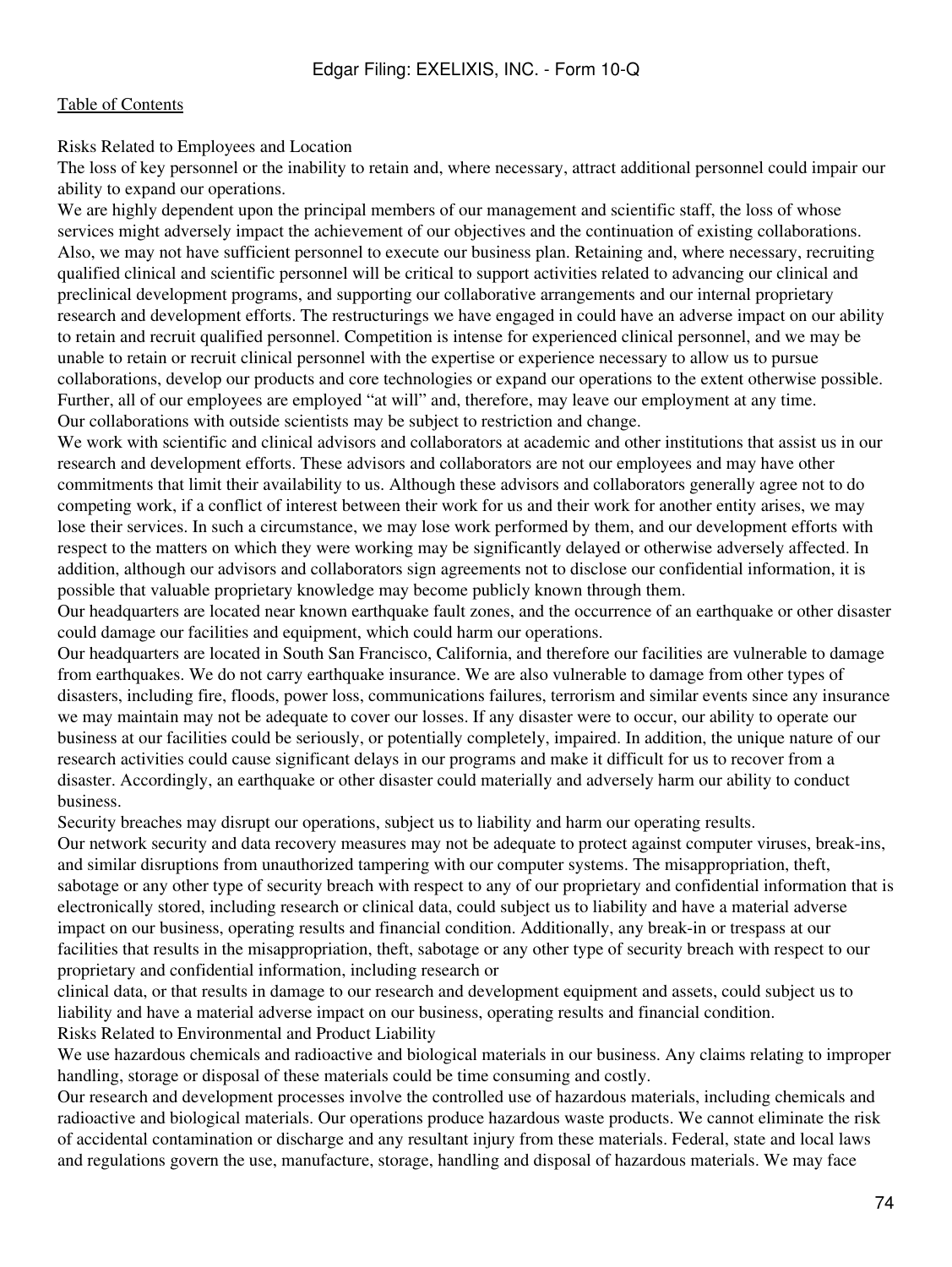### Risks Related to Employees and Location

**The loss of key personnel or the inability to retain and, where necessary, attract additional personnel could impair our ability to expand our operations.**

We are highly dependent upon the principal members of our management and scientific staff, the loss of whose services might adversely impact the achievement of our objectives and the continuation of existing collaborations. Also, we may not have sufficient personnel to execute our business plan. Retaining and, where necessary, recruiting qualified clinical and scientific personnel will be critical to support activities related to advancing our clinical and preclinical development programs, and supporting our collaborative arrangements and our internal proprietary research and development efforts. The restructurings we have engaged in could have an adverse impact on our ability to retain and recruit qualified personnel. Competition is intense for experienced clinical personnel, and we may be unable to retain or recruit clinical personnel with the expertise or experience necessary to allow us to pursue collaborations, develop our products and core technologies or expand our operations to the extent otherwise possible. Further, all of our employees are employed "at will" and, therefore, may leave our employment at any time.

**Our collaborations with outside scientists may be subject to restriction and change.**

We work with scientific and clinical advisors and collaborators at academic and other institutions that assist us in our research and development efforts. These advisors and collaborators are not our employees and may have other commitments that limit their availability to us. Although these advisors and collaborators generally agree not to do competing work, if a conflict of interest between their work for us and their work for another entity arises, we may lose their services. In such a circumstance, we may lose work performed by them, and our development efforts with respect to the matters on which they were working may be significantly delayed or otherwise adversely affected. In addition, although our advisors and collaborators sign agreements not to disclose our confidential information, it is possible that valuable proprietary knowledge may become publicly known through them.

**Our headquarters are located near known earthquake fault zones, and the occurrence of an earthquake or other disaster could damage our facilities and equipment, which could harm our operations.**

Our headquarters are located in South San Francisco, California, and therefore our facilities are vulnerable to damage from earthquakes. We do not carry earthquake insurance. We are also vulnerable to damage from other types of disasters, including fire, floods, power loss, communications failures, terrorism and similar events since any insurance we may maintain may not be adequate to cover our losses. If any disaster were to occur, our ability to operate our business at our facilities could be seriously, or potentially completely, impaired. In addition, the unique nature of our research activities could cause significant delays in our programs and make it difficult for us to recover from a disaster. Accordingly, an earthquake or other disaster could materially and adversely harm our ability to conduct business.

**Security breaches may disrupt our operations, subject us to liability and harm our operating results.**

Our network security and data recovery measures may not be adequate to protect against computer viruses, break-ins, and similar disruptions from unauthorized tampering with our computer systems. The misappropriation, theft, sabotage or any other type of security breach with respect to any of our proprietary and confidential information that is electronically stored, including research or clinical data, could subject us to liability and have a material adverse impact on our business, operating results and financial condition. Additionally, any break-in or trespass at our facilities that results in the misappropriation, theft, sabotage or any other type of security breach with respect to our proprietary and confidential information, including research or clinical data, or that results in damage to our research and development equipment and assets, could subject us to liability and have a material adverse impact on our business, operating results and financial condition.

### Risks Related to Environmental and Product Liability

**We use hazardous chemicals and radioactive and biological materials in our business. Any claims relating to improper handling, storage or disposal of these materials could be time consuming and costly.**

Our research and development processes involve the controlled use of hazardous materials, including chemicals and radioactive and biological materials. Our operations produce hazardous waste products. We cannot eliminate the risk of accidental contamination or discharge and any resultant injury from these materials. Federal, state and local laws and regulations govern the use, manufacture, storage, handling and disposal of hazardous materials. We may face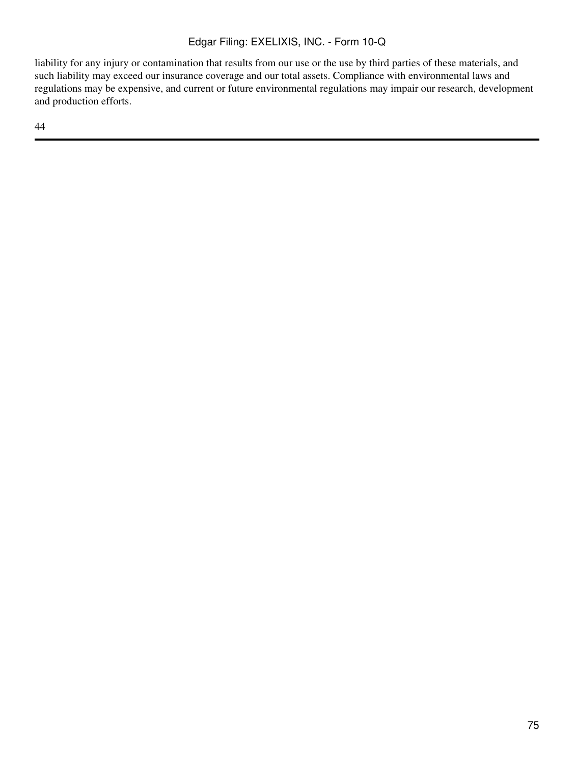liability for any injury or contamination that results from our use or the use by third parties of these materials, and such liability may exceed our insurance coverage and our total assets. Compliance with environmental laws and regulations may be expensive, and current or future environmental regulations may impair our research, development and production efforts.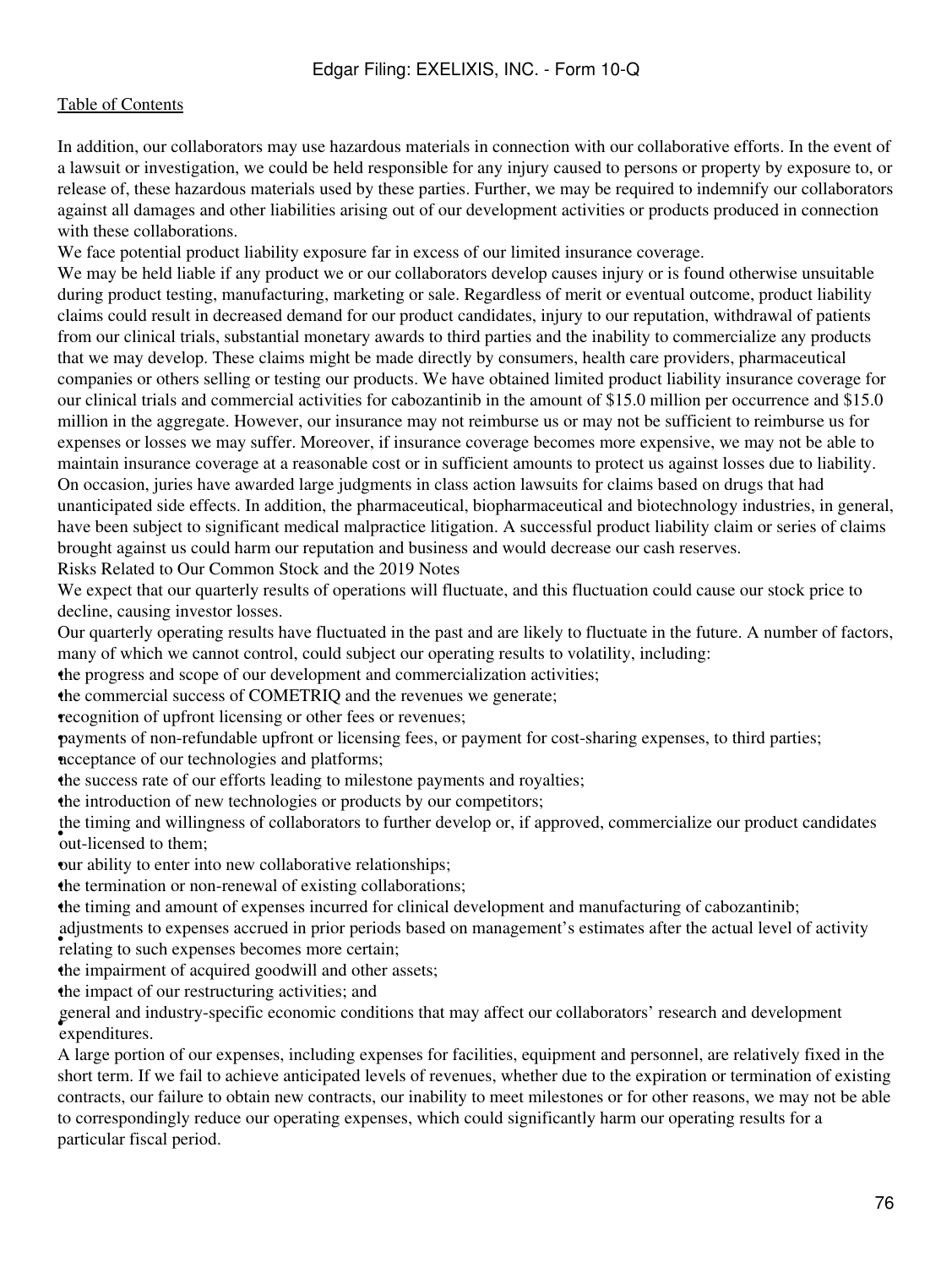In addition, our collaborators may use hazardous materials in connection with our collaborative efforts. In the event of a lawsuit or investigation, we could be held responsible for any injury caused to persons or property by exposure to, or release of, these hazardous materials used by these parties. Further, we may be required to indemnify our collaborators against all damages and other liabilities arising out of our development activities or products produced in connection with these collaborations.

We face potential product liability exposure far in excess of our limited insurance coverage.

We may be held liable if any product we or our collaborators develop causes injury or is found otherwise unsuitable during product testing, manufacturing, marketing or sale. Regardless of merit or eventual outcome, product liability claims could result in decreased demand for our product candidates, injury to our reputation, withdrawal of patients from our clinical trials, substantial monetary awards to third parties and the inability to commercialize any products that we may develop. These claims might be made directly by consumers, health care providers, pharmaceutical companies or others selling or testing our products. We have obtained limited product liability insurance coverage for our clinical trials and commercial activities for cabozantinib in the amount of $15.0 million per occurrence and $15.0 million in the aggregate. However, our insurance may not reimburse us or may not be sufficient to reimburse us for expenses or losses we may suffer. Moreover, if insurance coverage becomes more expensive, we may not be able to maintain insurance coverage at a reasonable cost or in sufficient amounts to protect us against losses due to liability. On occasion, juries have awarded large judgments in class action lawsuits for claims based on drugs that had unanticipated side effects. In addition, the pharmaceutical, biopharmaceutical and biotechnology industries, in general, have been subject to significant medical malpractice litigation. A successful product liability claim or series of claims brought against us could harm our reputation and business and would decrease our cash reserves.

Risks Related to Our Common Stock and the 2019 Notes

We expect that our quarterly results of operations will fluctuate, and this fluctuation could cause our stock price to decline, causing investor losses.

Our quarterly operating results have fluctuated in the past and are likely to fluctuate in the future. A number of factors, many of which we cannot control, could subject our operating results to volatility, including:

- the progress and scope of our development and commercialization activities;
- the commercial success of COMETRIQ and the revenues we generate;
- recognition of upfront licensing or other fees or revenues;
- payments of non-refundable upfront or licensing fees, or payment for cost-sharing expenses, to third parties;
- acceptance of our technologies and platforms;
- the success rate of our efforts leading to milestone payments and royalties;
- the introduction of new technologies or products by our competitors;
- the timing and willingness of collaborators to further develop or, if approved, commercialize our product candidates out-licensed to them;
- our ability to enter into new collaborative relationships;
- the termination or non-renewal of existing collaborations;
- the timing and amount of expenses incurred for clinical development and manufacturing of cabozantinib;
- adjustments to expenses accrued in prior periods based on management's estimates after the actual level of activity relating to such expenses becomes more certain;
- the impairment of acquired goodwill and other assets;
- the impact of our restructuring activities; and
- general and industry-specific economic conditions that may affect our collaborators' research and development expenditures.

A large portion of our expenses, including expenses for facilities, equipment and personnel, are relatively fixed in the short term. If we fail to achieve anticipated levels of revenues, whether due to the expiration or termination of existing contracts, our failure to obtain new contracts, our inability to meet milestones or for other reasons, we may not be able to correspondingly reduce our operating expenses, which could significantly harm our operating results for a particular fiscal period.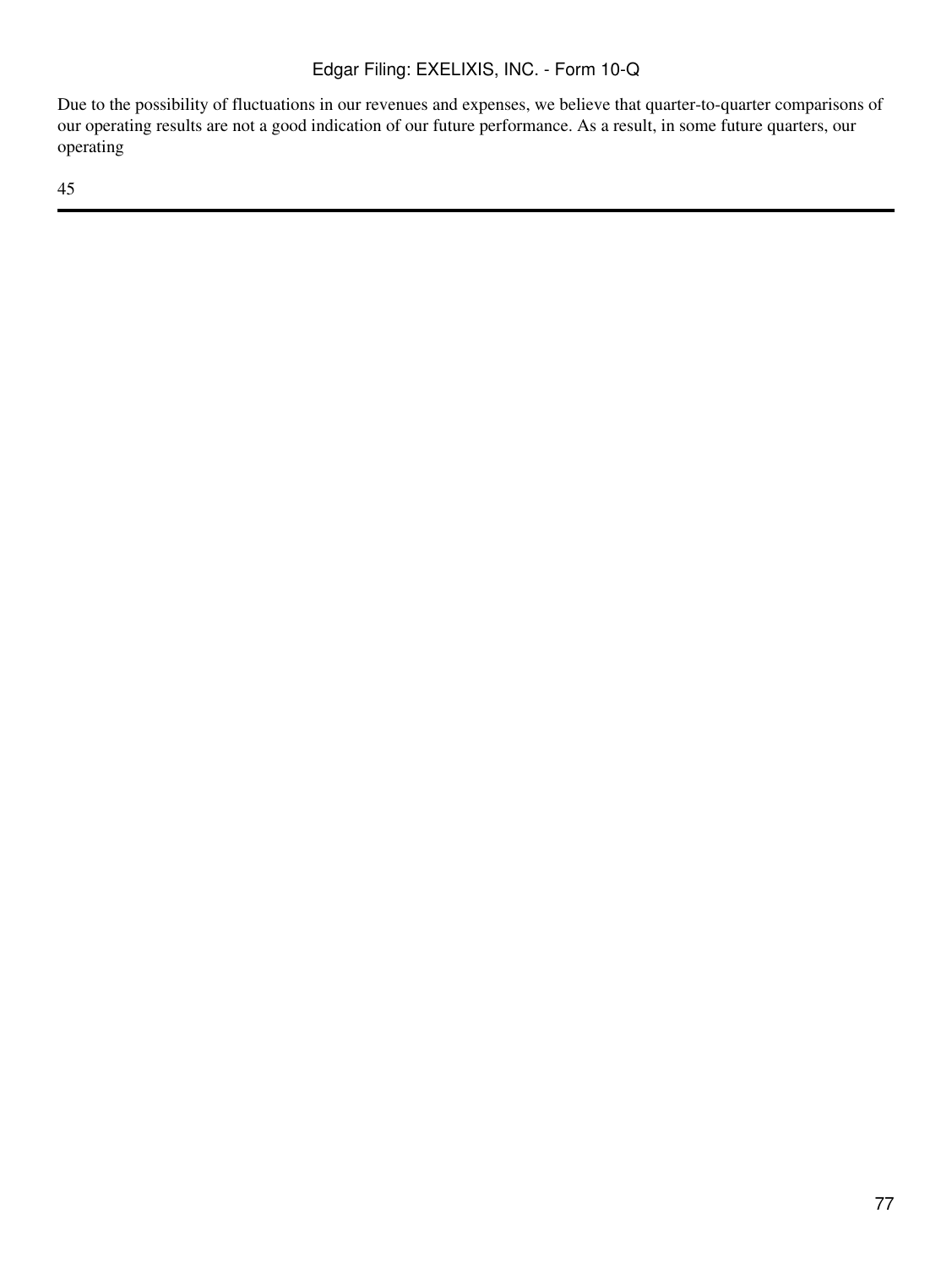Due to the possibility of fluctuations in our revenues and expenses, we believe that quarter-to-quarter comparisons of our operating results are not a good indication of our future performance. As a result, in some future quarters, our operating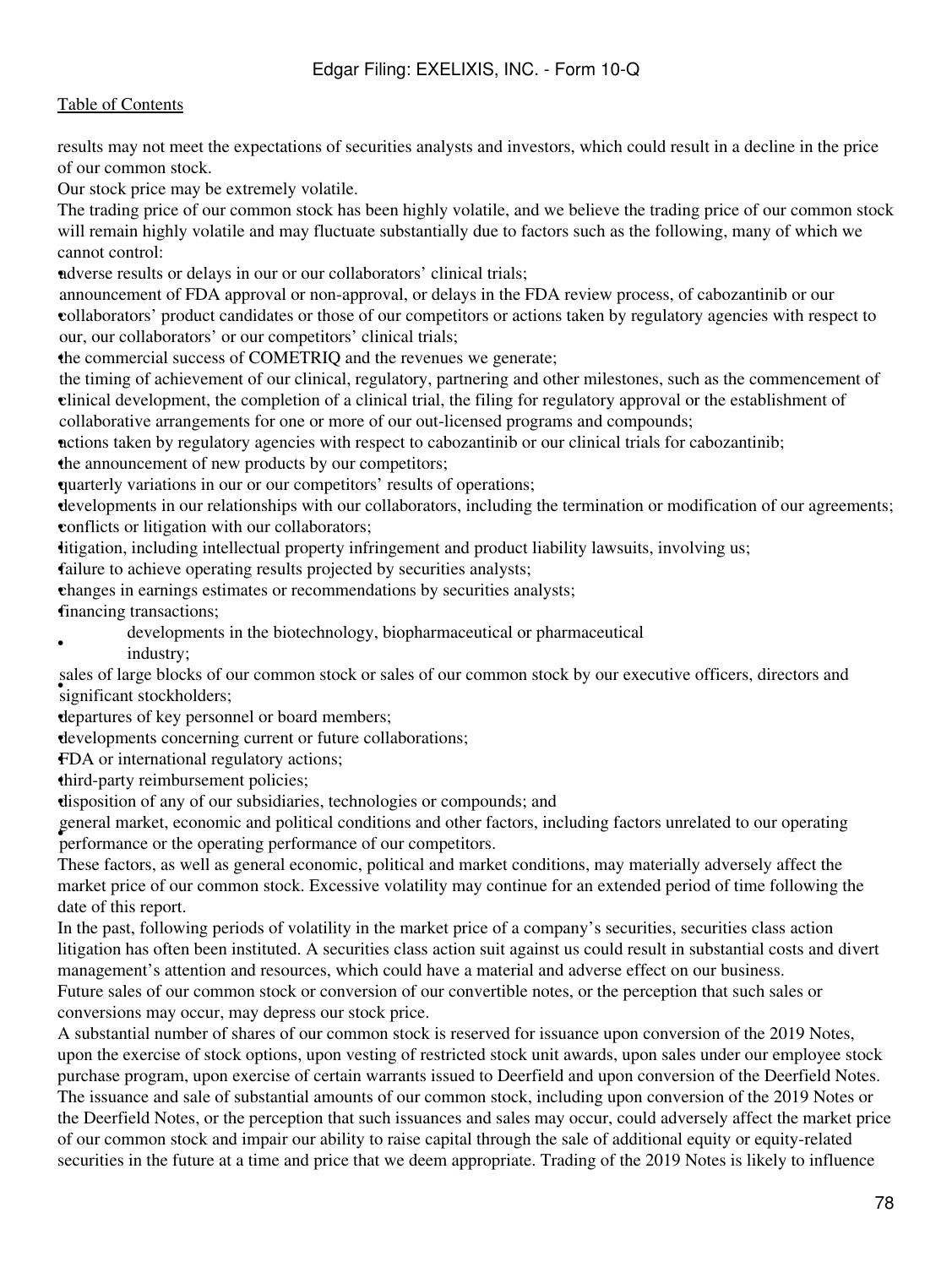results may not meet the expectations of securities analysts and investors, which could result in a decline in the price of our common stock.

Our stock price may be extremely volatile.

The trading price of our common stock has been highly volatile, and we believe the trading price of our common stock will remain highly volatile and may fluctuate substantially due to factors such as the following, many of which we cannot control:

- adverse results or delays in our or our collaborators' clinical trials;
- announcement of FDA approval or non-approval, or delays in the FDA review process, of cabozantinib or our collaborators' product candidates or those of our competitors or actions taken by regulatory agencies with respect to our, our collaborators' or our competitors' clinical trials;
- the commercial success of COMETRIQ and the revenues we generate;
- the timing of achievement of our clinical, regulatory, partnering and other milestones, such as the commencement of clinical development, the completion of a clinical trial, the filing for regulatory approval or the establishment of collaborative arrangements for one or more of our out-licensed programs and compounds;
- actions taken by regulatory agencies with respect to cabozantinib or our clinical trials for cabozantinib;
- the announcement of new products by our competitors;
- quarterly variations in our or our competitors' results of operations;
- developments in our relationships with our collaborators, including the termination or modification of our agreements;
- conflicts or litigation with our collaborators;
- litigation, including intellectual property infringement and product liability lawsuits, involving us;
- failure to achieve operating results projected by securities analysts;
- changes in earnings estimates or recommendations by securities analysts;
- financing transactions;
- developments in the biotechnology, biopharmaceutical or pharmaceutical industry;
- sales of large blocks of our common stock or sales of our common stock by our executive officers, directors and significant stockholders;
- departures of key personnel or board members;
- developments concerning current or future collaborations;
- FDA or international regulatory actions;
- third-party reimbursement policies;
- disposition of any of our subsidiaries, technologies or compounds; and
- general market, economic and political conditions and other factors, including factors unrelated to our operating performance or the operating performance of our competitors.

These factors, as well as general economic, political and market conditions, may materially adversely affect the market price of our common stock. Excessive volatility may continue for an extended period of time following the date of this report.

In the past, following periods of volatility in the market price of a company's securities, securities class action litigation has often been instituted. A securities class action suit against us could result in substantial costs and divert management's attention and resources, which could have a material and adverse effect on our business.

Future sales of our common stock or conversion of our convertible notes, or the perception that such sales or conversions may occur, may depress our stock price.

A substantial number of shares of our common stock is reserved for issuance upon conversion of the 2019 Notes, upon the exercise of stock options, upon vesting of restricted stock unit awards, upon sales under our employee stock purchase program, upon exercise of certain warrants issued to Deerfield and upon conversion of the Deerfield Notes. The issuance and sale of substantial amounts of our common stock, including upon conversion of the 2019 Notes or the Deerfield Notes, or the perception that such issuances and sales may occur, could adversely affect the market price of our common stock and impair our ability to raise capital through the sale of additional equity or equity-related securities in the future at a time and price that we deem appropriate. Trading of the 2019 Notes is likely to influence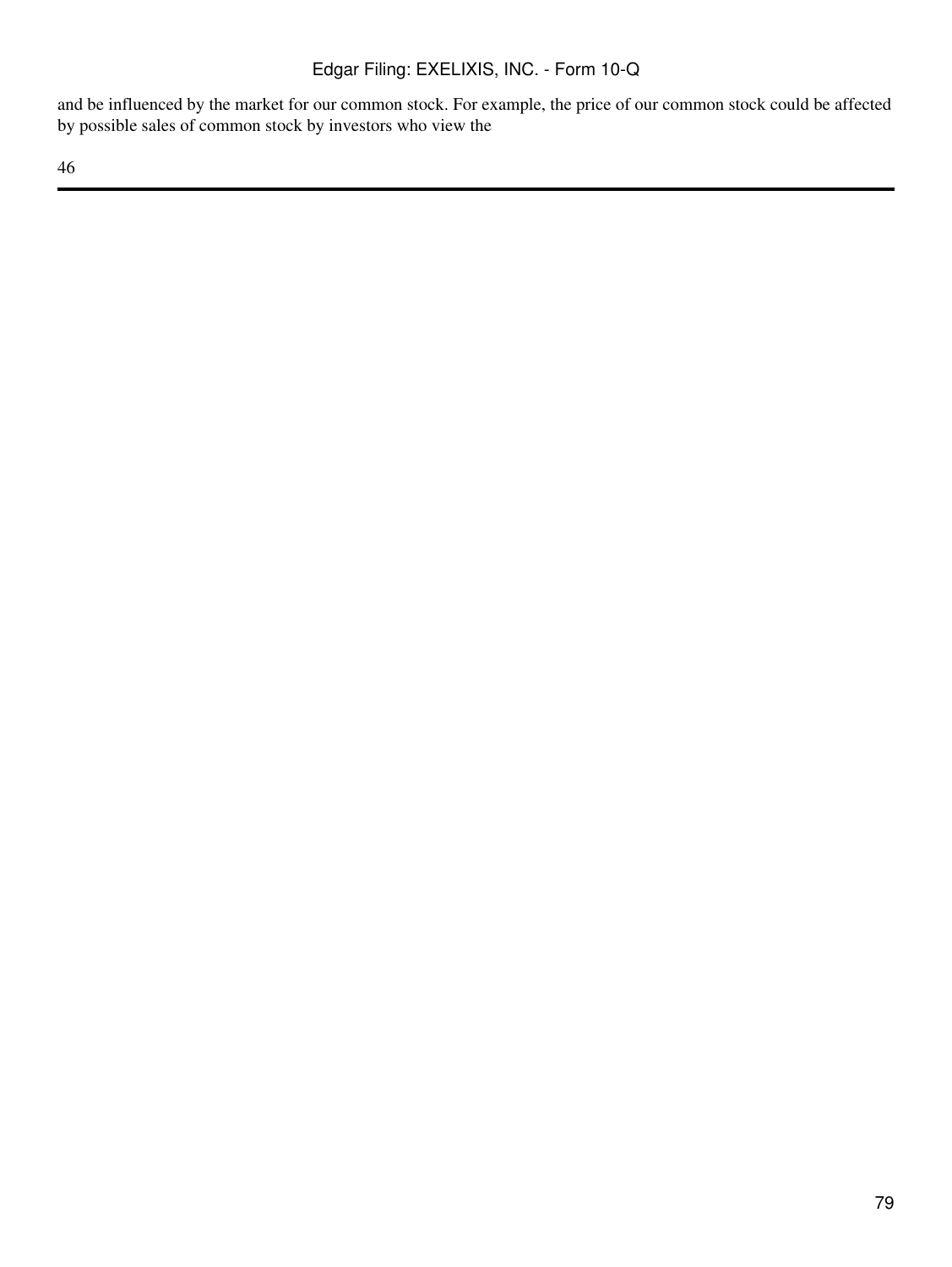and be influenced by the market for our common stock. For example, the price of our common stock could be affected by possible sales of common stock by investors who view the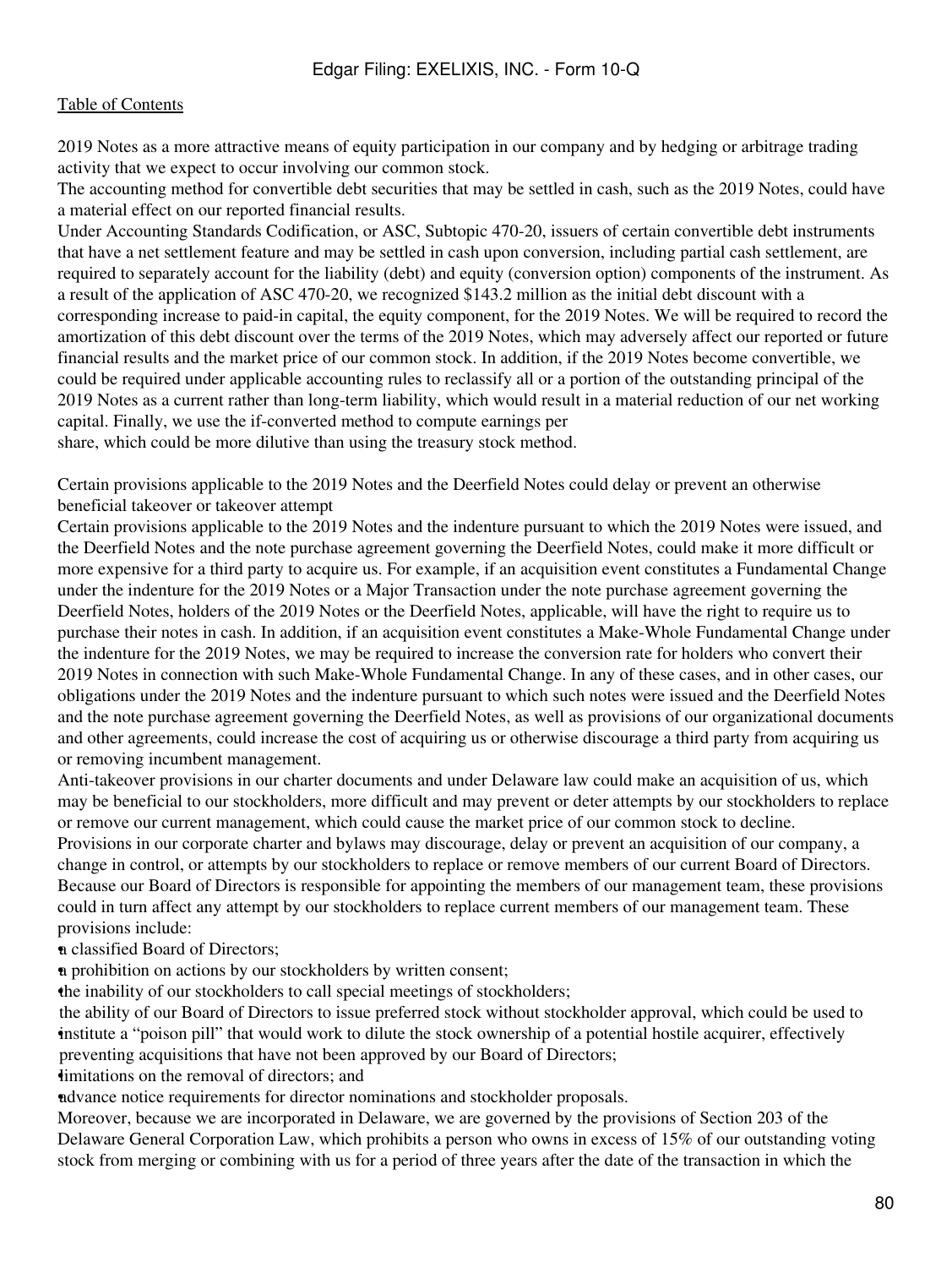2019 Notes as a more attractive means of equity participation in our company and by hedging or arbitrage trading activity that we expect to occur involving our common stock.

The accounting method for convertible debt securities that may be settled in cash, such as the 2019 Notes, could have a material effect on our reported financial results.

Under Accounting Standards Codification, or ASC, Subtopic 470-20, issuers of certain convertible debt instruments that have a net settlement feature and may be settled in cash upon conversion, including partial cash settlement, are required to separately account for the liability (debt) and equity (conversion option) components of the instrument. As a result of the application of ASC 470-20, we recognized $143.2 million as the initial debt discount with a corresponding increase to paid-in capital, the equity component, for the 2019 Notes. We will be required to record the amortization of this debt discount over the terms of the 2019 Notes, which may adversely affect our reported or future financial results and the market price of our common stock. In addition, if the 2019 Notes become convertible, we could be required under applicable accounting rules to reclassify all or a portion of the outstanding principal of the 2019 Notes as a current rather than long-term liability, which would result in a material reduction of our net working capital. Finally, we use the if-converted method to compute earnings per share, which could be more dilutive than using the treasury stock method.

Certain provisions applicable to the 2019 Notes and the Deerfield Notes could delay or prevent an otherwise beneficial takeover or takeover attempt

Certain provisions applicable to the 2019 Notes and the indenture pursuant to which the 2019 Notes were issued, and the Deerfield Notes and the note purchase agreement governing the Deerfield Notes, could make it more difficult or more expensive for a third party to acquire us. For example, if an acquisition event constitutes a Fundamental Change under the indenture for the 2019 Notes or a Major Transaction under the note purchase agreement governing the Deerfield Notes, holders of the 2019 Notes or the Deerfield Notes, applicable, will have the right to require us to purchase their notes in cash. In addition, if an acquisition event constitutes a Make-Whole Fundamental Change under the indenture for the 2019 Notes, we may be required to increase the conversion rate for holders who convert their 2019 Notes in connection with such Make-Whole Fundamental Change. In any of these cases, and in other cases, our obligations under the 2019 Notes and the indenture pursuant to which such notes were issued and the Deerfield Notes and the note purchase agreement governing the Deerfield Notes, as well as provisions of our organizational documents and other agreements, could increase the cost of acquiring us or otherwise discourage a third party from acquiring us or removing incumbent management.

Anti-takeover provisions in our charter documents and under Delaware law could make an acquisition of us, which may be beneficial to our stockholders, more difficult and may prevent or deter attempts by our stockholders to replace or remove our current management, which could cause the market price of our common stock to decline.

Provisions in our corporate charter and bylaws may discourage, delay or prevent an acquisition of our company, a change in control, or attempts by our stockholders to replace or remove members of our current Board of Directors. Because our Board of Directors is responsible for appointing the members of our management team, these provisions could in turn affect any attempt by our stockholders to replace current members of our management team. These provisions include:

- a classified Board of Directors;
- a prohibition on actions by our stockholders by written consent;
- the inability of our stockholders to call special meetings of stockholders;
- the ability of our Board of Directors to issue preferred stock without stockholder approval, which could be used to institute a "poison pill" that would work to dilute the stock ownership of a potential hostile acquirer, effectively preventing acquisitions that have not been approved by our Board of Directors;
- limitations on the removal of directors; and
- advance notice requirements for director nominations and stockholder proposals.

Moreover, because we are incorporated in Delaware, we are governed by the provisions of Section 203 of the Delaware General Corporation Law, which prohibits a person who owns in excess of 15% of our outstanding voting stock from merging or combining with us for a period of three years after the date of the transaction in which the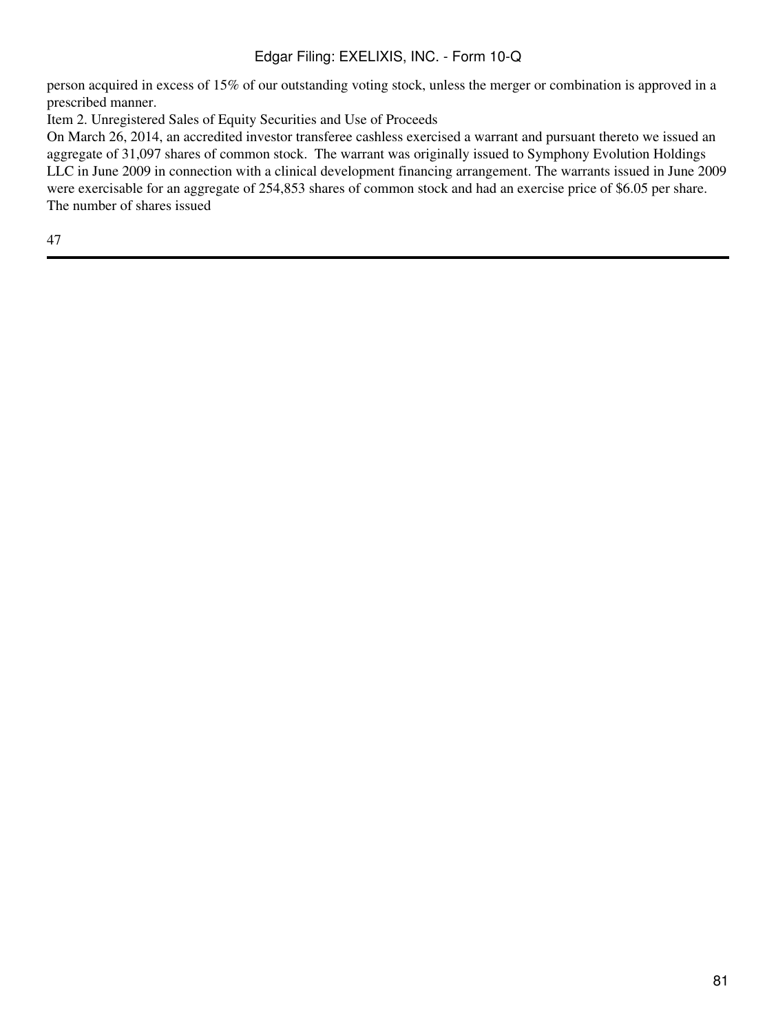person acquired in excess of 15% of our outstanding voting stock, unless the merger or combination is approved in a prescribed manner.

## Item 2. Unregistered Sales of Equity Securities and Use of Proceeds

On March 26, 2014, an accredited investor transferee cashless exercised a warrant and pursuant thereto we issued an aggregate of 31,097 shares of common stock. The warrant was originally issued to Symphony Evolution Holdings LLC in June 2009 in connection with a clinical development financing arrangement. The warrants issued in June 2009 were exercisable for an aggregate of 254,853 shares of common stock and had an exercise price of $6.05 per share. The number of shares issued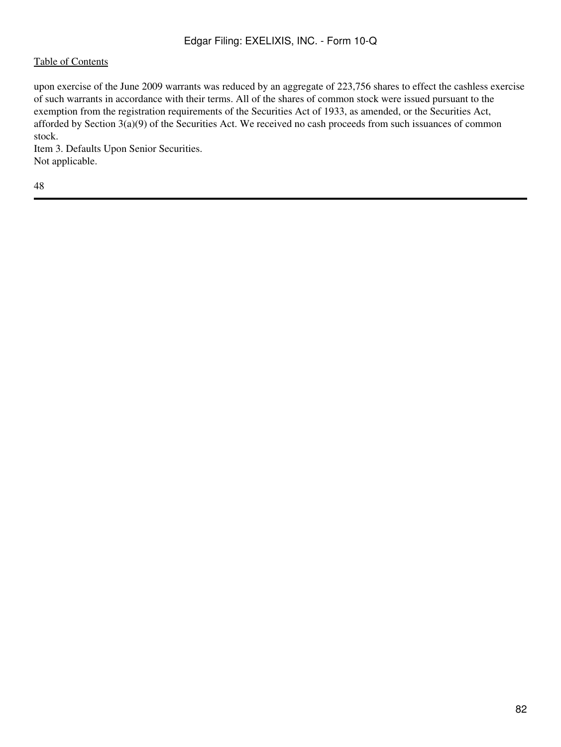upon exercise of the June 2009 warrants was reduced by an aggregate of 223,756 shares to effect the cashless exercise of such warrants in accordance with their terms. All of the shares of common stock were issued pursuant to the exemption from the registration requirements of the Securities Act of 1933, as amended, or the Securities Act, afforded by Section 3(a)(9) of the Securities Act. We received no cash proceeds from such issuances of common stock.

Item 3. Defaults Upon Senior Securities.

Not applicable.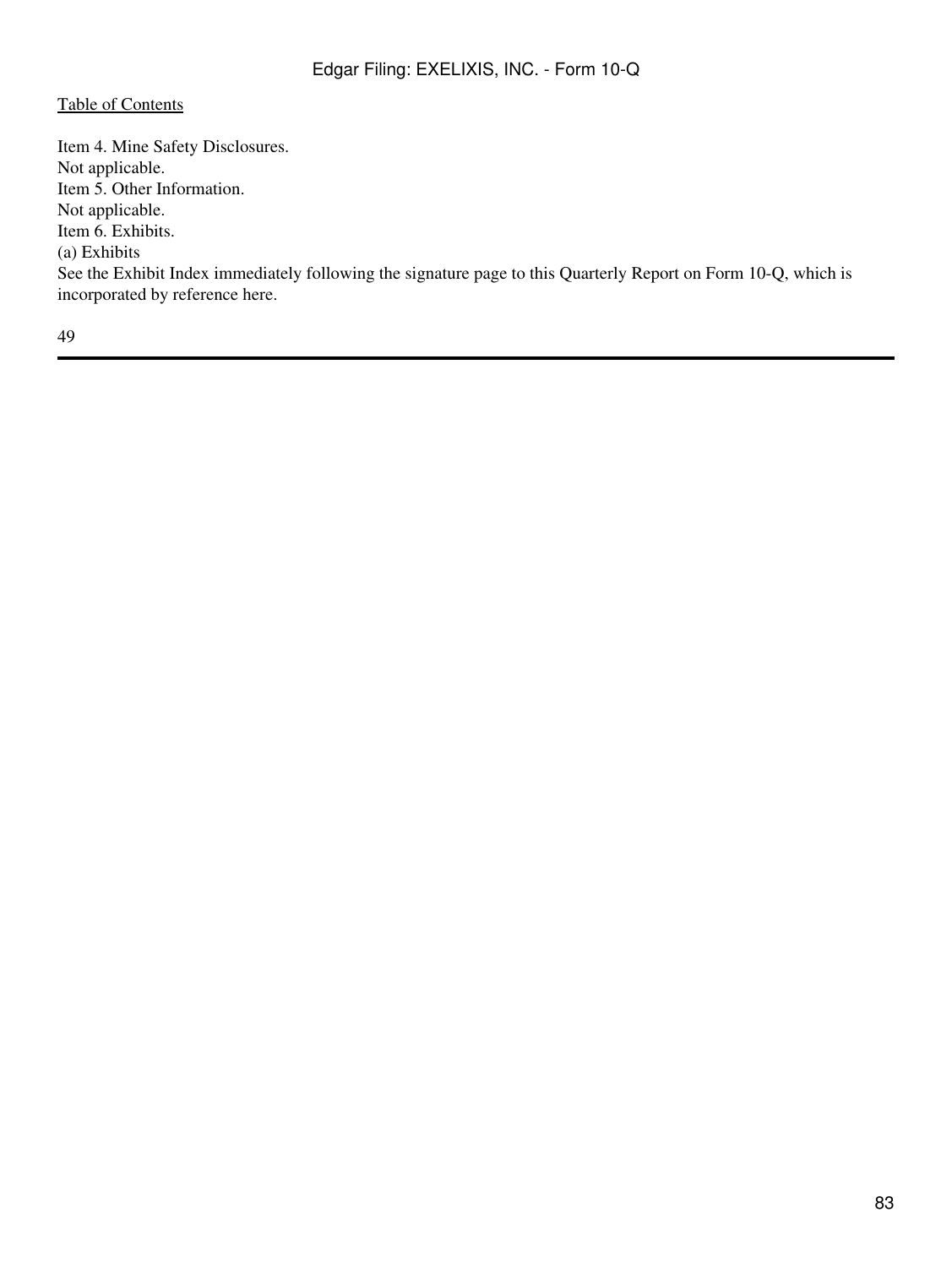Item 4. Mine Safety Disclosures.

Not applicable.

Item 5. Other Information.

Not applicable.

Item 6. Exhibits.

(a) Exhibits

See the Exhibit Index immediately following the signature page to this Quarterly Report on Form 10-Q, which is incorporated by reference here.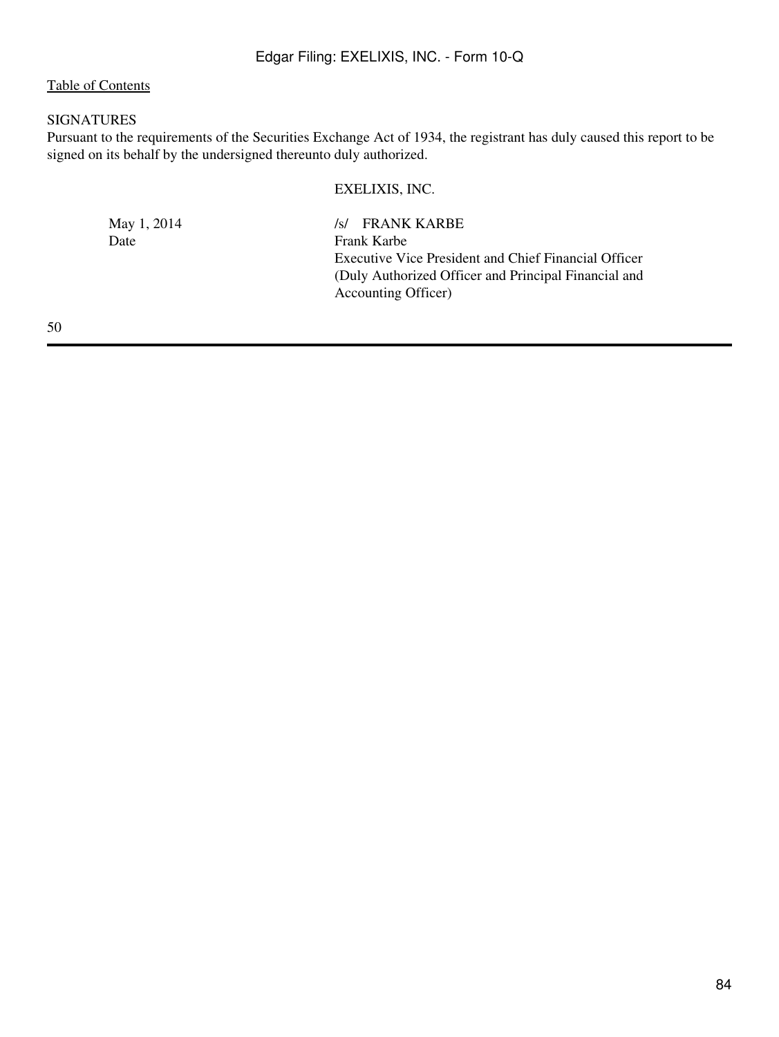[Table of Contents](#)

## SIGNATURES

Pursuant to the requirements of the Securities Exchange Act of 1934, the registrant has duly caused this report to be signed on its behalf by the undersigned thereunto duly authorized.

|  | EXELIXIS, INC. |
|---|---|
| May 1, 2014 | /s/ FRANK KARBE |
| Date | Frank Karbe |
|  | Executive Vice President and Chief Financial Officer |
|  | (Duly Authorized Officer and Principal Financial and Accounting Officer) |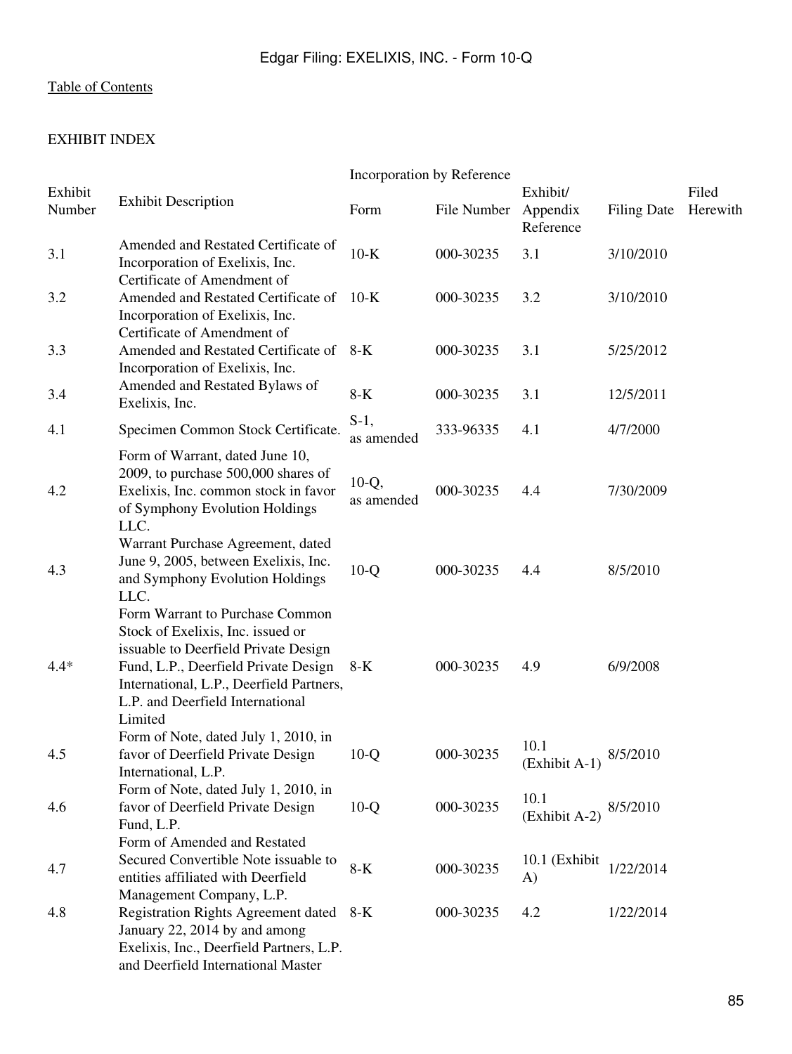[Table of Contents](#)

EXHIBIT INDEX

| Exhibit Number | Exhibit Description | Incorporation by Reference | | | | Filed Herewith |
|---|---|---|---|---|---|---|
| | | Form | File Number | Exhibit/ Appendix Reference | Filing Date | |
| 3.1 | Amended and Restated Certificate of Incorporation of Exelixis, Inc. | 10-K | 000-30235 | 3.1 | 3/10/2010 | |
| 3.2 | Certificate of Amendment of Amended and Restated Certificate of Incorporation of Exelixis, Inc. | 10-K | 000-30235 | 3.2 | 3/10/2010 | |
| 3.3 | Certificate of Amendment of Amended and Restated Certificate of Incorporation of Exelixis, Inc. | 8-K | 000-30235 | 3.1 | 5/25/2012 | |
| 3.4 | Amended and Restated Bylaws of Exelixis, Inc. | 8-K | 000-30235 | 3.1 | 12/5/2011 | |
| 4.1 | Specimen Common Stock Certificate. | S-1, as amended | 333-96335 | 4.1 | 4/7/2000 | |
| 4.2 | Form of Warrant, dated June 10, 2009, to purchase 500,000 shares of Exelixis, Inc. common stock in favor of Symphony Evolution Holdings LLC. | 10-Q, as amended | 000-30235 | 4.4 | 7/30/2009 | |
| 4.3 | Warrant Purchase Agreement, dated June 9, 2005, between Exelixis, Inc. and Symphony Evolution Holdings LLC. | 10-Q | 000-30235 | 4.4 | 8/5/2010 | |
| 4.4* | Form Warrant to Purchase Common Stock of Exelixis, Inc. issued or issuable to Deerfield Private Design Fund, L.P., Deerfield Private Design International, L.P., Deerfield Partners, L.P. and Deerfield International Limited | 8-K | 000-30235 | 4.9 | 6/9/2008 | |
| 4.5 | Form of Note, dated July 1, 2010, in favor of Deerfield Private Design International, L.P. | 10-Q | 000-30235 | 10.1 (Exhibit A-1) | 8/5/2010 | |
| 4.6 | Form of Note, dated July 1, 2010, in favor of Deerfield Private Design Fund, L.P. | 10-Q | 000-30235 | 10.1 (Exhibit A-2) | 8/5/2010 | |
| 4.7 | Form of Amended and Restated Secured Convertible Note issuable to entities affiliated with Deerfield Management Company, L.P. | 8-K | 000-30235 | 10.1 (Exhibit A) | 1/22/2014 | |
| 4.8 | Registration Rights Agreement dated January 22, 2014 by and among Exelixis, Inc., Deerfield Partners, L.P. and Deerfield International Master | 8-K | 000-30235 | 4.2 | 1/22/2014 | |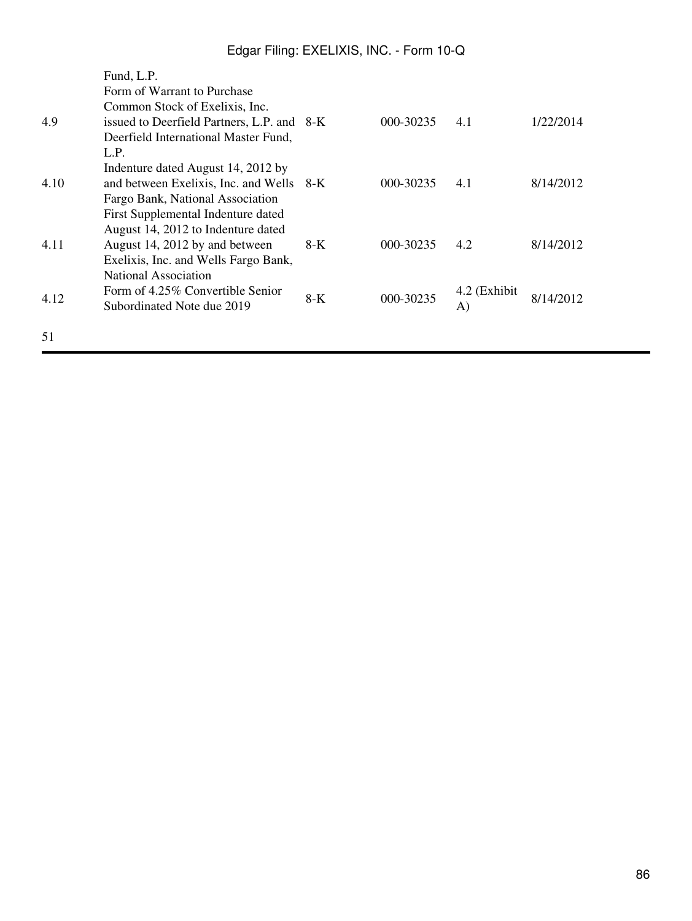| | | | | | |
|---|---|---|---|---|---|
| | Fund, L.P. | | | | |
| 4.9 | Form of Warrant to Purchase Common Stock of Exelixis, Inc. issued to Deerfield Partners, L.P. and Deerfield International Master Fund, L.P. | 8-K | 000-30235 | 4.1 | 1/22/2014 |
| 4.10 | Indenture dated August 14, 2012 by and between Exelixis, Inc. and Wells Fargo Bank, National Association | 8-K | 000-30235 | 4.1 | 8/14/2012 |
| 4.11 | First Supplemental Indenture dated August 14, 2012 to Indenture dated August 14, 2012 by and between Exelixis, Inc. and Wells Fargo Bank, National Association | 8-K | 000-30235 | 4.2 | 8/14/2012 |
| 4.12 | Form of 4.25% Convertible Senior Subordinated Note due 2019 | 8-K | 000-30235 | 4.2 (Exhibit A) | 8/14/2012 |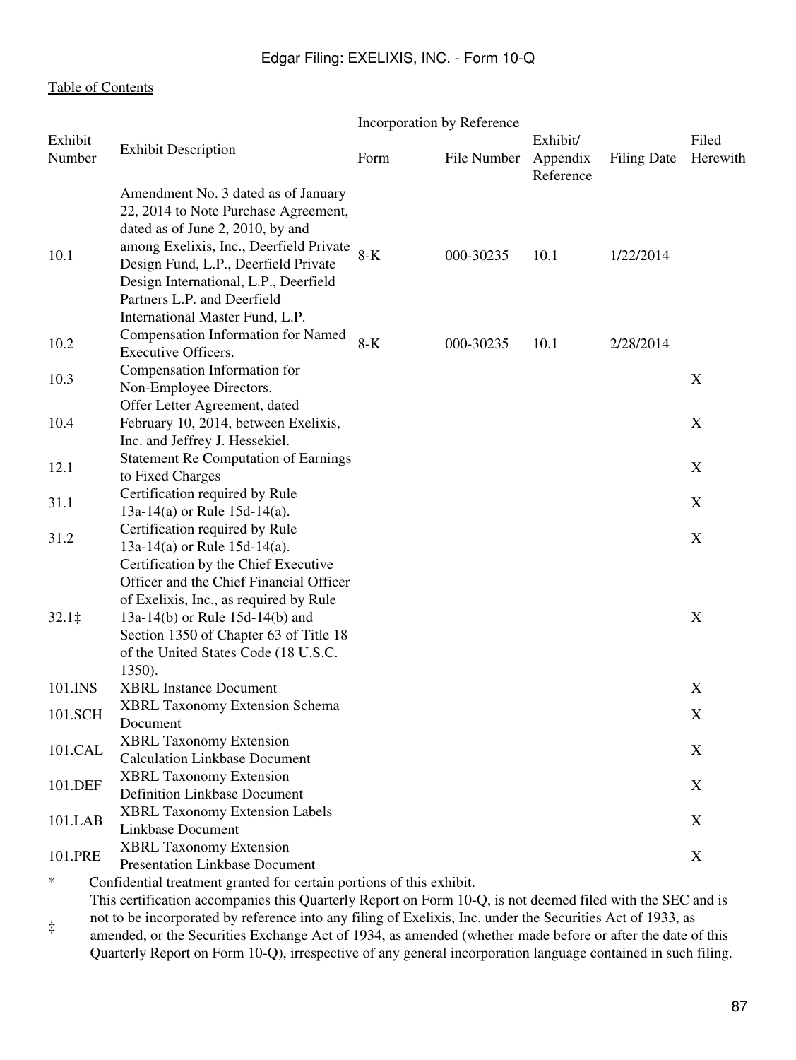[Table of Contents](#)

| Exhibit Number | Exhibit Description | Incorporation by Reference | | | | Filed Herewith |
|---|---|---|---|---|---|---|
| | | Form | File Number | Exhibit/ Appendix Reference | Filing Date | |
| 10.1 | Amendment No. 3 dated as of January 22, 2014 to Note Purchase Agreement, dated as of June 2, 2010, by and among Exelixis, Inc., Deerfield Private Design Fund, L.P., Deerfield Private Design International, L.P., Deerfield Partners L.P. and Deerfield International Master Fund, L.P. | 8-K | 000-30235 | 10.1 | 1/22/2014 | |
| 10.2 | Compensation Information for Named Executive Officers. | 8-K | 000-30235 | 10.1 | 2/28/2014 | |
| 10.3 | Compensation Information for Non-Employee Directors. | | | | | X |
| 10.4 | Offer Letter Agreement, dated February 10, 2014, between Exelixis, Inc. and Jeffrey J. Hessekiel. | | | | | X |
| 12.1 | Statement Re Computation of Earnings to Fixed Charges | | | | | X |
| 31.1 | Certification required by Rule 13a-14(a) or Rule 15d-14(a). | | | | | X |
| 31.2 | Certification required by Rule 13a-14(a) or Rule 15d-14(a). | | | | | X |
| 32.1‡ | Certification by the Chief Executive Officer and the Chief Financial Officer of Exelixis, Inc., as required by Rule 13a-14(b) or Rule 15d-14(b) and Section 1350 of Chapter 63 of Title 18 of the United States Code (18 U.S.C. 1350). | | | | | X |
| 101.INS | XBRL Instance Document | | | | | X |
| 101.SCH | XBRL Taxonomy Extension Schema Document | | | | | X |
| 101.CAL | XBRL Taxonomy Extension Calculation Linkbase Document | | | | | X |
| 101.DEF | XBRL Taxonomy Extension Definition Linkbase Document | | | | | X |
| 101.LAB | XBRL Taxonomy Extension Labels Linkbase Document | | | | | X |
| 101.PRE | XBRL Taxonomy Extension Presentation Linkbase Document | | | | | X |

\* Confidential treatment granted for certain portions of this exhibit.

‡ This certification accompanies this Quarterly Report on Form 10-Q, is not deemed filed with the SEC and is not to be incorporated by reference into any filing of Exelixis, Inc. under the Securities Act of 1933, as amended, or the Securities Exchange Act of 1934, as amended (whether made before or after the date of this Quarterly Report on Form 10-Q), irrespective of any general incorporation language contained in such filing.